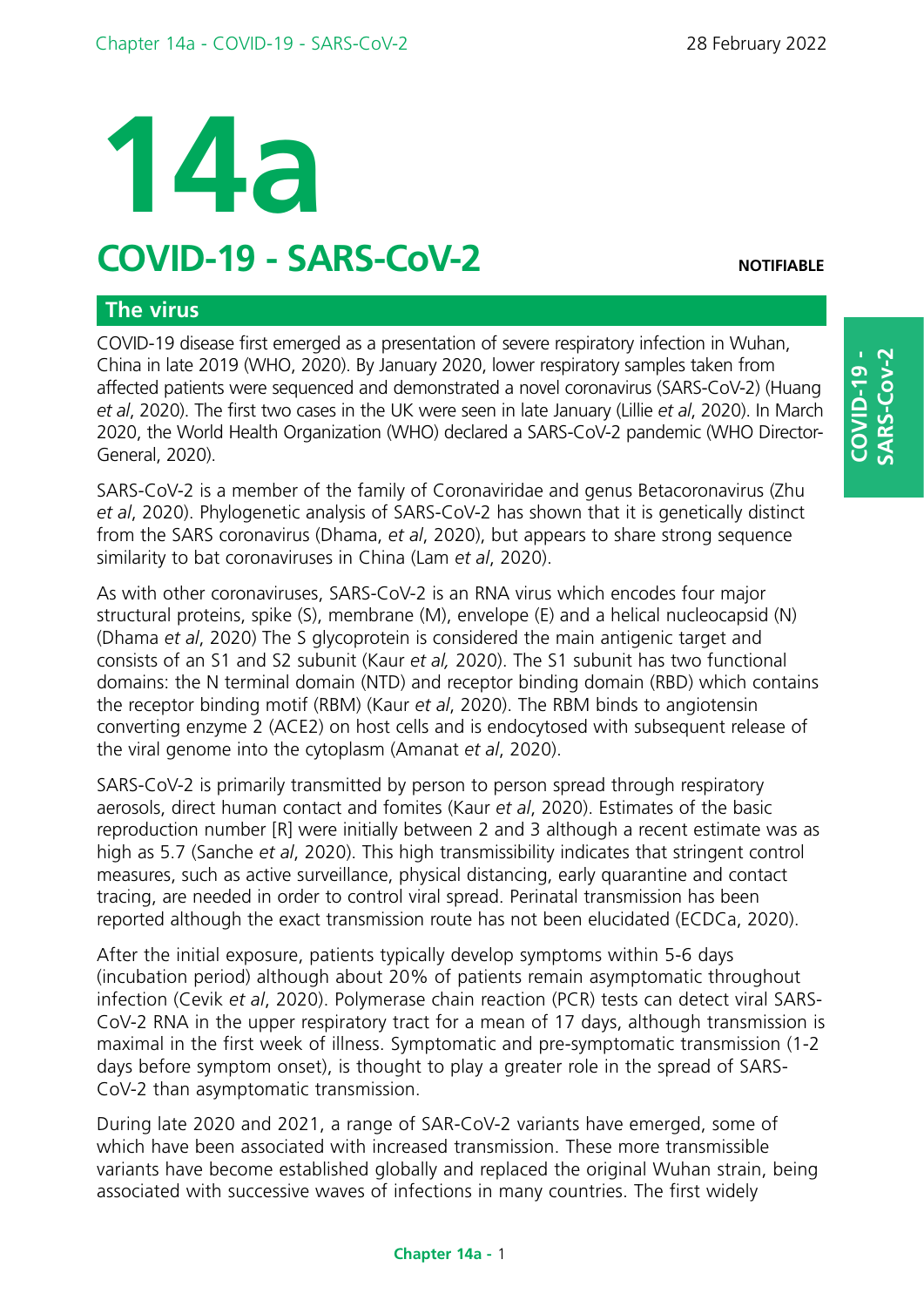# 14a

# COVID-19 - SARS-CoV-2

**NOTIFIABLE**

## The virus

COVID-19 disease first emerged as a presentation of severe respiratory infection in Wuhan, China in late 2019 (WHO, 2020). By January 2020, lower respiratory samples taken from affected patients were sequenced and demonstrated a novel coronavirus (SARS-CoV-2) (Huang *et al*, 2020). The first two cases in the UK were seen in late January (Lillie *et al*, 2020). In March 2020, the World Health Organization (WHO) declared a SARS-CoV-2 pandemic (WHO Director-General, 2020).

SARS-CoV-2 is a member of the family of Coronaviridae and genus Betacoronavirus (Zhu *et al*, 2020). Phylogenetic analysis of SARS-CoV-2 has shown that it is genetically distinct from the SARS coronavirus (Dhama, *et al*, 2020), but appears to share strong sequence similarity to bat coronaviruses in China (Lam *et al*, 2020).

As with other coronaviruses, SARS-CoV-2 is an RNA virus which encodes four major structural proteins, spike (S), membrane (M), envelope (E) and a helical nucleocapsid (N) (Dhama *et al*, 2020) The S glycoprotein is considered the main antigenic target and consists of an S1 and S2 subunit (Kaur *et al,* 2020). The S1 subunit has two functional domains: the N terminal domain (NTD) and receptor binding domain (RBD) which contains the receptor binding motif (RBM) (Kaur *et al*, 2020). The RBM binds to angiotensin converting enzyme 2 (ACE2) on host cells and is endocytosed with subsequent release of the viral genome into the cytoplasm (Amanat *et al*, 2020).

SARS-CoV-2 is primarily transmitted by person to person spread through respiratory aerosols, direct human contact and fomites (Kaur *et al*, 2020). Estimates of the basic reproduction number [R] were initially between 2 and 3 although a recent estimate was as high as 5.7 (Sanche *et al*, 2020). This high transmissibility indicates that stringent control measures, such as active surveillance, physical distancing, early quarantine and contact tracing, are needed in order to control viral spread. Perinatal transmission has been reported although the exact transmission route has not been elucidated (ECDCa, 2020).

After the initial exposure, patients typically develop symptoms within 5-6 days (incubation period) although about 20% of patients remain asymptomatic throughout infection (Cevik *et al*, 2020). Polymerase chain reaction (PCR) tests can detect viral SARS-CoV-2 RNA in the upper respiratory tract for a mean of 17 days, although transmission is maximal in the first week of illness. Symptomatic and pre-symptomatic transmission (1-2 days before symptom onset), is thought to play a greater role in the spread of SARS-CoV-2 than asymptomatic transmission.

During late 2020 and 2021, a range of SAR-CoV-2 variants have emerged, some of which have been associated with increased transmission. These more transmissible variants have become established globally and replaced the original Wuhan strain, being associated with successive waves of infections in many countries. The first widely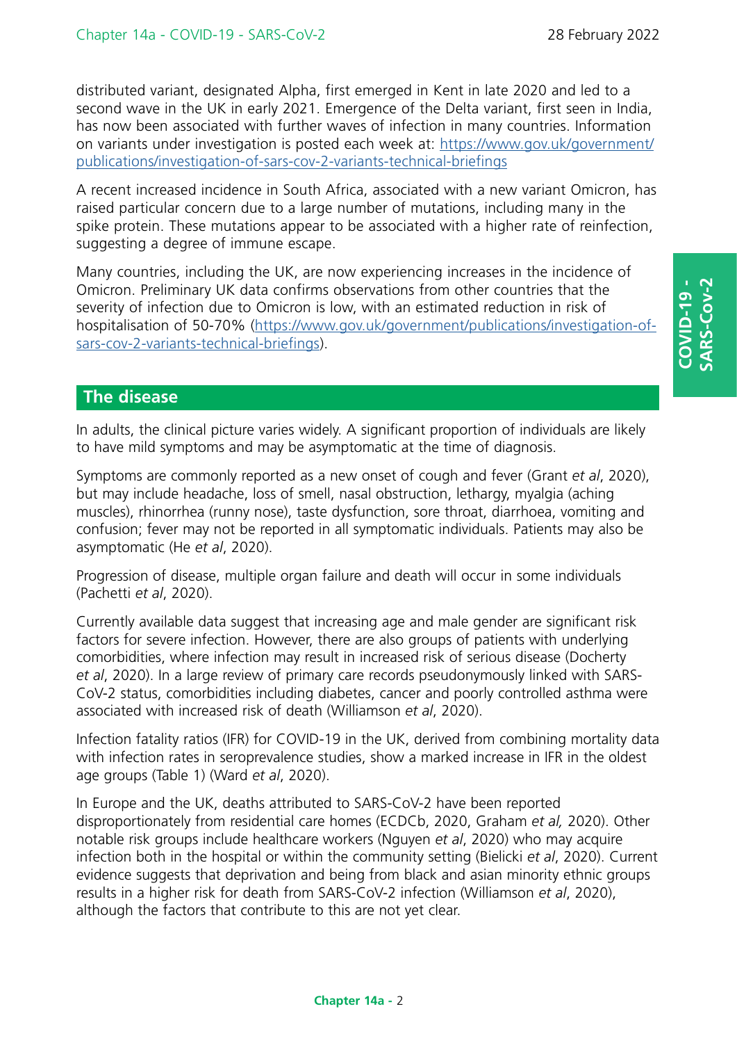distributed variant, designated Alpha, first emerged in Kent in late 2020 and led to a second wave in the UK in early 2021. Emergence of the Delta variant, first seen in India, has now been associated with further waves of infection in many countries. Information on variants under investigation is posted each week at: [https://www.gov.uk/government/publications/investigation-of-sars-cov-2-variants-technical-briefings](https://www.gov.uk/government/publications/investigation-of-sars-cov-2-variants-technical-briefings)

A recent increased incidence in South Africa, associated with a new variant Omicron, has raised particular concern due to a large number of mutations, including many in the spike protein. These mutations appear to be associated with a higher rate of reinfection, suggesting a degree of immune escape.

Many countries, including the UK, are now experiencing increases in the incidence of Omicron. Preliminary UK data confirms observations from other countries that the severity of infection due to Omicron is low, with an estimated reduction in risk of hospitalisation of 50-70% ([https://www.gov.uk/government/publications/investigation-of-sars-cov-2-variants-technical-briefings](https://www.gov.uk/government/publications/investigation-of-sars-cov-2-variants-technical-briefings)).

## The disease

In adults, the clinical picture varies widely. A significant proportion of individuals are likely to have mild symptoms and may be asymptomatic at the time of diagnosis.

Symptoms are commonly reported as a new onset of cough and fever (Grant *et al*, 2020), but may include headache, loss of smell, nasal obstruction, lethargy, myalgia (aching muscles), rhinorrhea (runny nose), taste dysfunction, sore throat, diarrhoea, vomiting and confusion; fever may not be reported in all symptomatic individuals. Patients may also be asymptomatic (He *et al*, 2020).

Progression of disease, multiple organ failure and death will occur in some individuals (Pachetti *et al*, 2020).

Currently available data suggest that increasing age and male gender are significant risk factors for severe infection. However, there are also groups of patients with underlying comorbidities, where infection may result in increased risk of serious disease (Docherty *et al*, 2020). In a large review of primary care records pseudonymously linked with SARS-CoV-2 status, comorbidities including diabetes, cancer and poorly controlled asthma were associated with increased risk of death (Williamson *et al*, 2020).

Infection fatality ratios (IFR) for COVID-19 in the UK, derived from combining mortality data with infection rates in seroprevalence studies, show a marked increase in IFR in the oldest age groups (Table 1) (Ward *et al*, 2020).

In Europe and the UK, deaths attributed to SARS-CoV-2 have been reported disproportionately from residential care homes (ECDCb, 2020, Graham *et al,* 2020). Other notable risk groups include healthcare workers (Nguyen *et al*, 2020) who may acquire infection both in the hospital or within the community setting (Bielicki *et al*, 2020). Current evidence suggests that deprivation and being from black and asian minority ethnic groups results in a higher risk for death from SARS-CoV-2 infection (Williamson *et al*, 2020), although the factors that contribute to this are not yet clear.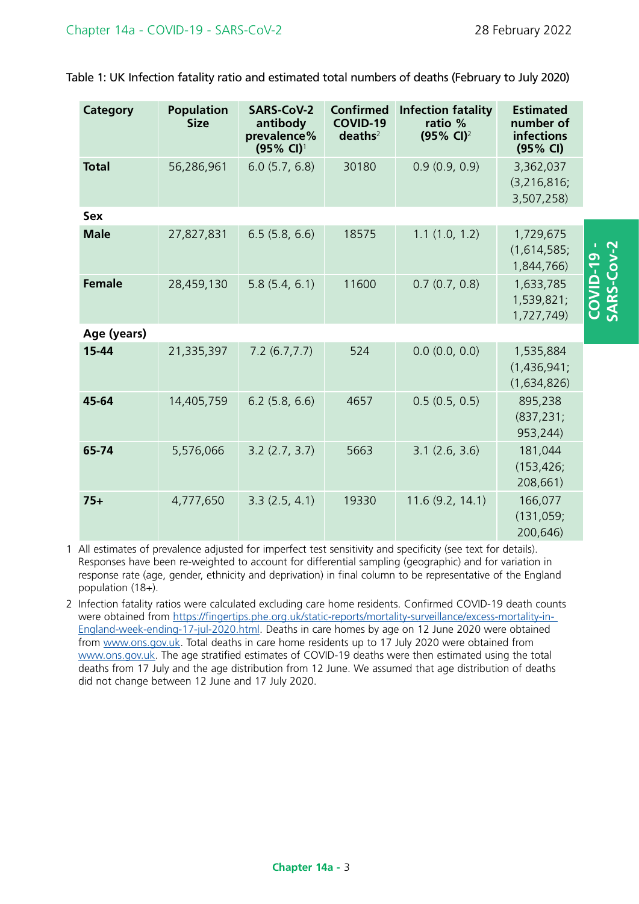Table 1: UK Infection fatality ratio and estimated total numbers of deaths (February to July 2020)

| Category | Population Size | SARS-CoV-2 antibody prevalence% (95% CI)[1] | Confirmed COVID-19 deaths[2] | Infection fatality ratio % (95% CI)[2] | Estimated number of infections (95% CI) |
|---|---|---|---|---|---|
| **Total** | 56,286,961 | 6.0 (5.7, 6.8) | 30180 | 0.9 (0.9, 0.9) | 3,362,037 (3,216,816; 3,507,258) |
| **Sex** | | | | | |
| **Male** | 27,827,831 | 6.5 (5.8, 6.6) | 18575 | 1.1 (1.0, 1.2) | 1,729,675 (1,614,585; 1,844,766) |
| **Female** | 28,459,130 | 5.8 (5.4, 6.1) | 11600 | 0.7 (0.7, 0.8) | 1,633,785 1,539,821; 1,727,749) |
| **Age (years)** | | | | | |
| **15-44** | 21,335,397 | 7.2 (6.7,7.7) | 524 | 0.0 (0.0, 0.0) | 1,535,884 (1,436,941; (1,634,826) |
| **45-64** | 14,405,759 | 6.2 (5.8, 6.6) | 4657 | 0.5 (0.5, 0.5) | 895,238 (837,231; 953,244) |
| **65-74** | 5,576,066 | 3.2 (2.7, 3.7) | 5663 | 3.1 (2.6, 3.6) | 181,044 (153,426; 208,661) |
| **75+** | 4,777,650 | 3.3 (2.5, 4.1) | 19330 | 11.6 (9.2, 14.1) | 166,077 (131,059; 200,646) |

1 All estimates of prevalence adjusted for imperfect test sensitivity and specificity (see text for details). Responses have been re-weighted to account for differential sampling (geographic) and for variation in response rate (age, gender, ethnicity and deprivation) in final column to be representative of the England population (18+).

2 Infection fatality ratios were calculated excluding care home residents. Confirmed COVID-19 death counts were obtained from https://fingertips.phe.org.uk/static-reports/mortality-surveillance/excess-mortality-in-England-week-ending-17-jul-2020.html. Deaths in care homes by age on 12 June 2020 were obtained from www.ons.gov.uk. Total deaths in care home residents up to 17 July 2020 were obtained from www.ons.gov.uk. The age stratified estimates of COVID-19 deaths were then estimated using the total deaths from 17 July and the age distribution from 12 June. We assumed that age distribution of deaths did not change between 12 June and 17 July 2020.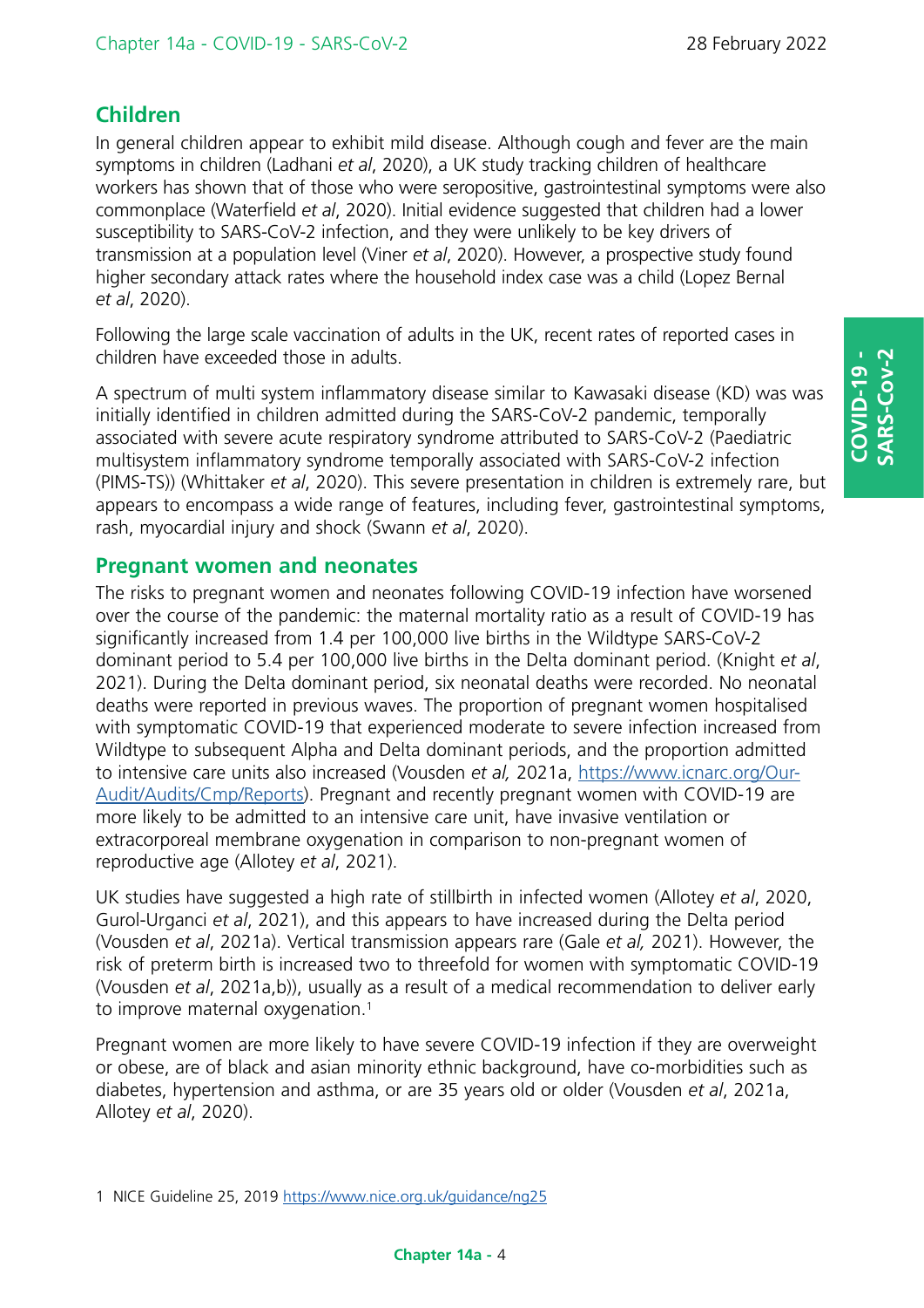## Children

In general children appear to exhibit mild disease. Although cough and fever are the main symptoms in children (Ladhani *et al*, 2020), a UK study tracking children of healthcare workers has shown that of those who were seropositive, gastrointestinal symptoms were also commonplace (Waterfield *et al*, 2020). Initial evidence suggested that children had a lower susceptibility to SARS-CoV-2 infection, and they were unlikely to be key drivers of transmission at a population level (Viner *et al*, 2020). However, a prospective study found higher secondary attack rates where the household index case was a child (Lopez Bernal *et al*, 2020).

Following the large scale vaccination of adults in the UK, recent rates of reported cases in children have exceeded those in adults.

A spectrum of multi system inflammatory disease similar to Kawasaki disease (KD) was was initially identified in children admitted during the SARS-CoV-2 pandemic, temporally associated with severe acute respiratory syndrome attributed to SARS-CoV-2 (Paediatric multisystem inflammatory syndrome temporally associated with SARS-CoV-2 infection (PIMS-TS)) (Whittaker *et al*, 2020). This severe presentation in children is extremely rare, but appears to encompass a wide range of features, including fever, gastrointestinal symptoms, rash, myocardial injury and shock (Swann *et al*, 2020).

## Pregnant women and neonates

The risks to pregnant women and neonates following COVID-19 infection have worsened over the course of the pandemic: the maternal mortality ratio as a result of COVID-19 has significantly increased from 1.4 per 100,000 live births in the Wildtype SARS-CoV-2 dominant period to 5.4 per 100,000 live births in the Delta dominant period. (Knight *et al*, 2021). During the Delta dominant period, six neonatal deaths were recorded. No neonatal deaths were reported in previous waves. The proportion of pregnant women hospitalised with symptomatic COVID-19 that experienced moderate to severe infection increased from Wildtype to subsequent Alpha and Delta dominant periods, and the proportion admitted to intensive care units also increased (Vousden *et al,* 2021a, https://www.icnarc.org/Our-Audit/Audits/Cmp/Reports). Pregnant and recently pregnant women with COVID-19 are more likely to be admitted to an intensive care unit, have invasive ventilation or extracorporeal membrane oxygenation in comparison to non-pregnant women of reproductive age (Allotey *et al*, 2021).

UK studies have suggested a high rate of stillbirth in infected women (Allotey *et al*, 2020, Gurol-Urganci *et al*, 2021), and this appears to have increased during the Delta period (Vousden *et al*, 2021a). Vertical transmission appears rare (Gale *et al,* 2021). However, the risk of preterm birth is increased two to threefold for women with symptomatic COVID-19 (Vousden *et al*, 2021a,b)), usually as a result of a medical recommendation to deliver early to improve maternal oxygenation.[1]

Pregnant women are more likely to have severe COVID-19 infection if they are overweight or obese, are of black and asian minority ethnic background, have co-morbidities such as diabetes, hypertension and asthma, or are 35 years old or older (Vousden *et al*, 2021a, Allotey *et al*, 2020).

1 NICE Guideline 25, 2019 https://www.nice.org.uk/guidance/ng25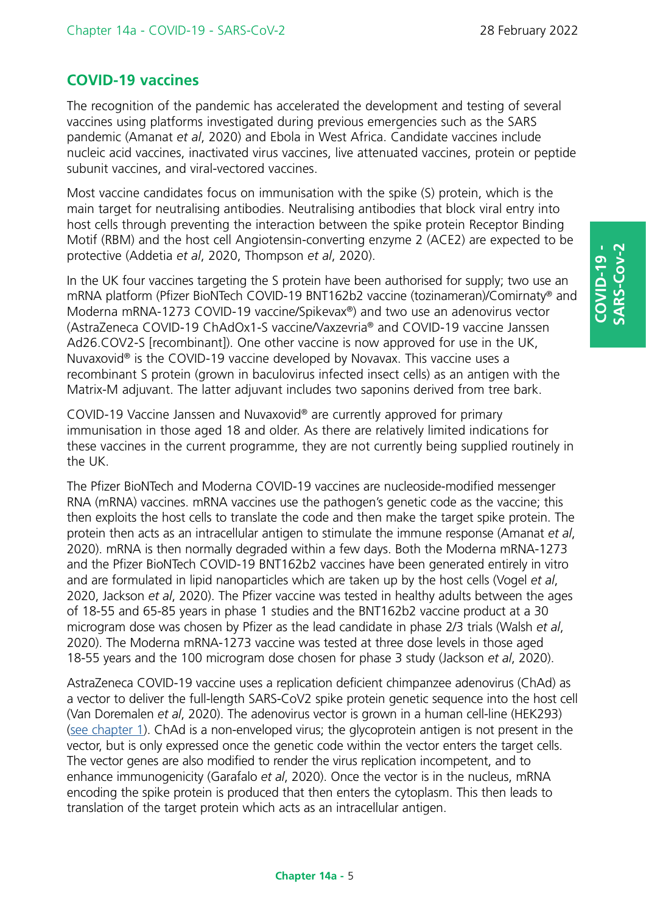## COVID-19 vaccines

The recognition of the pandemic has accelerated the development and testing of several vaccines using platforms investigated during previous emergencies such as the SARS pandemic (Amanat *et al*, 2020) and Ebola in West Africa. Candidate vaccines include nucleic acid vaccines, inactivated virus vaccines, live attenuated vaccines, protein or peptide subunit vaccines, and viral-vectored vaccines.

Most vaccine candidates focus on immunisation with the spike (S) protein, which is the main target for neutralising antibodies. Neutralising antibodies that block viral entry into host cells through preventing the interaction between the spike protein Receptor Binding Motif (RBM) and the host cell Angiotensin-converting enzyme 2 (ACE2) are expected to be protective (Addetia *et al*, 2020, Thompson *et al*, 2020).

In the UK four vaccines targeting the S protein have been authorised for supply; two use an mRNA platform (Pfizer BioNTech COVID-19 BNT162b2 vaccine (tozinameran)/Comirnaty® and Moderna mRNA-1273 COVID-19 vaccine/Spikevax®) and two use an adenovirus vector (AstraZeneca COVID-19 ChAdOx1-S vaccine/Vaxzevria® and COVID-19 vaccine Janssen Ad26.COV2-S [recombinant]). One other vaccine is now approved for use in the UK, Nuvaxovid® is the COVID-19 vaccine developed by Novavax. This vaccine uses a recombinant S protein (grown in baculovirus infected insect cells) as an antigen with the Matrix-M adjuvant. The latter adjuvant includes two saponins derived from tree bark.

COVID-19 Vaccine Janssen and Nuvaxovid® are currently approved for primary immunisation in those aged 18 and older. As there are relatively limited indications for these vaccines in the current programme, they are not currently being supplied routinely in the UK.

The Pfizer BioNTech and Moderna COVID-19 vaccines are nucleoside-modified messenger RNA (mRNA) vaccines. mRNA vaccines use the pathogen's genetic code as the vaccine; this then exploits the host cells to translate the code and then make the target spike protein. The protein then acts as an intracellular antigen to stimulate the immune response (Amanat *et al*, 2020). mRNA is then normally degraded within a few days. Both the Moderna mRNA-1273 and the Pfizer BioNTech COVID-19 BNT162b2 vaccines have been generated entirely in vitro and are formulated in lipid nanoparticles which are taken up by the host cells (Vogel *et al*, 2020, Jackson *et al*, 2020). The Pfizer vaccine was tested in healthy adults between the ages of 18-55 and 65-85 years in phase 1 studies and the BNT162b2 vaccine product at a 30 microgram dose was chosen by Pfizer as the lead candidate in phase 2/3 trials (Walsh *et al*, 2020). The Moderna mRNA-1273 vaccine was tested at three dose levels in those aged 18-55 years and the 100 microgram dose chosen for phase 3 study (Jackson *et al*, 2020).

AstraZeneca COVID-19 vaccine uses a replication deficient chimpanzee adenovirus (ChAd) as a vector to deliver the full-length SARS-CoV2 spike protein genetic sequence into the host cell (Van Doremalen *et al*, 2020). The adenovirus vector is grown in a human cell-line (HEK293) (see chapter 1). ChAd is a non-enveloped virus; the glycoprotein antigen is not present in the vector, but is only expressed once the genetic code within the vector enters the target cells. The vector genes are also modified to render the virus replication incompetent, and to enhance immunogenicity (Garafalo *et al*, 2020). Once the vector is in the nucleus, mRNA encoding the spike protein is produced that then enters the cytoplasm. This then leads to translation of the target protein which acts as an intracellular antigen.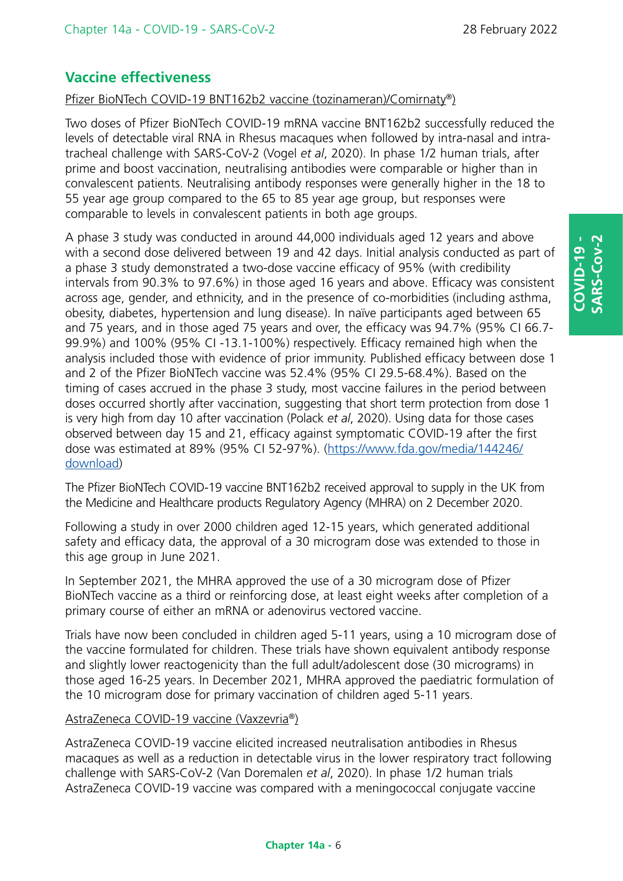## Vaccine effectiveness

Pfizer BioNTech COVID-19 BNT162b2 vaccine (tozinameran)/Comirnaty®)

Two doses of Pfizer BioNTech COVID-19 mRNA vaccine BNT162b2 successfully reduced the levels of detectable viral RNA in Rhesus macaques when followed by intra-nasal and intra-tracheal challenge with SARS-CoV-2 (Vogel *et al*, 2020). In phase 1/2 human trials, after prime and boost vaccination, neutralising antibodies were comparable or higher than in convalescent patients. Neutralising antibody responses were generally higher in the 18 to 55 year age group compared to the 65 to 85 year age group, but responses were comparable to levels in convalescent patients in both age groups.

A phase 3 study was conducted in around 44,000 individuals aged 12 years and above with a second dose delivered between 19 and 42 days. Initial analysis conducted as part of a phase 3 study demonstrated a two-dose vaccine efficacy of 95% (with credibility intervals from 90.3% to 97.6%) in those aged 16 years and above. Efficacy was consistent across age, gender, and ethnicity, and in the presence of co-morbidities (including asthma, obesity, diabetes, hypertension and lung disease). In naïve participants aged between 65 and 75 years, and in those aged 75 years and over, the efficacy was 94.7% (95% CI 66.7-99.9%) and 100% (95% CI -13.1-100%) respectively. Efficacy remained high when the analysis included those with evidence of prior immunity. Published efficacy between dose 1 and 2 of the Pfizer BioNTech vaccine was 52.4% (95% CI 29.5-68.4%). Based on the timing of cases accrued in the phase 3 study, most vaccine failures in the period between doses occurred shortly after vaccination, suggesting that short term protection from dose 1 is very high from day 10 after vaccination (Polack *et al*, 2020). Using data for those cases observed between day 15 and 21, efficacy against symptomatic COVID-19 after the first dose was estimated at 89% (95% CI 52-97%). (https://www.fda.gov/media/144246/download)

The Pfizer BioNTech COVID-19 vaccine BNT162b2 received approval to supply in the UK from the Medicine and Healthcare products Regulatory Agency (MHRA) on 2 December 2020.

Following a study in over 2000 children aged 12-15 years, which generated additional safety and efficacy data, the approval of a 30 microgram dose was extended to those in this age group in June 2021.

In September 2021, the MHRA approved the use of a 30 microgram dose of Pfizer BioNTech vaccine as a third or reinforcing dose, at least eight weeks after completion of a primary course of either an mRNA or adenovirus vectored vaccine.

Trials have now been concluded in children aged 5-11 years, using a 10 microgram dose of the vaccine formulated for children. These trials have shown equivalent antibody response and slightly lower reactogenicity than the full adult/adolescent dose (30 micrograms) in those aged 16-25 years. In December 2021, MHRA approved the paediatric formulation of the 10 microgram dose for primary vaccination of children aged 5-11 years.

AstraZeneca COVID-19 vaccine (Vaxzevria®)

AstraZeneca COVID-19 vaccine elicited increased neutralisation antibodies in Rhesus macaques as well as a reduction in detectable virus in the lower respiratory tract following challenge with SARS-CoV-2 (Van Doremalen *et al*, 2020). In phase 1/2 human trials AstraZeneca COVID-19 vaccine was compared with a meningococcal conjugate vaccine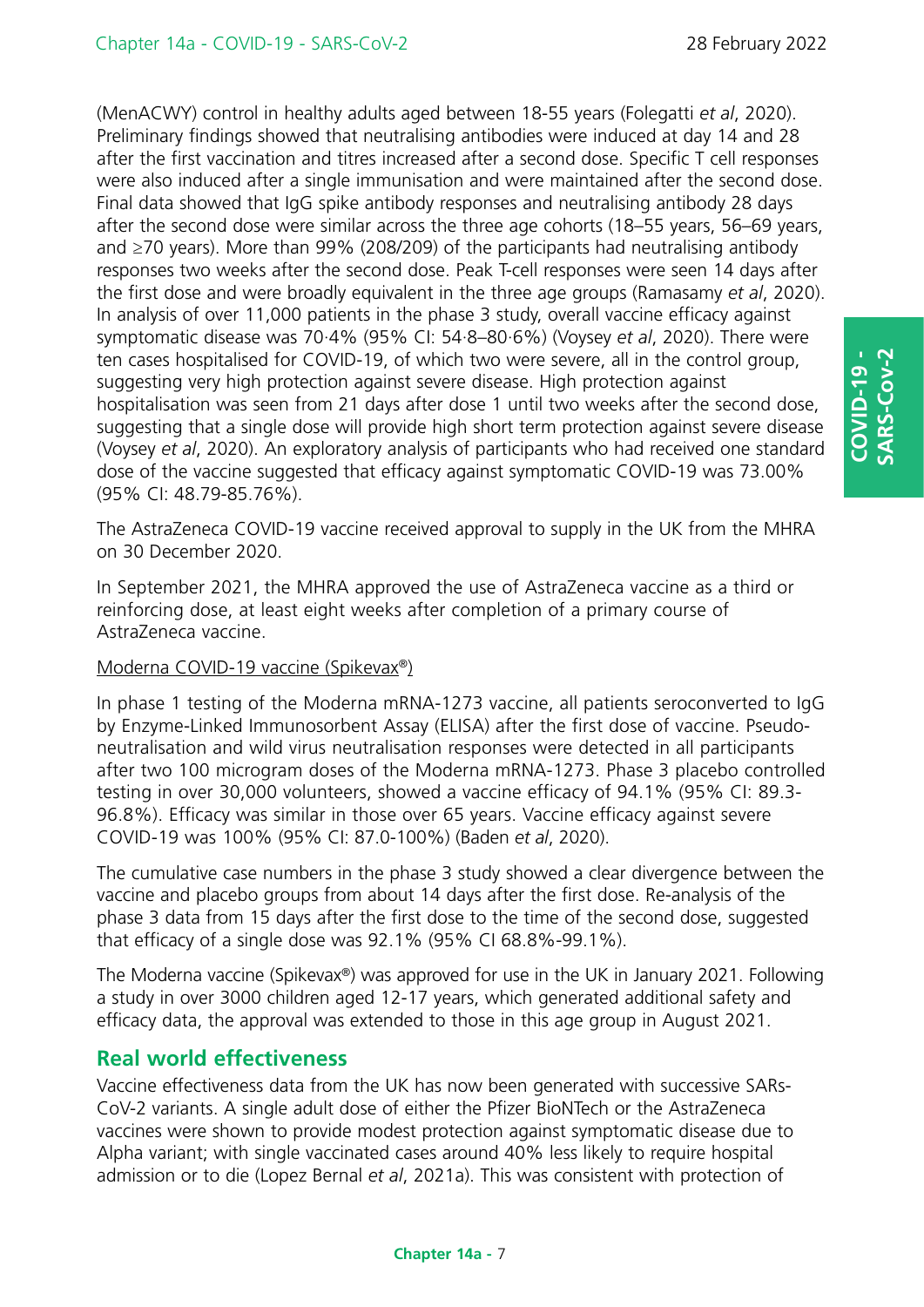(MenACWY) control in healthy adults aged between 18-55 years (Folegatti *et al*, 2020). Preliminary findings showed that neutralising antibodies were induced at day 14 and 28 after the first vaccination and titres increased after a second dose. Specific T cell responses were also induced after a single immunisation and were maintained after the second dose. Final data showed that IgG spike antibody responses and neutralising antibody 28 days after the second dose were similar across the three age cohorts (18–55 years, 56–69 years, and ≥70 years). More than 99% (208/209) of the participants had neutralising antibody responses two weeks after the second dose. Peak T-cell responses were seen 14 days after the first dose and were broadly equivalent in the three age groups (Ramasamy *et al*, 2020). In analysis of over 11,000 patients in the phase 3 study, overall vaccine efficacy against symptomatic disease was 70·4% (95% CI: 54·8–80·6%) (Voysey *et al*, 2020). There were ten cases hospitalised for COVID-19, of which two were severe, all in the control group, suggesting very high protection against severe disease. High protection against hospitalisation was seen from 21 days after dose 1 until two weeks after the second dose, suggesting that a single dose will provide high short term protection against severe disease (Voysey *et al*, 2020). An exploratory analysis of participants who had received one standard dose of the vaccine suggested that efficacy against symptomatic COVID-19 was 73.00% (95% CI: 48.79-85.76%).

The AstraZeneca COVID-19 vaccine received approval to supply in the UK from the MHRA on 30 December 2020.

In September 2021, the MHRA approved the use of AstraZeneca vaccine as a third or reinforcing dose, at least eight weeks after completion of a primary course of AstraZeneca vaccine.

Moderna COVID-19 vaccine (Spikevax®)

In phase 1 testing of the Moderna mRNA-1273 vaccine, all patients seroconverted to IgG by Enzyme-Linked Immunosorbent Assay (ELISA) after the first dose of vaccine. Pseudo-neutralisation and wild virus neutralisation responses were detected in all participants after two 100 microgram doses of the Moderna mRNA-1273. Phase 3 placebo controlled testing in over 30,000 volunteers, showed a vaccine efficacy of 94.1% (95% CI: 89.3-96.8%). Efficacy was similar in those over 65 years. Vaccine efficacy against severe COVID-19 was 100% (95% CI: 87.0-100%) (Baden *et al*, 2020).

The cumulative case numbers in the phase 3 study showed a clear divergence between the vaccine and placebo groups from about 14 days after the first dose. Re-analysis of the phase 3 data from 15 days after the first dose to the time of the second dose, suggested that efficacy of a single dose was 92.1% (95% CI 68.8%-99.1%).

The Moderna vaccine (Spikevax®) was approved for use in the UK in January 2021. Following a study in over 3000 children aged 12-17 years, which generated additional safety and efficacy data, the approval was extended to those in this age group in August 2021.

## Real world effectiveness

Vaccine effectiveness data from the UK has now been generated with successive SARs-CoV-2 variants. A single adult dose of either the Pfizer BioNTech or the AstraZeneca vaccines were shown to provide modest protection against symptomatic disease due to Alpha variant; with single vaccinated cases around 40% less likely to require hospital admission or to die (Lopez Bernal *et al*, 2021a). This was consistent with protection of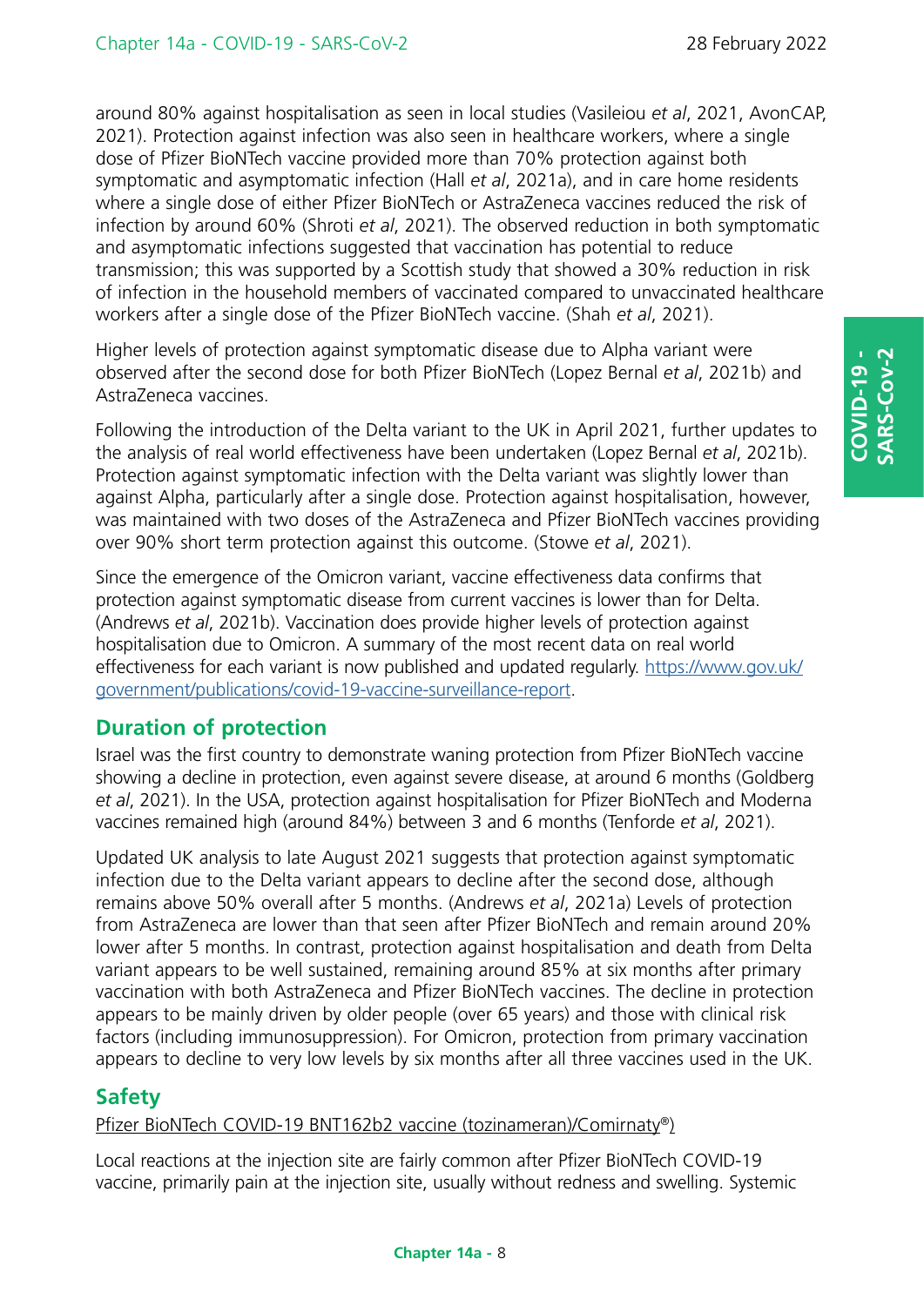around 80% against hospitalisation as seen in local studies (Vasileiou *et al*, 2021, AvonCAP, 2021). Protection against infection was also seen in healthcare workers, where a single dose of Pfizer BioNTech vaccine provided more than 70% protection against both symptomatic and asymptomatic infection (Hall *et al*, 2021a), and in care home residents where a single dose of either Pfizer BioNTech or AstraZeneca vaccines reduced the risk of infection by around 60% (Shroti *et al*, 2021). The observed reduction in both symptomatic and asymptomatic infections suggested that vaccination has potential to reduce transmission; this was supported by a Scottish study that showed a 30% reduction in risk of infection in the household members of vaccinated compared to unvaccinated healthcare workers after a single dose of the Pfizer BioNTech vaccine. (Shah *et al*, 2021).

Higher levels of protection against symptomatic disease due to Alpha variant were observed after the second dose for both Pfizer BioNTech (Lopez Bernal *et al*, 2021b) and AstraZeneca vaccines.

Following the introduction of the Delta variant to the UK in April 2021, further updates to the analysis of real world effectiveness have been undertaken (Lopez Bernal *et al*, 2021b). Protection against symptomatic infection with the Delta variant was slightly lower than against Alpha, particularly after a single dose. Protection against hospitalisation, however, was maintained with two doses of the AstraZeneca and Pfizer BioNTech vaccines providing over 90% short term protection against this outcome. (Stowe *et al*, 2021).

Since the emergence of the Omicron variant, vaccine effectiveness data confirms that protection against symptomatic disease from current vaccines is lower than for Delta. (Andrews *et al*, 2021b). Vaccination does provide higher levels of protection against hospitalisation due to Omicron. A summary of the most recent data on real world effectiveness for each variant is now published and updated regularly. [https://www.gov.uk/government/publications/covid-19-vaccine-surveillance-report](https://www.gov.uk/government/publications/covid-19-vaccine-surveillance-report).

## Duration of protection

Israel was the first country to demonstrate waning protection from Pfizer BioNTech vaccine showing a decline in protection, even against severe disease, at around 6 months (Goldberg *et al*, 2021). In the USA, protection against hospitalisation for Pfizer BioNTech and Moderna vaccines remained high (around 84%) between 3 and 6 months (Tenforde *et al*, 2021).

Updated UK analysis to late August 2021 suggests that protection against symptomatic infection due to the Delta variant appears to decline after the second dose, although remains above 50% overall after 5 months. (Andrews *et al*, 2021a) Levels of protection from AstraZeneca are lower than that seen after Pfizer BioNTech and remain around 20% lower after 5 months. In contrast, protection against hospitalisation and death from Delta variant appears to be well sustained, remaining around 85% at six months after primary vaccination with both AstraZeneca and Pfizer BioNTech vaccines. The decline in protection appears to be mainly driven by older people (over 65 years) and those with clinical risk factors (including immunosuppression). For Omicron, protection from primary vaccination appears to decline to very low levels by six months after all three vaccines used in the UK.

## Safety

Pfizer BioNTech COVID-19 BNT162b2 vaccine (tozinameran)/Comirnaty®)

Local reactions at the injection site are fairly common after Pfizer BioNTech COVID-19 vaccine, primarily pain at the injection site, usually without redness and swelling. Systemic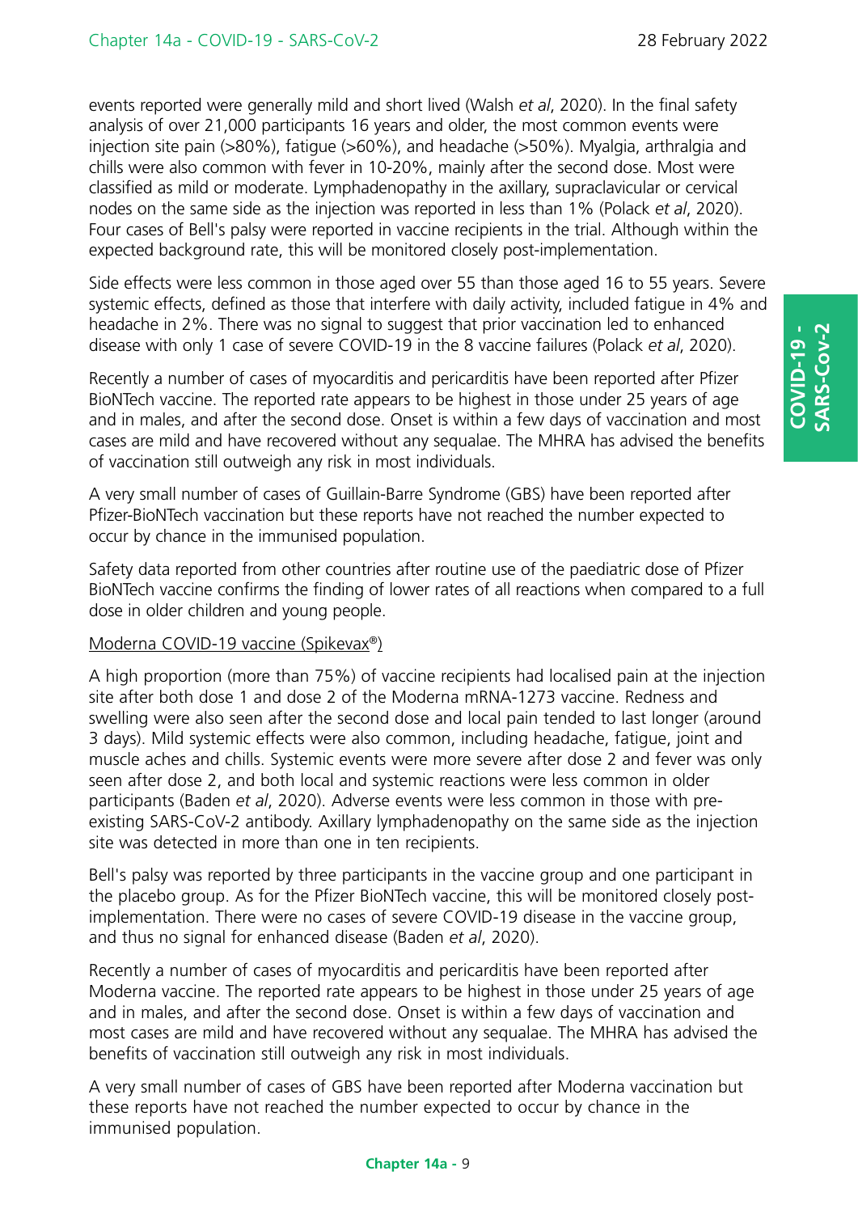events reported were generally mild and short lived (Walsh *et al*, 2020). In the final safety analysis of over 21,000 participants 16 years and older, the most common events were injection site pain (>80%), fatigue (>60%), and headache (>50%). Myalgia, arthralgia and chills were also common with fever in 10-20%, mainly after the second dose. Most were classified as mild or moderate. Lymphadenopathy in the axillary, supraclavicular or cervical nodes on the same side as the injection was reported in less than 1% (Polack *et al*, 2020). Four cases of Bell's palsy were reported in vaccine recipients in the trial. Although within the expected background rate, this will be monitored closely post-implementation.

Side effects were less common in those aged over 55 than those aged 16 to 55 years. Severe systemic effects, defined as those that interfere with daily activity, included fatigue in 4% and headache in 2%. There was no signal to suggest that prior vaccination led to enhanced disease with only 1 case of severe COVID-19 in the 8 vaccine failures (Polack *et al*, 2020).

Recently a number of cases of myocarditis and pericarditis have been reported after Pfizer BioNTech vaccine. The reported rate appears to be highest in those under 25 years of age and in males, and after the second dose. Onset is within a few days of vaccination and most cases are mild and have recovered without any sequalae. The MHRA has advised the benefits of vaccination still outweigh any risk in most individuals.

A very small number of cases of Guillain-Barre Syndrome (GBS) have been reported after Pfizer-BioNTech vaccination but these reports have not reached the number expected to occur by chance in the immunised population.

Safety data reported from other countries after routine use of the paediatric dose of Pfizer BioNTech vaccine confirms the finding of lower rates of all reactions when compared to a full dose in older children and young people.

Moderna COVID-19 vaccine (Spikevax®)

A high proportion (more than 75%) of vaccine recipients had localised pain at the injection site after both dose 1 and dose 2 of the Moderna mRNA-1273 vaccine. Redness and swelling were also seen after the second dose and local pain tended to last longer (around 3 days). Mild systemic effects were also common, including headache, fatigue, joint and muscle aches and chills. Systemic events were more severe after dose 2 and fever was only seen after dose 2, and both local and systemic reactions were less common in older participants (Baden *et al*, 2020). Adverse events were less common in those with pre-existing SARS-CoV-2 antibody. Axillary lymphadenopathy on the same side as the injection site was detected in more than one in ten recipients.

Bell's palsy was reported by three participants in the vaccine group and one participant in the placebo group. As for the Pfizer BioNTech vaccine, this will be monitored closely post-implementation. There were no cases of severe COVID-19 disease in the vaccine group, and thus no signal for enhanced disease (Baden *et al*, 2020).

Recently a number of cases of myocarditis and pericarditis have been reported after Moderna vaccine. The reported rate appears to be highest in those under 25 years of age and in males, and after the second dose. Onset is within a few days of vaccination and most cases are mild and have recovered without any sequalae. The MHRA has advised the benefits of vaccination still outweigh any risk in most individuals.

A very small number of cases of GBS have been reported after Moderna vaccination but these reports have not reached the number expected to occur by chance in the immunised population.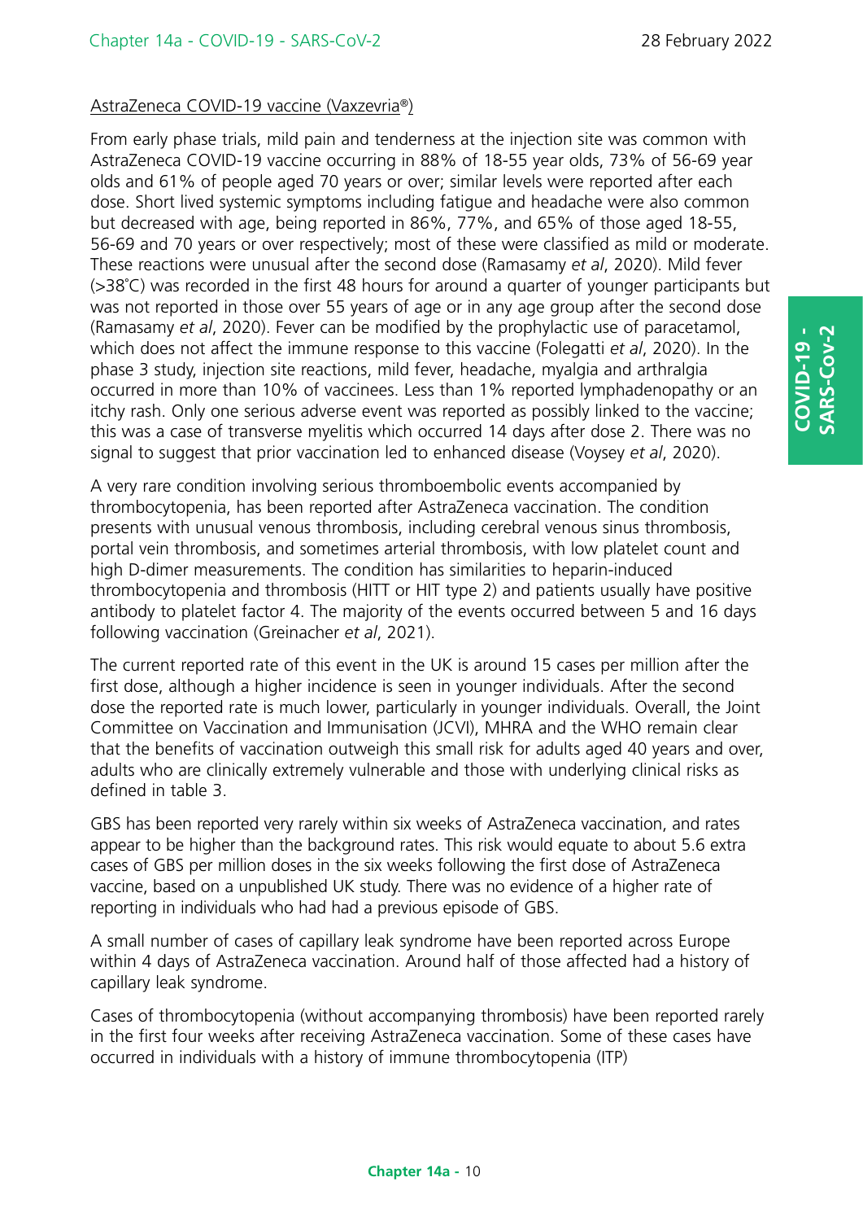AstraZeneca COVID-19 vaccine (Vaxzevria®)

From early phase trials, mild pain and tenderness at the injection site was common with AstraZeneca COVID-19 vaccine occurring in 88% of 18-55 year olds, 73% of 56-69 year olds and 61% of people aged 70 years or over; similar levels were reported after each dose. Short lived systemic symptoms including fatigue and headache were also common but decreased with age, being reported in 86%, 77%, and 65% of those aged 18-55, 56-69 and 70 years or over respectively; most of these were classified as mild or moderate. These reactions were unusual after the second dose (Ramasamy *et al*, 2020). Mild fever (>38˚C) was recorded in the first 48 hours for around a quarter of younger participants but was not reported in those over 55 years of age or in any age group after the second dose (Ramasamy *et al*, 2020). Fever can be modified by the prophylactic use of paracetamol, which does not affect the immune response to this vaccine (Folegatti *et al*, 2020). In the phase 3 study, injection site reactions, mild fever, headache, myalgia and arthralgia occurred in more than 10% of vaccinees. Less than 1% reported lymphadenopathy or an itchy rash. Only one serious adverse event was reported as possibly linked to the vaccine; this was a case of transverse myelitis which occurred 14 days after dose 2. There was no signal to suggest that prior vaccination led to enhanced disease (Voysey *et al*, 2020).

A very rare condition involving serious thromboembolic events accompanied by thrombocytopenia, has been reported after AstraZeneca vaccination. The condition presents with unusual venous thrombosis, including cerebral venous sinus thrombosis, portal vein thrombosis, and sometimes arterial thrombosis, with low platelet count and high D-dimer measurements. The condition has similarities to heparin-induced thrombocytopenia and thrombosis (HITT or HIT type 2) and patients usually have positive antibody to platelet factor 4. The majority of the events occurred between 5 and 16 days following vaccination (Greinacher *et al*, 2021).

The current reported rate of this event in the UK is around 15 cases per million after the first dose, although a higher incidence is seen in younger individuals. After the second dose the reported rate is much lower, particularly in younger individuals. Overall, the Joint Committee on Vaccination and Immunisation (JCVI), MHRA and the WHO remain clear that the benefits of vaccination outweigh this small risk for adults aged 40 years and over, adults who are clinically extremely vulnerable and those with underlying clinical risks as defined in table 3.

GBS has been reported very rarely within six weeks of AstraZeneca vaccination, and rates appear to be higher than the background rates. This risk would equate to about 5.6 extra cases of GBS per million doses in the six weeks following the first dose of AstraZeneca vaccine, based on a unpublished UK study. There was no evidence of a higher rate of reporting in individuals who had had a previous episode of GBS.

A small number of cases of capillary leak syndrome have been reported across Europe within 4 days of AstraZeneca vaccination. Around half of those affected had a history of capillary leak syndrome.

Cases of thrombocytopenia (without accompanying thrombosis) have been reported rarely in the first four weeks after receiving AstraZeneca vaccination. Some of these cases have occurred in individuals with a history of immune thrombocytopenia (ITP)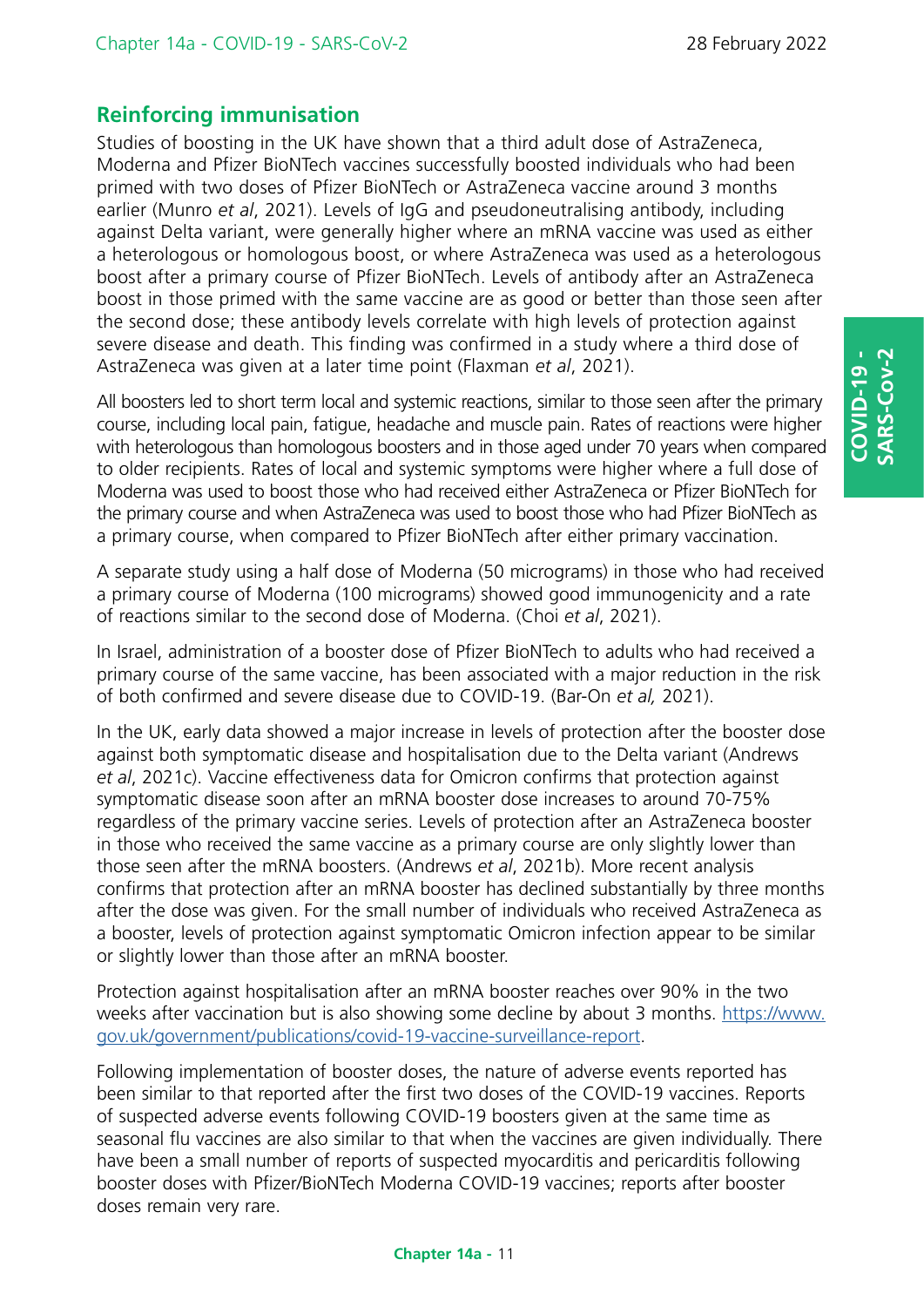## Reinforcing immunisation

Studies of boosting in the UK have shown that a third adult dose of AstraZeneca, Moderna and Pfizer BioNTech vaccines successfully boosted individuals who had been primed with two doses of Pfizer BioNTech or AstraZeneca vaccine around 3 months earlier (Munro *et al*, 2021). Levels of IgG and pseudoneutralising antibody, including against Delta variant, were generally higher where an mRNA vaccine was used as either a heterologous or homologous boost, or where AstraZeneca was used as a heterologous boost after a primary course of Pfizer BioNTech. Levels of antibody after an AstraZeneca boost in those primed with the same vaccine are as good or better than those seen after the second dose; these antibody levels correlate with high levels of protection against severe disease and death. This finding was confirmed in a study where a third dose of AstraZeneca was given at a later time point (Flaxman *et al*, 2021).

All boosters led to short term local and systemic reactions, similar to those seen after the primary course, including local pain, fatigue, headache and muscle pain. Rates of reactions were higher with heterologous than homologous boosters and in those aged under 70 years when compared to older recipients. Rates of local and systemic symptoms were higher where a full dose of Moderna was used to boost those who had received either AstraZeneca or Pfizer BioNTech for the primary course and when AstraZeneca was used to boost those who had Pfizer BioNTech as a primary course, when compared to Pfizer BioNTech after either primary vaccination.

A separate study using a half dose of Moderna (50 micrograms) in those who had received a primary course of Moderna (100 micrograms) showed good immunogenicity and a rate of reactions similar to the second dose of Moderna. (Choi *et al*, 2021).

In Israel, administration of a booster dose of Pfizer BioNTech to adults who had received a primary course of the same vaccine, has been associated with a major reduction in the risk of both confirmed and severe disease due to COVID-19. (Bar-On *et al,* 2021).

In the UK, early data showed a major increase in levels of protection after the booster dose against both symptomatic disease and hospitalisation due to the Delta variant (Andrews *et al*, 2021c). Vaccine effectiveness data for Omicron confirms that protection against symptomatic disease soon after an mRNA booster dose increases to around 70-75% regardless of the primary vaccine series. Levels of protection after an AstraZeneca booster in those who received the same vaccine as a primary course are only slightly lower than those seen after the mRNA boosters. (Andrews *et al*, 2021b). More recent analysis confirms that protection after an mRNA booster has declined substantially by three months after the dose was given. For the small number of individuals who received AstraZeneca as a booster, levels of protection against symptomatic Omicron infection appear to be similar or slightly lower than those after an mRNA booster.

Protection against hospitalisation after an mRNA booster reaches over 90% in the two weeks after vaccination but is also showing some decline by about 3 months. https://www.gov.uk/government/publications/covid-19-vaccine-surveillance-report.

Following implementation of booster doses, the nature of adverse events reported has been similar to that reported after the first two doses of the COVID-19 vaccines. Reports of suspected adverse events following COVID-19 boosters given at the same time as seasonal flu vaccines are also similar to that when the vaccines are given individually. There have been a small number of reports of suspected myocarditis and pericarditis following booster doses with Pfizer/BioNTech Moderna COVID-19 vaccines; reports after booster doses remain very rare.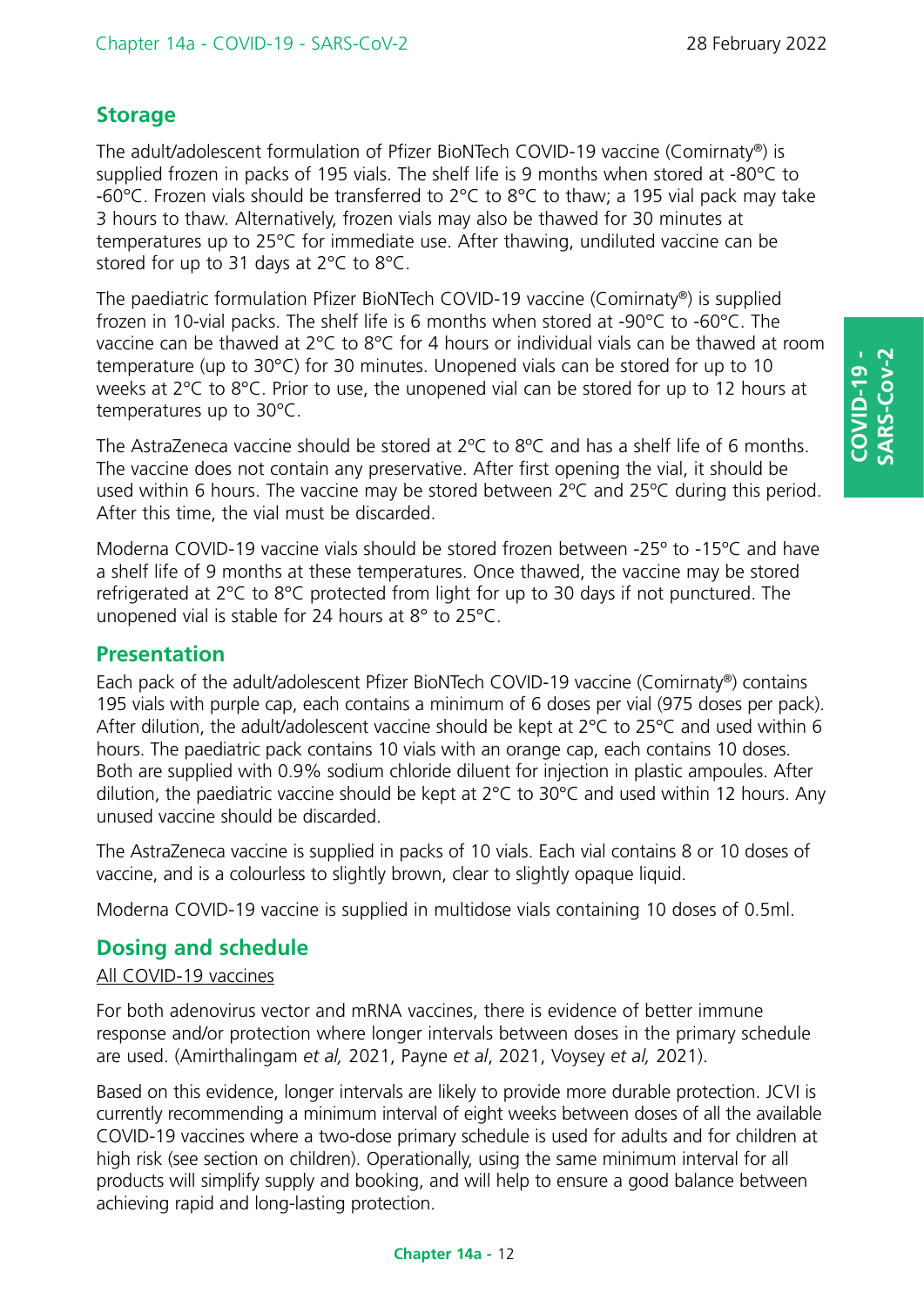## Storage

The adult/adolescent formulation of Pfizer BioNTech COVID-19 vaccine (Comirnaty®) is supplied frozen in packs of 195 vials. The shelf life is 9 months when stored at -80°C to -60°C. Frozen vials should be transferred to 2°C to 8°C to thaw; a 195 vial pack may take 3 hours to thaw. Alternatively, frozen vials may also be thawed for 30 minutes at temperatures up to 25°C for immediate use. After thawing, undiluted vaccine can be stored for up to 31 days at 2°C to 8°C.

The paediatric formulation Pfizer BioNTech COVID-19 vaccine (Comirnaty®) is supplied frozen in 10-vial packs. The shelf life is 6 months when stored at -90°C to -60°C. The vaccine can be thawed at 2°C to 8°C for 4 hours or individual vials can be thawed at room temperature (up to 30°C) for 30 minutes. Unopened vials can be stored for up to 10 weeks at 2°C to 8°C. Prior to use, the unopened vial can be stored for up to 12 hours at temperatures up to 30°C.

The AstraZeneca vaccine should be stored at 2ºC to 8ºC and has a shelf life of 6 months. The vaccine does not contain any preservative. After first opening the vial, it should be used within 6 hours. The vaccine may be stored between 2ºC and 25ºC during this period. After this time, the vial must be discarded.

Moderna COVID-19 vaccine vials should be stored frozen between -25º to -15ºC and have a shelf life of 9 months at these temperatures. Once thawed, the vaccine may be stored refrigerated at 2°C to 8°C protected from light for up to 30 days if not punctured. The unopened vial is stable for 24 hours at 8° to 25°C.

## Presentation

Each pack of the adult/adolescent Pfizer BioNTech COVID-19 vaccine (Comirnaty®) contains 195 vials with purple cap, each contains a minimum of 6 doses per vial (975 doses per pack). After dilution, the adult/adolescent vaccine should be kept at 2°C to 25°C and used within 6 hours. The paediatric pack contains 10 vials with an orange cap, each contains 10 doses. Both are supplied with 0.9% sodium chloride diluent for injection in plastic ampoules. After dilution, the paediatric vaccine should be kept at 2°C to 30°C and used within 12 hours. Any unused vaccine should be discarded.

The AstraZeneca vaccine is supplied in packs of 10 vials. Each vial contains 8 or 10 doses of vaccine, and is a colourless to slightly brown, clear to slightly opaque liquid.

Moderna COVID-19 vaccine is supplied in multidose vials containing 10 doses of 0.5ml.

## Dosing and schedule

All COVID-19 vaccines

For both adenovirus vector and mRNA vaccines, there is evidence of better immune response and/or protection where longer intervals between doses in the primary schedule are used. (Amirthalingam *et al,* 2021, Payne *et al*, 2021, Voysey *et al,* 2021).

Based on this evidence, longer intervals are likely to provide more durable protection. JCVI is currently recommending a minimum interval of eight weeks between doses of all the available COVID-19 vaccines where a two-dose primary schedule is used for adults and for children at high risk (see section on children). Operationally, using the same minimum interval for all products will simplify supply and booking, and will help to ensure a good balance between achieving rapid and long-lasting protection.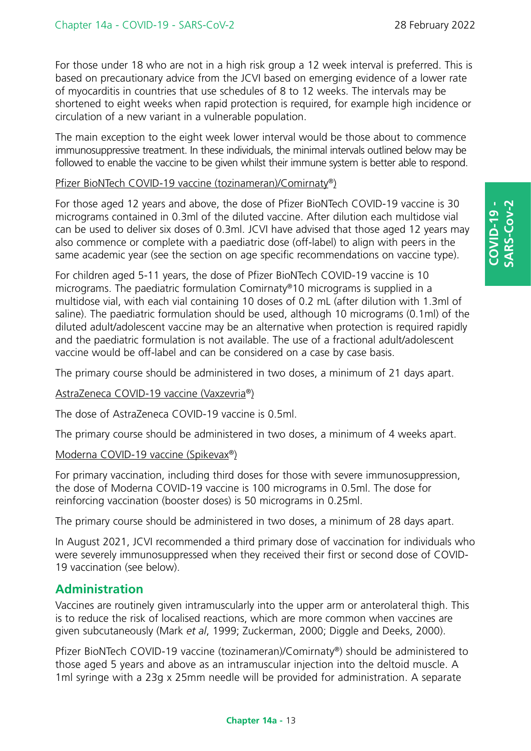For those under 18 who are not in a high risk group a 12 week interval is preferred. This is based on precautionary advice from the JCVI based on emerging evidence of a lower rate of myocarditis in countries that use schedules of 8 to 12 weeks. The intervals may be shortened to eight weeks when rapid protection is required, for example high incidence or circulation of a new variant in a vulnerable population.

The main exception to the eight week lower interval would be those about to commence immunosuppressive treatment. In these individuals, the minimal intervals outlined below may be followed to enable the vaccine to be given whilst their immune system is better able to respond.

Pfizer BioNTech COVID-19 vaccine (tozinameran)/Comirnaty®)

For those aged 12 years and above, the dose of Pfizer BioNTech COVID-19 vaccine is 30 micrograms contained in 0.3ml of the diluted vaccine. After dilution each multidose vial can be used to deliver six doses of 0.3ml. JCVI have advised that those aged 12 years may also commence or complete with a paediatric dose (off-label) to align with peers in the same academic year (see the section on age specific recommendations on vaccine type).

For children aged 5-11 years, the dose of Pfizer BioNTech COVID-19 vaccine is 10 micrograms. The paediatric formulation Comirnaty®10 micrograms is supplied in a multidose vial, with each vial containing 10 doses of 0.2 mL (after dilution with 1.3ml of saline). The paediatric formulation should be used, although 10 micrograms (0.1ml) of the diluted adult/adolescent vaccine may be an alternative when protection is required rapidly and the paediatric formulation is not available. The use of a fractional adult/adolescent vaccine would be off-label and can be considered on a case by case basis.

The primary course should be administered in two doses, a minimum of 21 days apart.

AstraZeneca COVID-19 vaccine (Vaxzevria®)

The dose of AstraZeneca COVID-19 vaccine is 0.5ml.

The primary course should be administered in two doses, a minimum of 4 weeks apart.

Moderna COVID-19 vaccine (Spikevax®)

For primary vaccination, including third doses for those with severe immunosuppression, the dose of Moderna COVID-19 vaccine is 100 micrograms in 0.5ml. The dose for reinforcing vaccination (booster doses) is 50 micrograms in 0.25ml.

The primary course should be administered in two doses, a minimum of 28 days apart.

In August 2021, JCVI recommended a third primary dose of vaccination for individuals who were severely immunosuppressed when they received their first or second dose of COVID-19 vaccination (see below).

## Administration

Vaccines are routinely given intramuscularly into the upper arm or anterolateral thigh. This is to reduce the risk of localised reactions, which are more common when vaccines are given subcutaneously (Mark *et al*, 1999; Zuckerman, 2000; Diggle and Deeks, 2000).

Pfizer BioNTech COVID-19 vaccine (tozinameran)/Comirnaty®) should be administered to those aged 5 years and above as an intramuscular injection into the deltoid muscle. A 1ml syringe with a 23g x 25mm needle will be provided for administration. A separate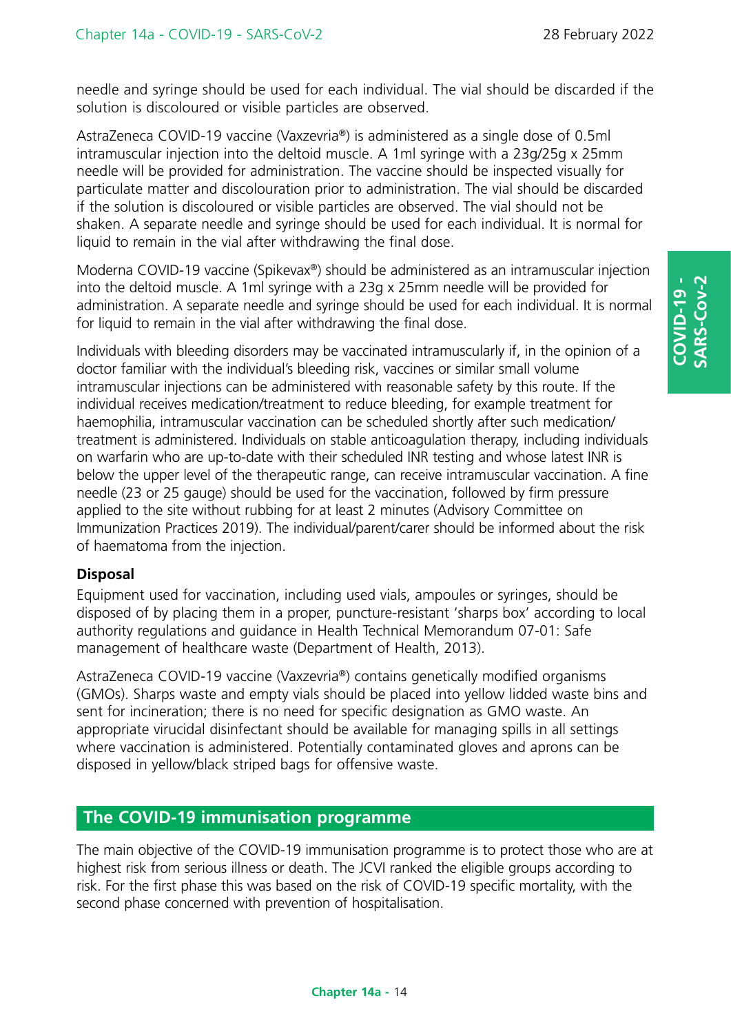needle and syringe should be used for each individual. The vial should be discarded if the solution is discoloured or visible particles are observed.

AstraZeneca COVID-19 vaccine (Vaxzevria®) is administered as a single dose of 0.5ml intramuscular injection into the deltoid muscle. A 1ml syringe with a 23g/25g x 25mm needle will be provided for administration. The vaccine should be inspected visually for particulate matter and discolouration prior to administration. The vial should be discarded if the solution is discoloured or visible particles are observed. The vial should not be shaken. A separate needle and syringe should be used for each individual. It is normal for liquid to remain in the vial after withdrawing the final dose.

Moderna COVID-19 vaccine (Spikevax®) should be administered as an intramuscular injection into the deltoid muscle. A 1ml syringe with a 23g x 25mm needle will be provided for administration. A separate needle and syringe should be used for each individual. It is normal for liquid to remain in the vial after withdrawing the final dose.

Individuals with bleeding disorders may be vaccinated intramuscularly if, in the opinion of a doctor familiar with the individual's bleeding risk, vaccines or similar small volume intramuscular injections can be administered with reasonable safety by this route. If the individual receives medication/treatment to reduce bleeding, for example treatment for haemophilia, intramuscular vaccination can be scheduled shortly after such medication/treatment is administered. Individuals on stable anticoagulation therapy, including individuals on warfarin who are up-to-date with their scheduled INR testing and whose latest INR is below the upper level of the therapeutic range, can receive intramuscular vaccination. A fine needle (23 or 25 gauge) should be used for the vaccination, followed by firm pressure applied to the site without rubbing for at least 2 minutes (Advisory Committee on Immunization Practices 2019). The individual/parent/carer should be informed about the risk of haematoma from the injection.

**Disposal**

Equipment used for vaccination, including used vials, ampoules or syringes, should be disposed of by placing them in a proper, puncture-resistant 'sharps box' according to local authority regulations and guidance in Health Technical Memorandum 07-01: Safe management of healthcare waste (Department of Health, 2013).

AstraZeneca COVID-19 vaccine (Vaxzevria®) contains genetically modified organisms (GMOs). Sharps waste and empty vials should be placed into yellow lidded waste bins and sent for incineration; there is no need for specific designation as GMO waste. An appropriate virucidal disinfectant should be available for managing spills in all settings where vaccination is administered. Potentially contaminated gloves and aprons can be disposed in yellow/black striped bags for offensive waste.

## The COVID-19 immunisation programme

The main objective of the COVID-19 immunisation programme is to protect those who are at highest risk from serious illness or death. The JCVI ranked the eligible groups according to risk. For the first phase this was based on the risk of COVID-19 specific mortality, with the second phase concerned with prevention of hospitalisation.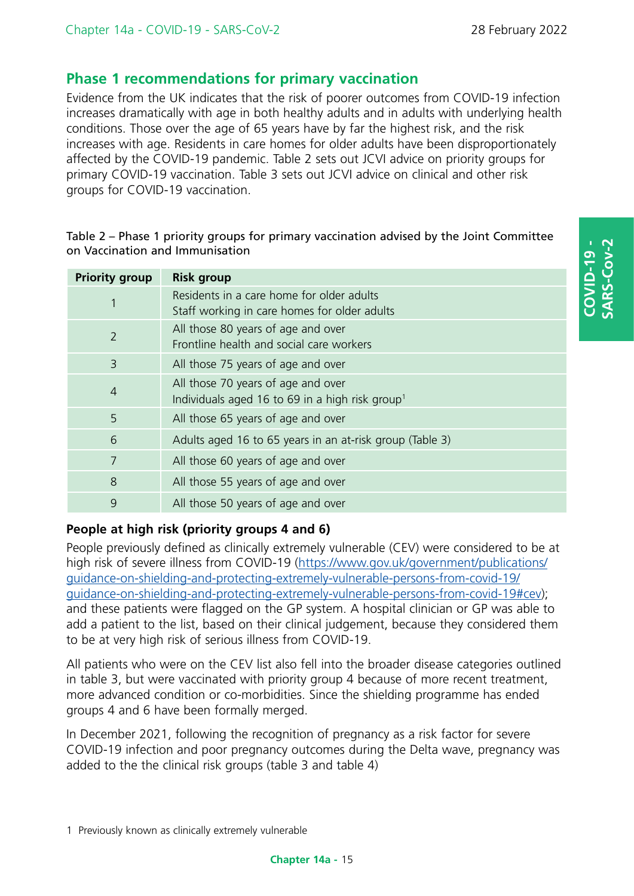## Phase 1 recommendations for primary vaccination

Evidence from the UK indicates that the risk of poorer outcomes from COVID-19 infection increases dramatically with age in both healthy adults and in adults with underlying health conditions. Those over the age of 65 years have by far the highest risk, and the risk increases with age. Residents in care homes for older adults have been disproportionately affected by the COVID-19 pandemic. Table 2 sets out JCVI advice on priority groups for primary COVID-19 vaccination. Table 3 sets out JCVI advice on clinical and other risk groups for COVID-19 vaccination.

Table 2 – Phase 1 priority groups for primary vaccination advised by the Joint Committee on Vaccination and Immunisation

| Priority group | Risk group |
|---|---|
| 1 | Residents in a care home for older adults<br>Staff working in care homes for older adults |
| 2 | All those 80 years of age and over<br>Frontline health and social care workers |
| 3 | All those 75 years of age and over |
| 4 | All those 70 years of age and over<br>Individuals aged 16 to 69 in a high risk group[1] |
| 5 | All those 65 years of age and over |
| 6 | Adults aged 16 to 65 years in an at-risk group (Table 3) |
| 7 | All those 60 years of age and over |
| 8 | All those 55 years of age and over |
| 9 | All those 50 years of age and over |

### People at high risk (priority groups 4 and 6)

People previously defined as clinically extremely vulnerable (CEV) were considered to be at high risk of severe illness from COVID-19 (https://www.gov.uk/government/publications/guidance-on-shielding-and-protecting-extremely-vulnerable-persons-from-covid-19/guidance-on-shielding-and-protecting-extremely-vulnerable-persons-from-covid-19#cev); and these patients were flagged on the GP system. A hospital clinician or GP was able to add a patient to the list, based on their clinical judgement, because they considered them to be at very high risk of serious illness from COVID-19.

All patients who were on the CEV list also fell into the broader disease categories outlined in table 3, but were vaccinated with priority group 4 because of more recent treatment, more advanced condition or co-morbidities. Since the shielding programme has ended groups 4 and 6 have been formally merged.

In December 2021, following the recognition of pregnancy as a risk factor for severe COVID-19 infection and poor pregnancy outcomes during the Delta wave, pregnancy was added to the the clinical risk groups (table 3 and table 4)

1 Previously known as clinically extremely vulnerable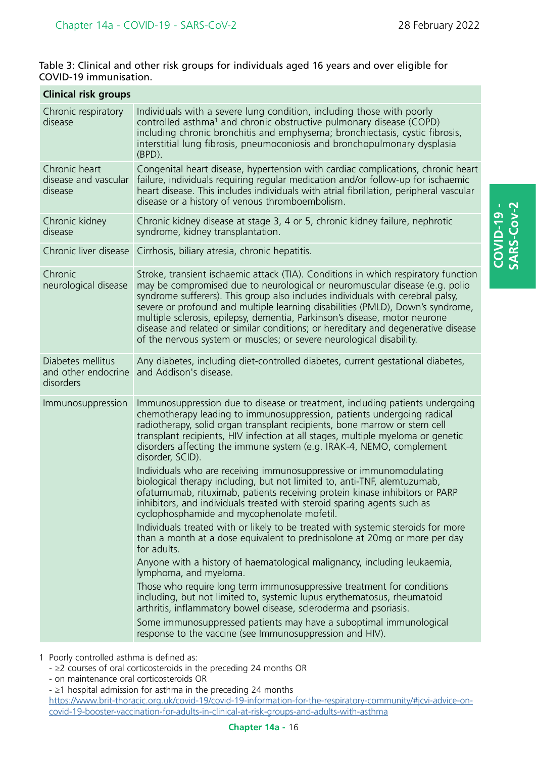Table 3: Clinical and other risk groups for individuals aged 16 years and over eligible for COVID-19 immunisation.

| Clinical risk groups | |
|---|---|
| Chronic respiratory disease | Individuals with a severe lung condition, including those with poorly controlled asthma[1] and chronic obstructive pulmonary disease (COPD) including chronic bronchitis and emphysema; bronchiectasis, cystic fibrosis, interstitial lung fibrosis, pneumoconiosis and bronchopulmonary dysplasia (BPD). |
| Chronic heart disease and vascular disease | Congenital heart disease, hypertension with cardiac complications, chronic heart failure, individuals requiring regular medication and/or follow-up for ischaemic heart disease. This includes individuals with atrial fibrillation, peripheral vascular disease or a history of venous thromboembolism. |
| Chronic kidney disease | Chronic kidney disease at stage 3, 4 or 5, chronic kidney failure, nephrotic syndrome, kidney transplantation. |
| Chronic liver disease | Cirrhosis, biliary atresia, chronic hepatitis. |
| Chronic neurological disease | Stroke, transient ischaemic attack (TIA). Conditions in which respiratory function may be compromised due to neurological or neuromuscular disease (e.g. polio syndrome sufferers). This group also includes individuals with cerebral palsy, severe or profound and multiple learning disabilities (PMLD), Down's syndrome, multiple sclerosis, epilepsy, dementia, Parkinson's disease, motor neurone disease and related or similar conditions; or hereditary and degenerative disease of the nervous system or muscles; or severe neurological disability. |
| Diabetes mellitus and other endocrine disorders | Any diabetes, including diet-controlled diabetes, current gestational diabetes, and Addison's disease. |
| Immunosuppression | Immunosuppression due to disease or treatment, including patients undergoing chemotherapy leading to immunosuppression, patients undergoing radical radiotherapy, solid organ transplant recipients, bone marrow or stem cell transplant recipients, HIV infection at all stages, multiple myeloma or genetic disorders affecting the immune system (e.g. IRAK-4, NEMO, complement disorder, SCID).<br><br>Individuals who are receiving immunosuppressive or immunomodulating biological therapy including, but not limited to, anti-TNF, alemtuzumab, ofatumumab, rituximab, patients receiving protein kinase inhibitors or PARP inhibitors, and individuals treated with steroid sparing agents such as cyclophosphamide and mycophenolate mofetil.<br><br>Individuals treated with or likely to be treated with systemic steroids for more than a month at a dose equivalent to prednisolone at 20mg or more per day for adults.<br><br>Anyone with a history of haematological malignancy, including leukaemia, lymphoma, and myeloma.<br><br>Those who require long term immunosuppressive treatment for conditions including, but not limited to, systemic lupus erythematosus, rheumatoid arthritis, inflammatory bowel disease, scleroderma and psoriasis.<br><br>Some immunosuppressed patients may have a suboptimal immunological response to the vaccine (see Immunosuppression and HIV). |

1 Poorly controlled asthma is defined as:
- ≥2 courses of oral corticosteroids in the preceding 24 months OR
- on maintenance oral corticosteroids OR
- ≥1 hospital admission for asthma in the preceding 24 months

https://www.brit-thoracic.org.uk/covid-19/covid-19-information-for-the-respiratory-community/#jcvi-advice-on-covid-19-booster-vaccination-for-adults-in-clinical-at-risk-groups-and-adults-with-asthma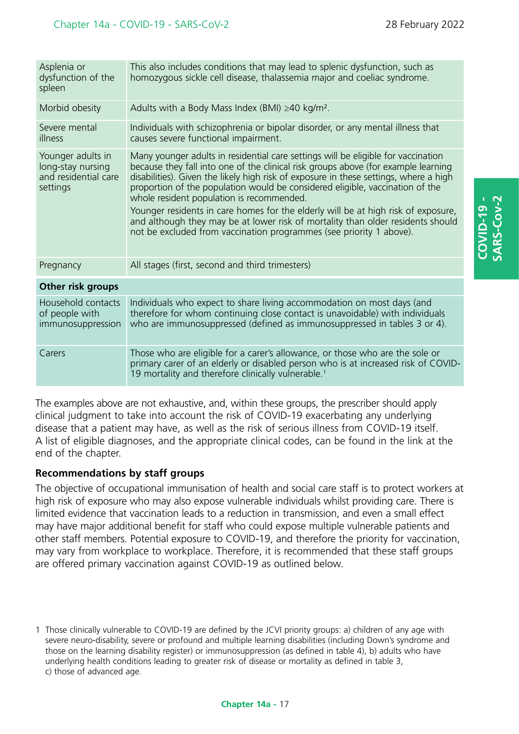| | |
|---|---|
| Asplenia or dysfunction of the spleen | This also includes conditions that may lead to splenic dysfunction, such as homozygous sickle cell disease, thalassemia major and coeliac syndrome. |
| Morbid obesity | Adults with a Body Mass Index (BMI) ≥40 kg/m². |
| Severe mental illness | Individuals with schizophrenia or bipolar disorder, or any mental illness that causes severe functional impairment. |
| Younger adults in long-stay nursing and residential care settings | Many younger adults in residential care settings will be eligible for vaccination because they fall into one of the clinical risk groups above (for example learning disabilities). Given the likely high risk of exposure in these settings, where a high proportion of the population would be considered eligible, vaccination of the whole resident population is recommended.<br>Younger residents in care homes for the elderly will be at high risk of exposure, and although they may be at lower risk of mortality than older residents should not be excluded from vaccination programmes (see priority 1 above). |
| Pregnancy | All stages (first, second and third trimesters) |
| **Other risk groups** | |
| Household contacts of people with immunosuppression | Individuals who expect to share living accommodation on most days (and therefore for whom continuing close contact is unavoidable) with individuals who are immunosuppressed (defined as immunosuppressed in tables 3 or 4). |
| Carers | Those who are eligible for a carer's allowance, or those who are the sole or primary carer of an elderly or disabled person who is at increased risk of COVID-19 mortality and therefore clinically vulnerable.[1] |

The examples above are not exhaustive, and, within these groups, the prescriber should apply clinical judgment to take into account the risk of COVID-19 exacerbating any underlying disease that a patient may have, as well as the risk of serious illness from COVID-19 itself. A list of eligible diagnoses, and the appropriate clinical codes, can be found in the link at the end of the chapter.

### Recommendations by staff groups

The objective of occupational immunisation of health and social care staff is to protect workers at high risk of exposure who may also expose vulnerable individuals whilst providing care. There is limited evidence that vaccination leads to a reduction in transmission, and even a small effect may have major additional benefit for staff who could expose multiple vulnerable patients and other staff members. Potential exposure to COVID-19, and therefore the priority for vaccination, may vary from workplace to workplace. Therefore, it is recommended that these staff groups are offered primary vaccination against COVID-19 as outlined below.

1 Those clinically vulnerable to COVID-19 are defined by the JCVI priority groups: a) children of any age with severe neuro-disability, severe or profound and multiple learning disabilities (including Down's syndrome and those on the learning disability register) or immunosuppression (as defined in table 4), b) adults who have underlying health conditions leading to greater risk of disease or mortality as defined in table 3, c) those of advanced age.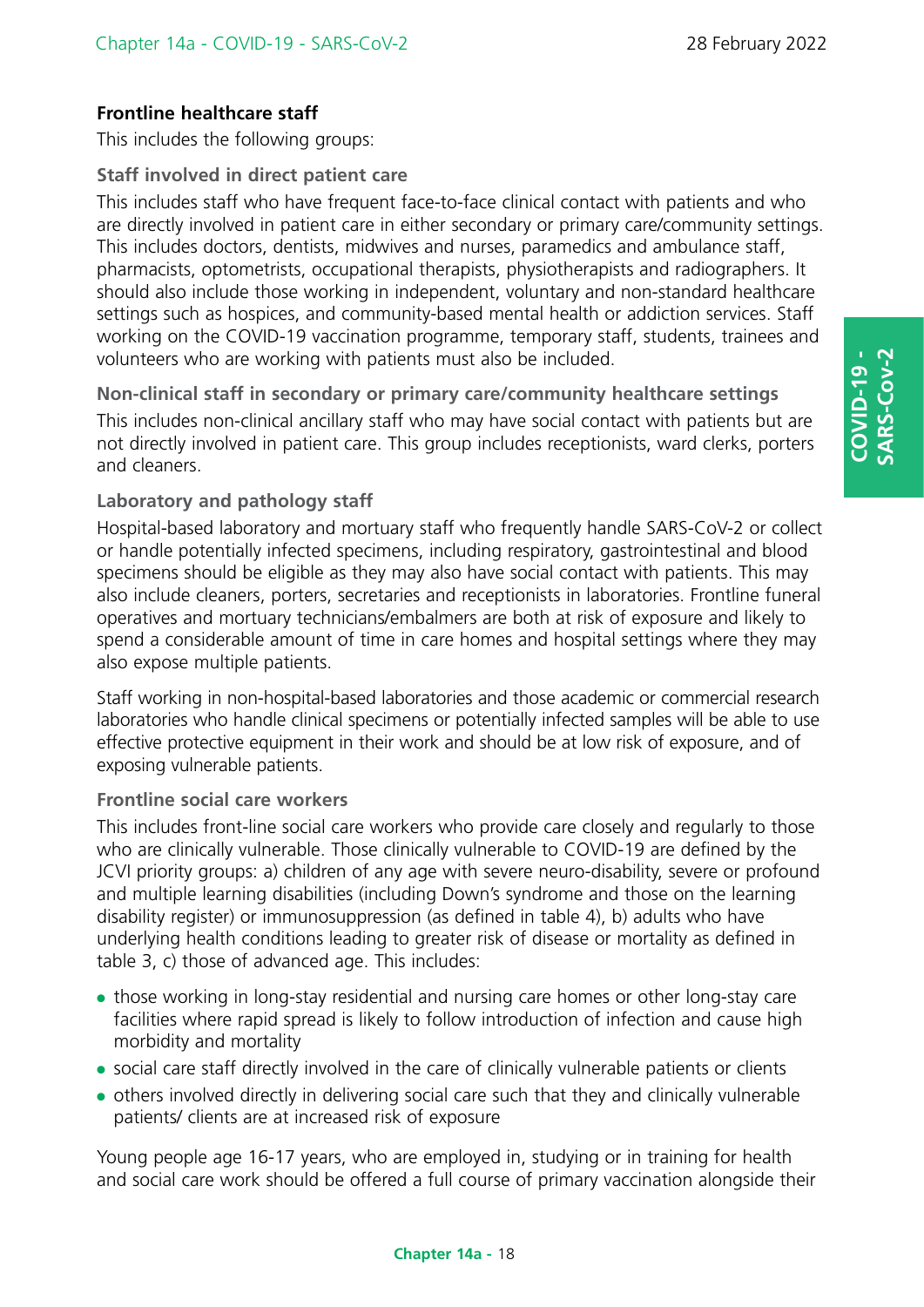**Frontline healthcare staff**

This includes the following groups:

### Staff involved in direct patient care

This includes staff who have frequent face-to-face clinical contact with patients and who are directly involved in patient care in either secondary or primary care/community settings. This includes doctors, dentists, midwives and nurses, paramedics and ambulance staff, pharmacists, optometrists, occupational therapists, physiotherapists and radiographers. It should also include those working in independent, voluntary and non-standard healthcare settings such as hospices, and community-based mental health or addiction services. Staff working on the COVID-19 vaccination programme, temporary staff, students, trainees and volunteers who are working with patients must also be included.

### Non-clinical staff in secondary or primary care/community healthcare settings

This includes non-clinical ancillary staff who may have social contact with patients but are not directly involved in patient care. This group includes receptionists, ward clerks, porters and cleaners.

### Laboratory and pathology staff

Hospital-based laboratory and mortuary staff who frequently handle SARS-CoV-2 or collect or handle potentially infected specimens, including respiratory, gastrointestinal and blood specimens should be eligible as they may also have social contact with patients. This may also include cleaners, porters, secretaries and receptionists in laboratories. Frontline funeral operatives and mortuary technicians/embalmers are both at risk of exposure and likely to spend a considerable amount of time in care homes and hospital settings where they may also expose multiple patients.

Staff working in non-hospital-based laboratories and those academic or commercial research laboratories who handle clinical specimens or potentially infected samples will be able to use effective protective equipment in their work and should be at low risk of exposure, and of exposing vulnerable patients.

### Frontline social care workers

This includes front-line social care workers who provide care closely and regularly to those who are clinically vulnerable. Those clinically vulnerable to COVID-19 are defined by the JCVI priority groups: a) children of any age with severe neuro-disability, severe or profound and multiple learning disabilities (including Down's syndrome and those on the learning disability register) or immunosuppression (as defined in table 4), b) adults who have underlying health conditions leading to greater risk of disease or mortality as defined in table 3, c) those of advanced age. This includes:

- those working in long-stay residential and nursing care homes or other long-stay care facilities where rapid spread is likely to follow introduction of infection and cause high morbidity and mortality
- social care staff directly involved in the care of clinically vulnerable patients or clients
- others involved directly in delivering social care such that they and clinically vulnerable patients/ clients are at increased risk of exposure

Young people age 16-17 years, who are employed in, studying or in training for health and social care work should be offered a full course of primary vaccination alongside their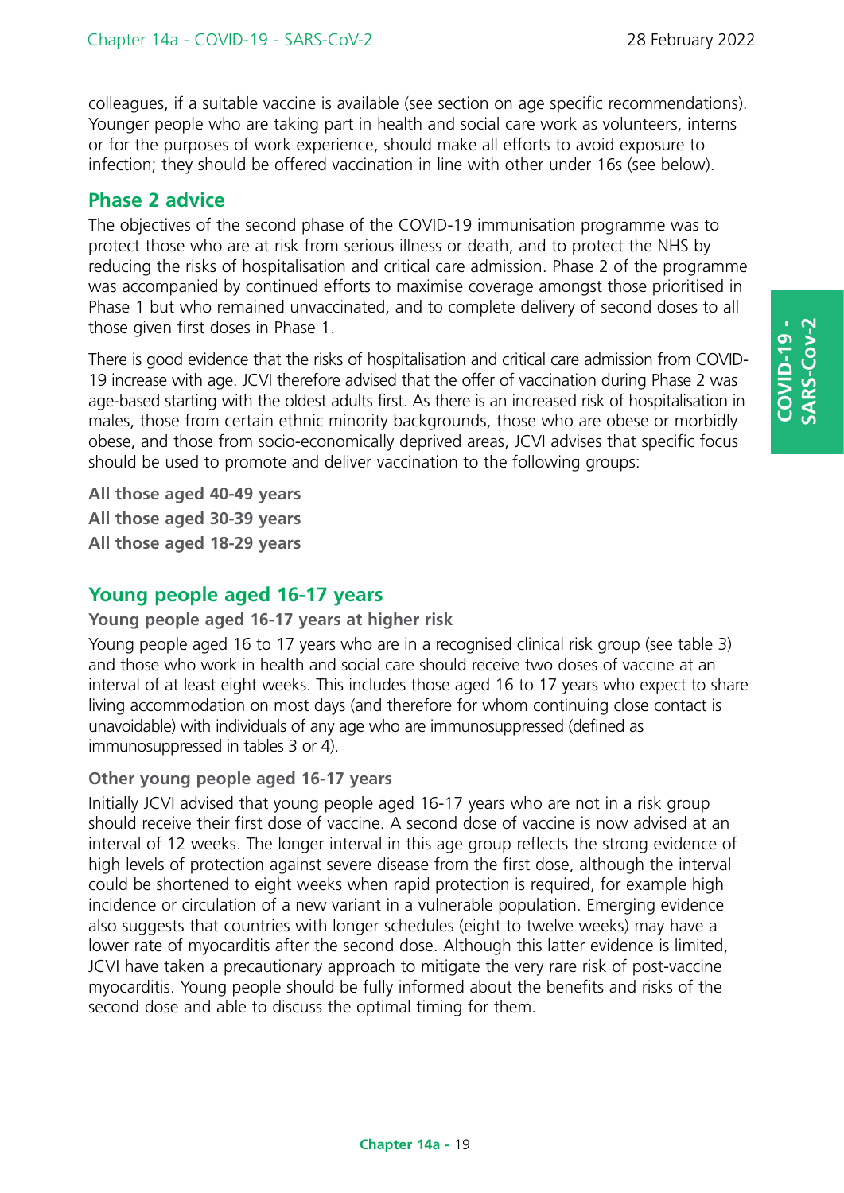colleagues, if a suitable vaccine is available (see section on age specific recommendations). Younger people who are taking part in health and social care work as volunteers, interns or for the purposes of work experience, should make all efforts to avoid exposure to infection; they should be offered vaccination in line with other under 16s (see below).

## Phase 2 advice

The objectives of the second phase of the COVID-19 immunisation programme was to protect those who are at risk from serious illness or death, and to protect the NHS by reducing the risks of hospitalisation and critical care admission. Phase 2 of the programme was accompanied by continued efforts to maximise coverage amongst those prioritised in Phase 1 but who remained unvaccinated, and to complete delivery of second doses to all those given first doses in Phase 1.

There is good evidence that the risks of hospitalisation and critical care admission from COVID-19 increase with age. JCVI therefore advised that the offer of vaccination during Phase 2 was age-based starting with the oldest adults first. As there is an increased risk of hospitalisation in males, those from certain ethnic minority backgrounds, those who are obese or morbidly obese, and those from socio-economically deprived areas, JCVI advises that specific focus should be used to promote and deliver vaccination to the following groups:

**All those aged 40-49 years**
**All those aged 30-39 years**
**All those aged 18-29 years**

## Young people aged 16-17 years

### Young people aged 16-17 years at higher risk

Young people aged 16 to 17 years who are in a recognised clinical risk group (see table 3) and those who work in health and social care should receive two doses of vaccine at an interval of at least eight weeks. This includes those aged 16 to 17 years who expect to share living accommodation on most days (and therefore for whom continuing close contact is unavoidable) with individuals of any age who are immunosuppressed (defined as immunosuppressed in tables 3 or 4).

### Other young people aged 16-17 years

Initially JCVI advised that young people aged 16-17 years who are not in a risk group should receive their first dose of vaccine. A second dose of vaccine is now advised at an interval of 12 weeks. The longer interval in this age group reflects the strong evidence of high levels of protection against severe disease from the first dose, although the interval could be shortened to eight weeks when rapid protection is required, for example high incidence or circulation of a new variant in a vulnerable population. Emerging evidence also suggests that countries with longer schedules (eight to twelve weeks) may have a lower rate of myocarditis after the second dose. Although this latter evidence is limited, JCVI have taken a precautionary approach to mitigate the very rare risk of post-vaccine myocarditis. Young people should be fully informed about the benefits and risks of the second dose and able to discuss the optimal timing for them.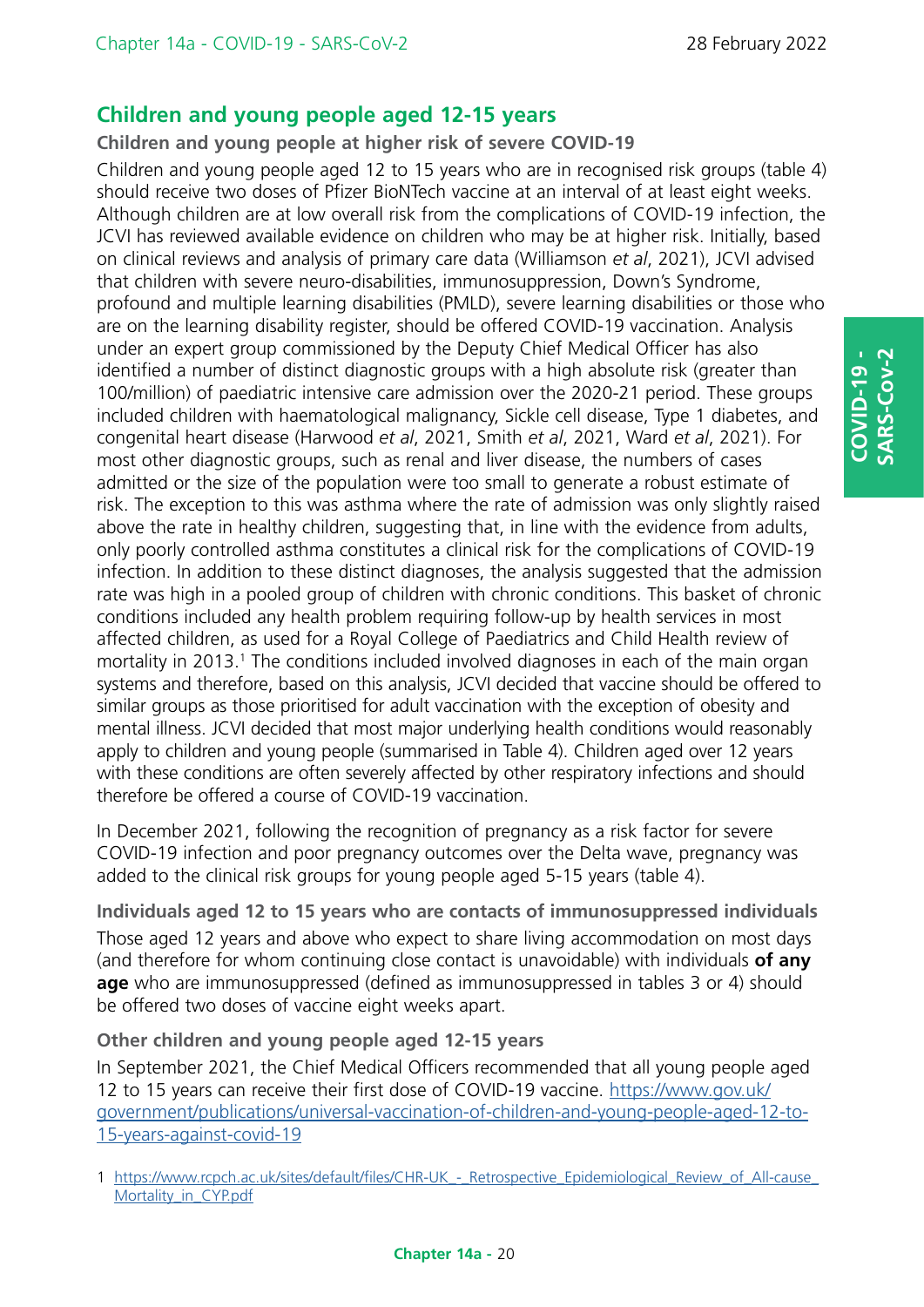## Children and young people aged 12-15 years

### Children and young people at higher risk of severe COVID-19

Children and young people aged 12 to 15 years who are in recognised risk groups (table 4) should receive two doses of Pfizer BioNTech vaccine at an interval of at least eight weeks. Although children are at low overall risk from the complications of COVID-19 infection, the JCVI has reviewed available evidence on children who may be at higher risk. Initially, based on clinical reviews and analysis of primary care data (Williamson *et al*, 2021), JCVI advised that children with severe neuro-disabilities, immunosuppression, Down's Syndrome, profound and multiple learning disabilities (PMLD), severe learning disabilities or those who are on the learning disability register, should be offered COVID-19 vaccination. Analysis under an expert group commissioned by the Deputy Chief Medical Officer has also identified a number of distinct diagnostic groups with a high absolute risk (greater than 100/million) of paediatric intensive care admission over the 2020-21 period. These groups included children with haematological malignancy, Sickle cell disease, Type 1 diabetes, and congenital heart disease (Harwood *et al*, 2021, Smith *et al*, 2021, Ward *et al*, 2021). For most other diagnostic groups, such as renal and liver disease, the numbers of cases admitted or the size of the population were too small to generate a robust estimate of risk. The exception to this was asthma where the rate of admission was only slightly raised above the rate in healthy children, suggesting that, in line with the evidence from adults, only poorly controlled asthma constitutes a clinical risk for the complications of COVID-19 infection. In addition to these distinct diagnoses, the analysis suggested that the admission rate was high in a pooled group of children with chronic conditions. This basket of chronic conditions included any health problem requiring follow-up by health services in most affected children, as used for a Royal College of Paediatrics and Child Health review of mortality in 2013.[1] The conditions included involved diagnoses in each of the main organ systems and therefore, based on this analysis, JCVI decided that vaccine should be offered to similar groups as those prioritised for adult vaccination with the exception of obesity and mental illness. JCVI decided that most major underlying health conditions would reasonably apply to children and young people (summarised in Table 4). Children aged over 12 years with these conditions are often severely affected by other respiratory infections and should therefore be offered a course of COVID-19 vaccination.

In December 2021, following the recognition of pregnancy as a risk factor for severe COVID-19 infection and poor pregnancy outcomes over the Delta wave, pregnancy was added to the clinical risk groups for young people aged 5-15 years (table 4).

### Individuals aged 12 to 15 years who are contacts of immunosuppressed individuals

Those aged 12 years and above who expect to share living accommodation on most days (and therefore for whom continuing close contact is unavoidable) with individuals **of any age** who are immunosuppressed (defined as immunosuppressed in tables 3 or 4) should be offered two doses of vaccine eight weeks apart.

### Other children and young people aged 12-15 years

In September 2021, the Chief Medical Officers recommended that all young people aged 12 to 15 years can receive their first dose of COVID-19 vaccine. https://www.gov.uk/government/publications/universal-vaccination-of-children-and-young-people-aged-12-to-15-years-against-covid-19

[1] https://www.rcpch.ac.uk/sites/default/files/CHR-UK_-_Retrospective_Epidemiological_Review_of_All-cause_Mortality_in_CYP.pdf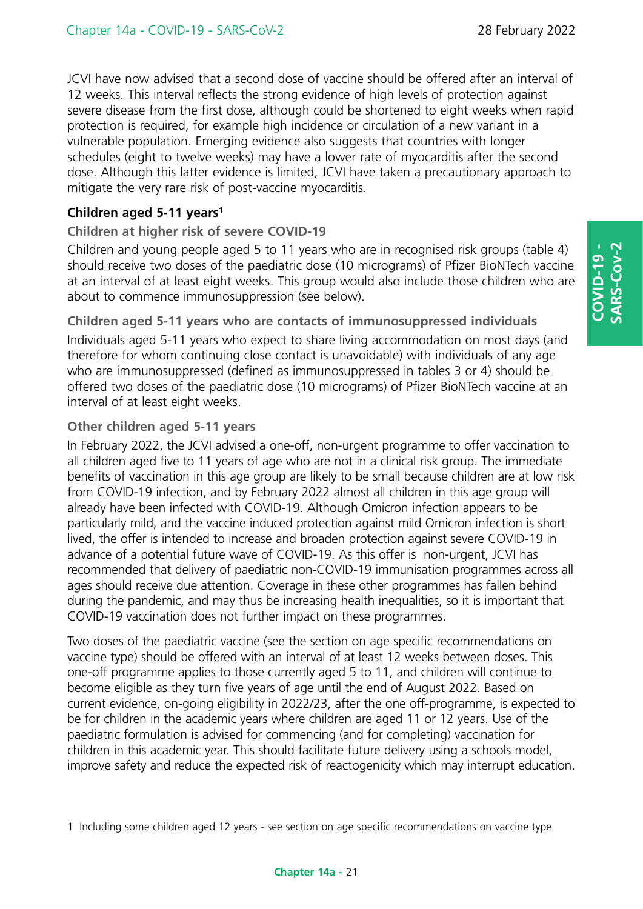JCVI have now advised that a second dose of vaccine should be offered after an interval of 12 weeks. This interval reflects the strong evidence of high levels of protection against severe disease from the first dose, although could be shortened to eight weeks when rapid protection is required, for example high incidence or circulation of a new variant in a vulnerable population. Emerging evidence also suggests that countries with longer schedules (eight to twelve weeks) may have a lower rate of myocarditis after the second dose. Although this latter evidence is limited, JCVI have taken a precautionary approach to mitigate the very rare risk of post-vaccine myocarditis.

### Children aged 5-11 years[1]

#### Children at higher risk of severe COVID-19

Children and young people aged 5 to 11 years who are in recognised risk groups (table 4) should receive two doses of the paediatric dose (10 micrograms) of Pfizer BioNTech vaccine at an interval of at least eight weeks. This group would also include those children who are about to commence immunosuppression (see below).

#### Children aged 5-11 years who are contacts of immunosuppressed individuals

Individuals aged 5-11 years who expect to share living accommodation on most days (and therefore for whom continuing close contact is unavoidable) with individuals of any age who are immunosuppressed (defined as immunosuppressed in tables 3 or 4) should be offered two doses of the paediatric dose (10 micrograms) of Pfizer BioNTech vaccine at an interval of at least eight weeks.

#### Other children aged 5-11 years

In February 2022, the JCVI advised a one-off, non-urgent programme to offer vaccination to all children aged five to 11 years of age who are not in a clinical risk group. The immediate benefits of vaccination in this age group are likely to be small because children are at low risk from COVID-19 infection, and by February 2022 almost all children in this age group will already have been infected with COVID-19. Although Omicron infection appears to be particularly mild, and the vaccine induced protection against mild Omicron infection is short lived, the offer is intended to increase and broaden protection against severe COVID-19 in advance of a potential future wave of COVID-19. As this offer is non-urgent, JCVI has recommended that delivery of paediatric non-COVID-19 immunisation programmes across all ages should receive due attention. Coverage in these other programmes has fallen behind during the pandemic, and may thus be increasing health inequalities, so it is important that COVID-19 vaccination does not further impact on these programmes.

Two doses of the paediatric vaccine (see the section on age specific recommendations on vaccine type) should be offered with an interval of at least 12 weeks between doses. This one-off programme applies to those currently aged 5 to 11, and children will continue to become eligible as they turn five years of age until the end of August 2022. Based on current evidence, on-going eligibility in 2022/23, after the one off-programme, is expected to be for children in the academic years where children are aged 11 or 12 years. Use of the paediatric formulation is advised for commencing (and for completing) vaccination for children in this academic year. This should facilitate future delivery using a schools model, improve safety and reduce the expected risk of reactogenicity which may interrupt education.

1 Including some children aged 12 years - see section on age specific recommendations on vaccine type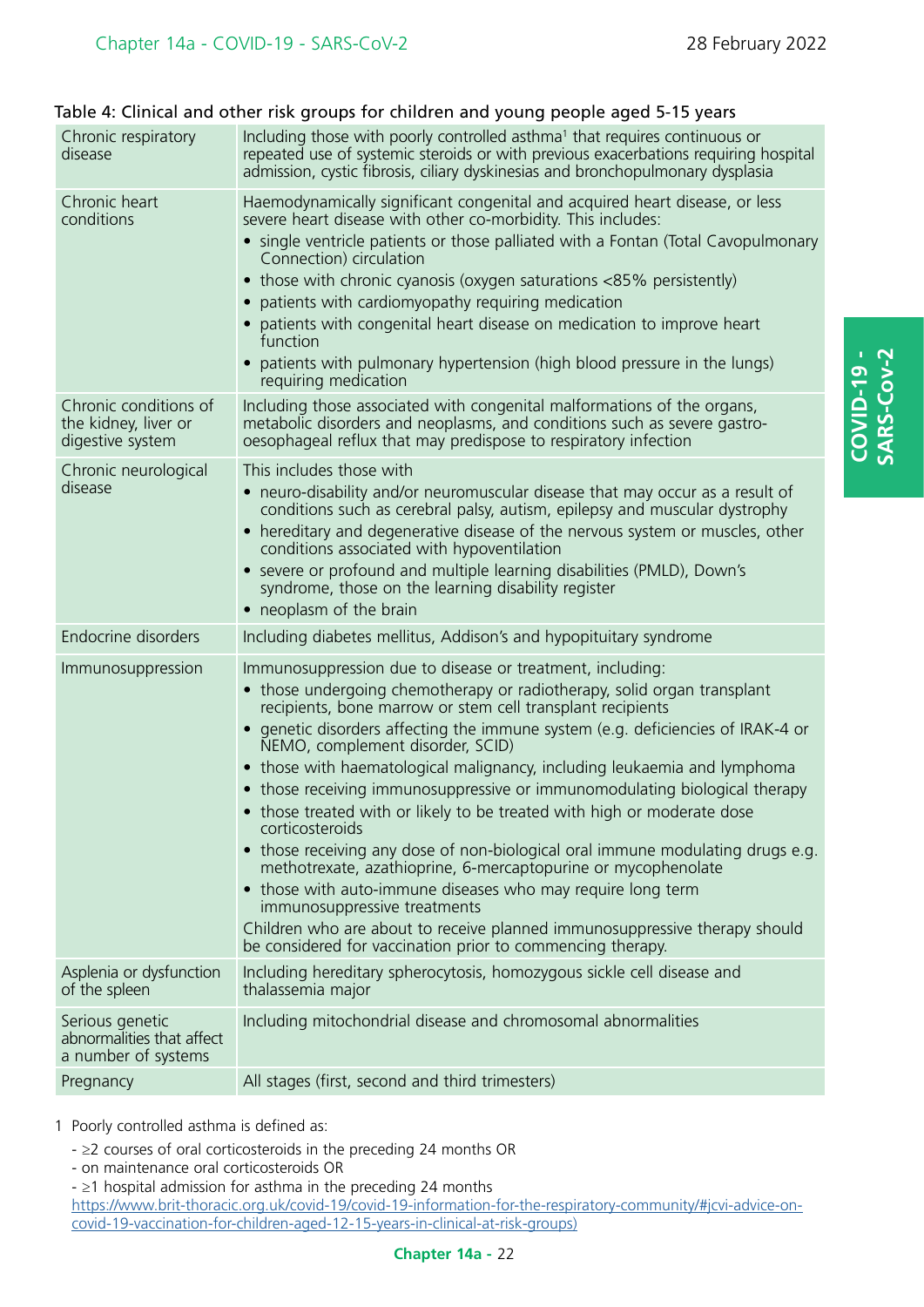Table 4: Clinical and other risk groups for children and young people aged 5-15 years

| | |
|---|---|
| Chronic respiratory disease | Including those with poorly controlled asthma[1] that requires continuous or repeated use of systemic steroids or with previous exacerbations requiring hospital admission, cystic fibrosis, ciliary dyskinesias and bronchopulmonary dysplasia |
| Chronic heart conditions | Haemodynamically significant congenital and acquired heart disease, or less severe heart disease with other co-morbidity. This includes:<br>• single ventricle patients or those palliated with a Fontan (Total Cavopulmonary Connection) circulation<br>• those with chronic cyanosis (oxygen saturations <85% persistently)<br>• patients with cardiomyopathy requiring medication<br>• patients with congenital heart disease on medication to improve heart function<br>• patients with pulmonary hypertension (high blood pressure in the lungs) requiring medication |
| Chronic conditions of the kidney, liver or digestive system | Including those associated with congenital malformations of the organs, metabolic disorders and neoplasms, and conditions such as severe gastro-oesophageal reflux that may predispose to respiratory infection |
| Chronic neurological disease | This includes those with<br>• neuro-disability and/or neuromuscular disease that may occur as a result of conditions such as cerebral palsy, autism, epilepsy and muscular dystrophy<br>• hereditary and degenerative disease of the nervous system or muscles, other conditions associated with hypoventilation<br>• severe or profound and multiple learning disabilities (PMLD), Down's syndrome, those on the learning disability register<br>• neoplasm of the brain |
| Endocrine disorders | Including diabetes mellitus, Addison's and hypopituitary syndrome |
| Immunosuppression | Immunosuppression due to disease or treatment, including:<br>• those undergoing chemotherapy or radiotherapy, solid organ transplant recipients, bone marrow or stem cell transplant recipients<br>• genetic disorders affecting the immune system (e.g. deficiencies of IRAK-4 or NEMO, complement disorder, SCID)<br>• those with haematological malignancy, including leukaemia and lymphoma<br>• those receiving immunosuppressive or immunomodulating biological therapy<br>• those treated with or likely to be treated with high or moderate dose corticosteroids<br>• those receiving any dose of non-biological oral immune modulating drugs e.g. methotrexate, azathioprine, 6-mercaptopurine or mycophenolate<br>• those with auto-immune diseases who may require long term immunosuppressive treatments<br>Children who are about to receive planned immunosuppressive therapy should be considered for vaccination prior to commencing therapy. |
| Asplenia or dysfunction of the spleen | Including hereditary spherocytosis, homozygous sickle cell disease and thalassemia major |
| Serious genetic abnormalities that affect a number of systems | Including mitochondrial disease and chromosomal abnormalities |
| Pregnancy | All stages (first, second and third trimesters) |

1 Poorly controlled asthma is defined as:

- ≥2 courses of oral corticosteroids in the preceding 24 months OR
- on maintenance oral corticosteroids OR
- ≥1 hospital admission for asthma in the preceding 24 months

https://www.brit-thoracic.org.uk/covid-19/covid-19-information-for-the-respiratory-community/#jcvi-advice-on-covid-19-vaccination-for-children-aged-12-15-years-in-clinical-at-risk-groups)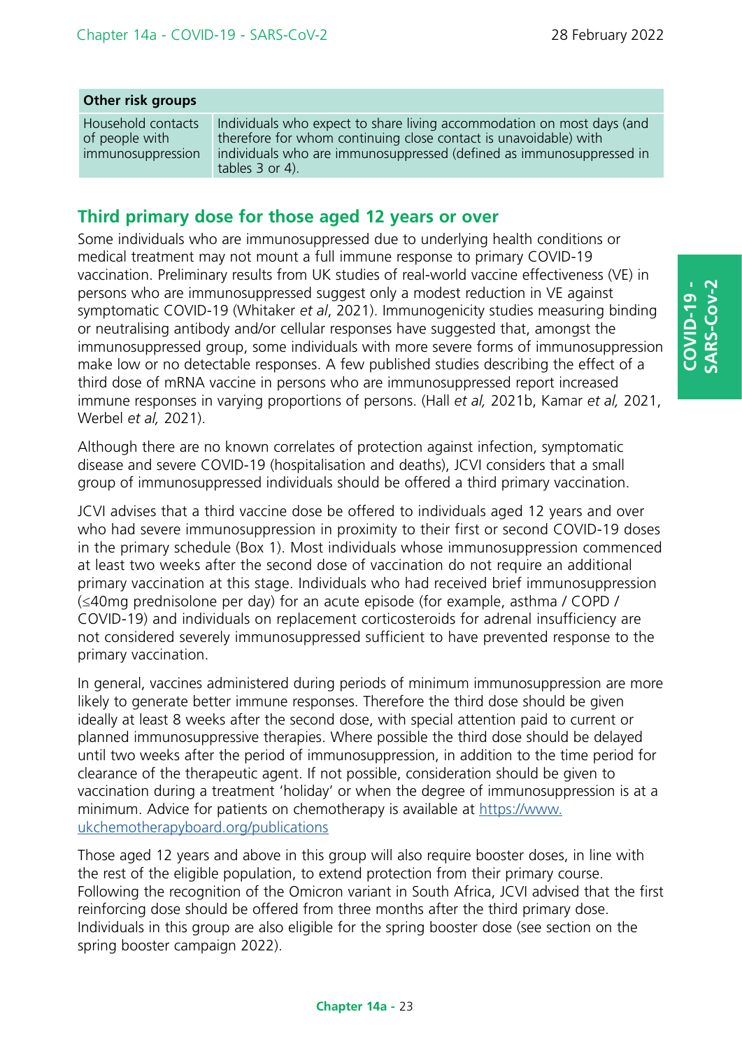| Other risk groups | |
|---|---|
| Household contacts of people with immunosuppression | Individuals who expect to share living accommodation on most days (and therefore for whom continuing close contact is unavoidable) with individuals who are immunosuppressed (defined as immunosuppressed in tables 3 or 4). |

## Third primary dose for those aged 12 years or over

Some individuals who are immunosuppressed due to underlying health conditions or medical treatment may not mount a full immune response to primary COVID-19 vaccination. Preliminary results from UK studies of real-world vaccine effectiveness (VE) in persons who are immunosuppressed suggest only a modest reduction in VE against symptomatic COVID-19 (Whitaker *et al*, 2021). Immunogenicity studies measuring binding or neutralising antibody and/or cellular responses have suggested that, amongst the immunosuppressed group, some individuals with more severe forms of immunosuppression make low or no detectable responses. A few published studies describing the effect of a third dose of mRNA vaccine in persons who are immunosuppressed report increased immune responses in varying proportions of persons. (Hall *et al,* 2021b, Kamar *et al,* 2021, Werbel *et al,* 2021).

Although there are no known correlates of protection against infection, symptomatic disease and severe COVID-19 (hospitalisation and deaths), JCVI considers that a small group of immunosuppressed individuals should be offered a third primary vaccination.

JCVI advises that a third vaccine dose be offered to individuals aged 12 years and over who had severe immunosuppression in proximity to their first or second COVID-19 doses in the primary schedule (Box 1). Most individuals whose immunosuppression commenced at least two weeks after the second dose of vaccination do not require an additional primary vaccination at this stage. Individuals who had received brief immunosuppression (≤40mg prednisolone per day) for an acute episode (for example, asthma / COPD / COVID-19) and individuals on replacement corticosteroids for adrenal insufficiency are not considered severely immunosuppressed sufficient to have prevented response to the primary vaccination.

In general, vaccines administered during periods of minimum immunosuppression are more likely to generate better immune responses. Therefore the third dose should be given ideally at least 8 weeks after the second dose, with special attention paid to current or planned immunosuppressive therapies. Where possible the third dose should be delayed until two weeks after the period of immunosuppression, in addition to the time period for clearance of the therapeutic agent. If not possible, consideration should be given to vaccination during a treatment 'holiday' or when the degree of immunosuppression is at a minimum. Advice for patients on chemotherapy is available at [https://www.ukchemotherapyboard.org/publications](https://www.ukchemotherapyboard.org/publications)

Those aged 12 years and above in this group will also require booster doses, in line with the rest of the eligible population, to extend protection from their primary course. Following the recognition of the Omicron variant in South Africa, JCVI advised that the first reinforcing dose should be offered from three months after the third primary dose. Individuals in this group are also eligible for the spring booster dose (see section on the spring booster campaign 2022).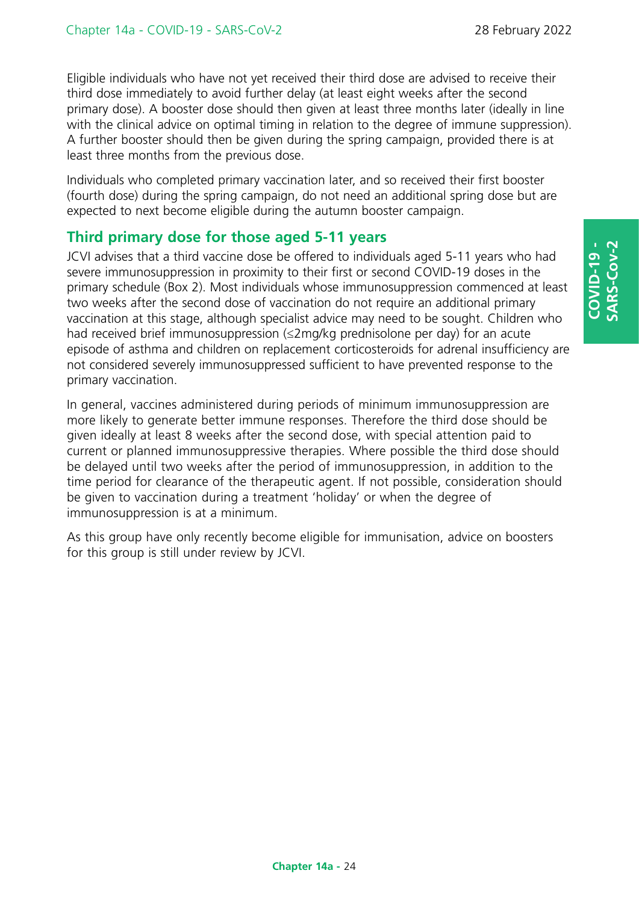Eligible individuals who have not yet received their third dose are advised to receive their third dose immediately to avoid further delay (at least eight weeks after the second primary dose). A booster dose should then given at least three months later (ideally in line with the clinical advice on optimal timing in relation to the degree of immune suppression). A further booster should then be given during the spring campaign, provided there is at least three months from the previous dose.

Individuals who completed primary vaccination later, and so received their first booster (fourth dose) during the spring campaign, do not need an additional spring dose but are expected to next become eligible during the autumn booster campaign.

## Third primary dose for those aged 5-11 years

JCVI advises that a third vaccine dose be offered to individuals aged 5-11 years who had severe immunosuppression in proximity to their first or second COVID-19 doses in the primary schedule (Box 2). Most individuals whose immunosuppression commenced at least two weeks after the second dose of vaccination do not require an additional primary vaccination at this stage, although specialist advice may need to be sought. Children who had received brief immunosuppression (≤2mg/kg prednisolone per day) for an acute episode of asthma and children on replacement corticosteroids for adrenal insufficiency are not considered severely immunosuppressed sufficient to have prevented response to the primary vaccination.

In general, vaccines administered during periods of minimum immunosuppression are more likely to generate better immune responses. Therefore the third dose should be given ideally at least 8 weeks after the second dose, with special attention paid to current or planned immunosuppressive therapies. Where possible the third dose should be delayed until two weeks after the period of immunosuppression, in addition to the time period for clearance of the therapeutic agent. If not possible, consideration should be given to vaccination during a treatment 'holiday' or when the degree of immunosuppression is at a minimum.

As this group have only recently become eligible for immunisation, advice on boosters for this group is still under review by JCVI.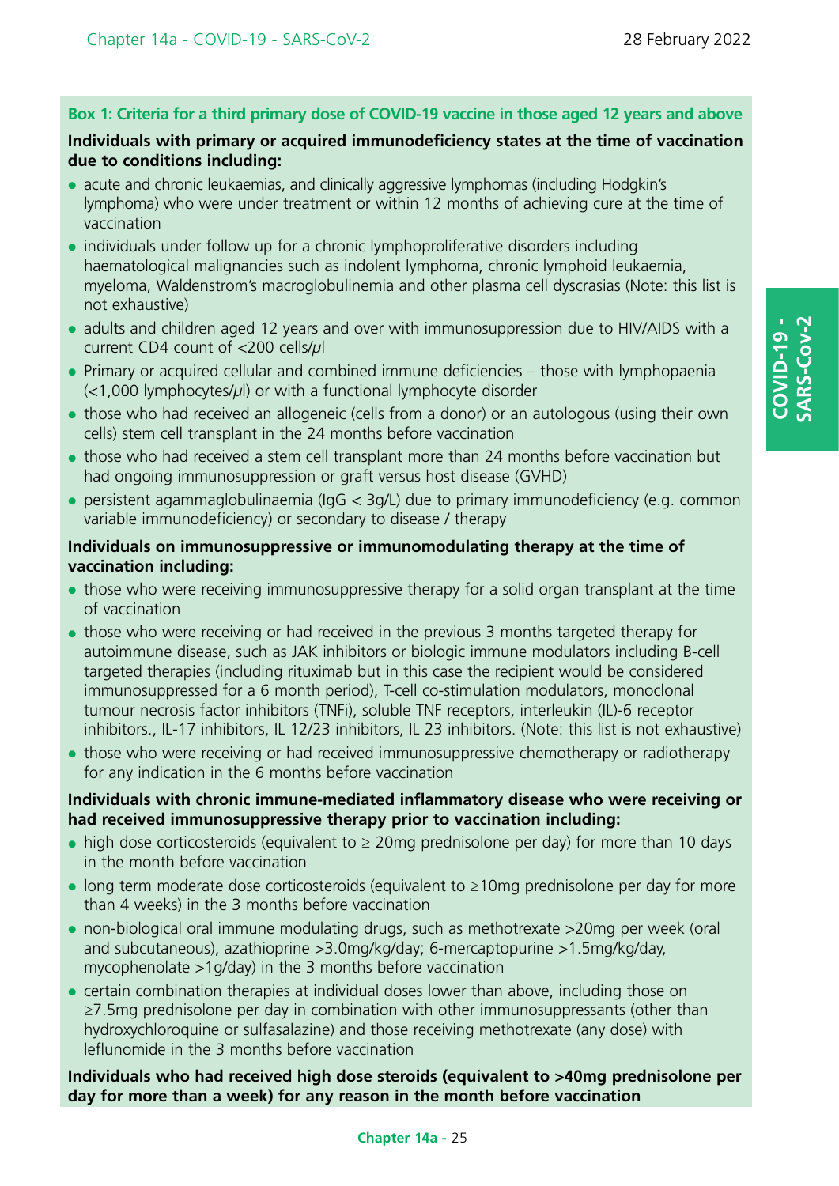**Box 1: Criteria for a third primary dose of COVID-19 vaccine in those aged 12 years and above**

**Individuals with primary or acquired immunodeficiency states at the time of vaccination due to conditions including:**

- acute and chronic leukaemias, and clinically aggressive lymphomas (including Hodgkin's lymphoma) who were under treatment or within 12 months of achieving cure at the time of vaccination
- individuals under follow up for a chronic lymphoproliferative disorders including haematological malignancies such as indolent lymphoma, chronic lymphoid leukaemia, myeloma, Waldenstrom's macroglobulinemia and other plasma cell dyscrasias (Note: this list is not exhaustive)
- adults and children aged 12 years and over with immunosuppression due to HIV/AIDS with a current CD4 count of <200 cells/$\mu$l
- Primary or acquired cellular and combined immune deficiencies – those with lymphopaenia (<1,000 lymphocytes/$\mu$l) or with a functional lymphocyte disorder
- those who had received an allogeneic (cells from a donor) or an autologous (using their own cells) stem cell transplant in the 24 months before vaccination
- those who had received a stem cell transplant more than 24 months before vaccination but had ongoing immunosuppression or graft versus host disease (GVHD)
- persistent agammaglobulinaemia (IgG < 3g/L) due to primary immunodeficiency (e.g. common variable immunodeficiency) or secondary to disease / therapy

**Individuals on immunosuppressive or immunomodulating therapy at the time of vaccination including:**

- those who were receiving immunosuppressive therapy for a solid organ transplant at the time of vaccination
- those who were receiving or had received in the previous 3 months targeted therapy for autoimmune disease, such as JAK inhibitors or biologic immune modulators including B-cell targeted therapies (including rituximab but in this case the recipient would be considered immunosuppressed for a 6 month period), T-cell co-stimulation modulators, monoclonal tumour necrosis factor inhibitors (TNFi), soluble TNF receptors, interleukin (IL)-6 receptor inhibitors., IL-17 inhibitors, IL 12/23 inhibitors, IL 23 inhibitors. (Note: this list is not exhaustive)
- those who were receiving or had received immunosuppressive chemotherapy or radiotherapy for any indication in the 6 months before vaccination

**Individuals with chronic immune-mediated inflammatory disease who were receiving or had received immunosuppressive therapy prior to vaccination including:**

- high dose corticosteroids (equivalent to ≥ 20mg prednisolone per day) for more than 10 days in the month before vaccination
- long term moderate dose corticosteroids (equivalent to ≥10mg prednisolone per day for more than 4 weeks) in the 3 months before vaccination
- non-biological oral immune modulating drugs, such as methotrexate >20mg per week (oral and subcutaneous), azathioprine >3.0mg/kg/day; 6-mercaptopurine >1.5mg/kg/day, mycophenolate >1g/day) in the 3 months before vaccination
- certain combination therapies at individual doses lower than above, including those on ≥7.5mg prednisolone per day in combination with other immunosuppressants (other than hydroxychloroquine or sulfasalazine) and those receiving methotrexate (any dose) with leflunomide in the 3 months before vaccination

**Individuals who had received high dose steroids (equivalent to >40mg prednisolone per day for more than a week) for any reason in the month before vaccination**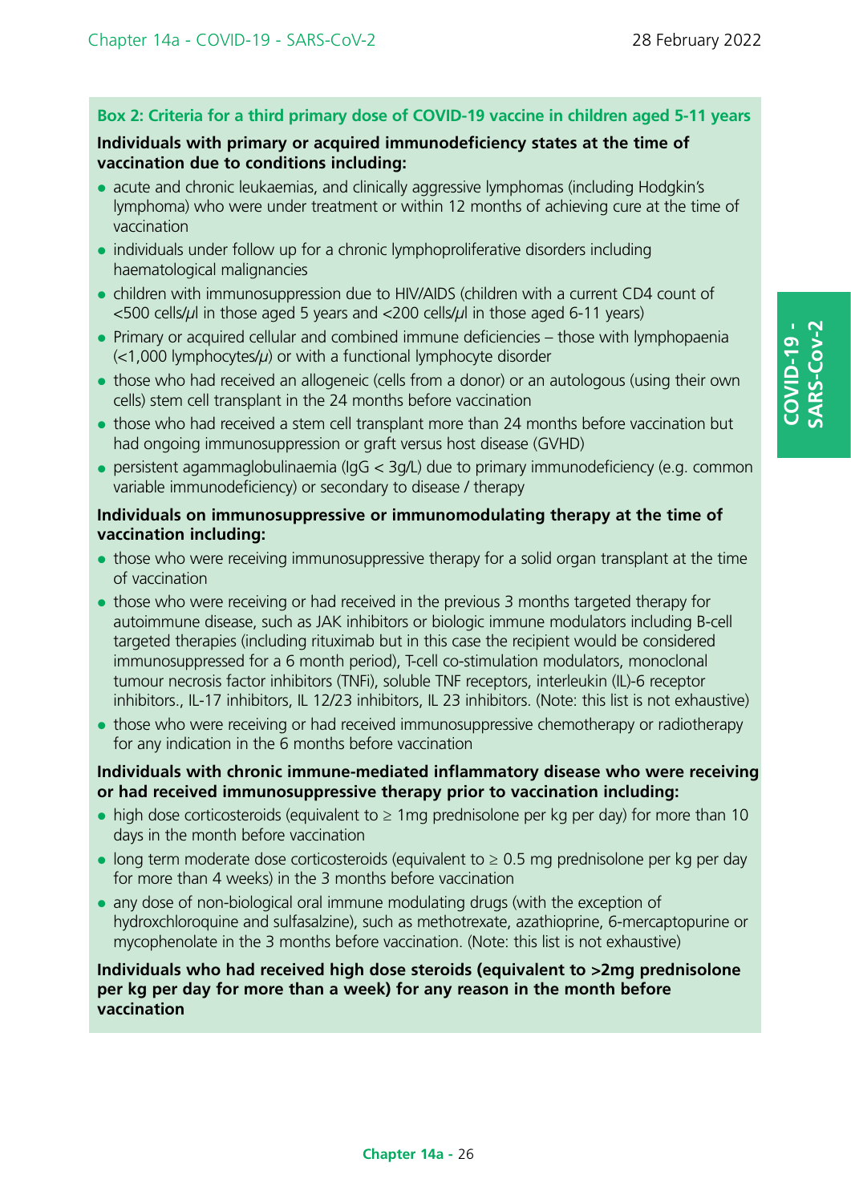### Box 2: Criteria for a third primary dose of COVID-19 vaccine in children aged 5-11 years

**Individuals with primary or acquired immunodeficiency states at the time of vaccination due to conditions including:**

- acute and chronic leukaemias, and clinically aggressive lymphomas (including Hodgkin's lymphoma) who were under treatment or within 12 months of achieving cure at the time of vaccination
- individuals under follow up for a chronic lymphoproliferative disorders including haematological malignancies
- children with immunosuppression due to HIV/AIDS (children with a current CD4 count of <500 cells/µl in those aged 5 years and <200 cells/µl in those aged 6-11 years)
- Primary or acquired cellular and combined immune deficiencies – those with lymphopaenia (<1,000 lymphocytes/µ) or with a functional lymphocyte disorder
- those who had received an allogeneic (cells from a donor) or an autologous (using their own cells) stem cell transplant in the 24 months before vaccination
- those who had received a stem cell transplant more than 24 months before vaccination but had ongoing immunosuppression or graft versus host disease (GVHD)
- persistent agammaglobulinaemia (IgG < 3g/L) due to primary immunodeficiency (e.g. common variable immunodeficiency) or secondary to disease / therapy

**Individuals on immunosuppressive or immunomodulating therapy at the time of vaccination including:**

- those who were receiving immunosuppressive therapy for a solid organ transplant at the time of vaccination
- those who were receiving or had received in the previous 3 months targeted therapy for autoimmune disease, such as JAK inhibitors or biologic immune modulators including B-cell targeted therapies (including rituximab but in this case the recipient would be considered immunosuppressed for a 6 month period), T-cell co-stimulation modulators, monoclonal tumour necrosis factor inhibitors (TNFi), soluble TNF receptors, interleukin (IL)-6 receptor inhibitors., IL-17 inhibitors, IL 12/23 inhibitors, IL 23 inhibitors. (Note: this list is not exhaustive)
- those who were receiving or had received immunosuppressive chemotherapy or radiotherapy for any indication in the 6 months before vaccination

**Individuals with chronic immune-mediated inflammatory disease who were receiving or had received immunosuppressive therapy prior to vaccination including:**

- high dose corticosteroids (equivalent to ≥ 1mg prednisolone per kg per day) for more than 10 days in the month before vaccination
- long term moderate dose corticosteroids (equivalent to ≥ 0.5 mg prednisolone per kg per day for more than 4 weeks) in the 3 months before vaccination
- any dose of non-biological oral immune modulating drugs (with the exception of hydroxchloroquine and sulfasalzine), such as methotrexate, azathioprine, 6-mercaptopurine or mycophenolate in the 3 months before vaccination. (Note: this list is not exhaustive)

**Individuals who had received high dose steroids (equivalent to >2mg prednisolone per kg per day for more than a week) for any reason in the month before vaccination**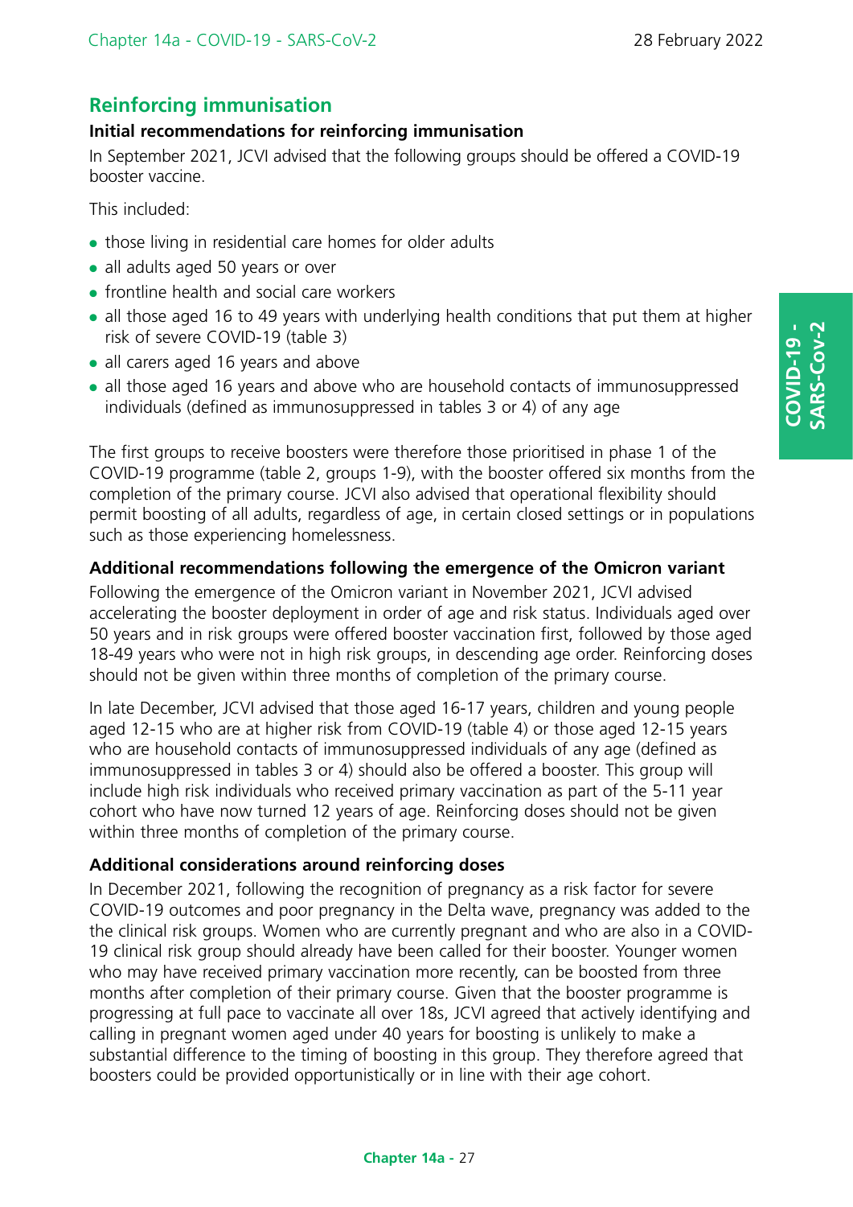## Reinforcing immunisation

### Initial recommendations for reinforcing immunisation

In September 2021, JCVI advised that the following groups should be offered a COVID-19 booster vaccine.

This included:

- those living in residential care homes for older adults
- all adults aged 50 years or over
- frontline health and social care workers
- all those aged 16 to 49 years with underlying health conditions that put them at higher risk of severe COVID-19 (table 3)
- all carers aged 16 years and above
- all those aged 16 years and above who are household contacts of immunosuppressed individuals (defined as immunosuppressed in tables 3 or 4) of any age

The first groups to receive boosters were therefore those prioritised in phase 1 of the COVID-19 programme (table 2, groups 1-9), with the booster offered six months from the completion of the primary course. JCVI also advised that operational flexibility should permit boosting of all adults, regardless of age, in certain closed settings or in populations such as those experiencing homelessness.

### Additional recommendations following the emergence of the Omicron variant

Following the emergence of the Omicron variant in November 2021, JCVI advised accelerating the booster deployment in order of age and risk status. Individuals aged over 50 years and in risk groups were offered booster vaccination first, followed by those aged 18-49 years who were not in high risk groups, in descending age order. Reinforcing doses should not be given within three months of completion of the primary course.

In late December, JCVI advised that those aged 16-17 years, children and young people aged 12-15 who are at higher risk from COVID-19 (table 4) or those aged 12-15 years who are household contacts of immunosuppressed individuals of any age (defined as immunosuppressed in tables 3 or 4) should also be offered a booster. This group will include high risk individuals who received primary vaccination as part of the 5-11 year cohort who have now turned 12 years of age. Reinforcing doses should not be given within three months of completion of the primary course.

### Additional considerations around reinforcing doses

In December 2021, following the recognition of pregnancy as a risk factor for severe COVID-19 outcomes and poor pregnancy in the Delta wave, pregnancy was added to the the clinical risk groups. Women who are currently pregnant and who are also in a COVID-19 clinical risk group should already have been called for their booster. Younger women who may have received primary vaccination more recently, can be boosted from three months after completion of their primary course. Given that the booster programme is progressing at full pace to vaccinate all over 18s, JCVI agreed that actively identifying and calling in pregnant women aged under 40 years for boosting is unlikely to make a substantial difference to the timing of boosting in this group. They therefore agreed that boosters could be provided opportunistically or in line with their age cohort.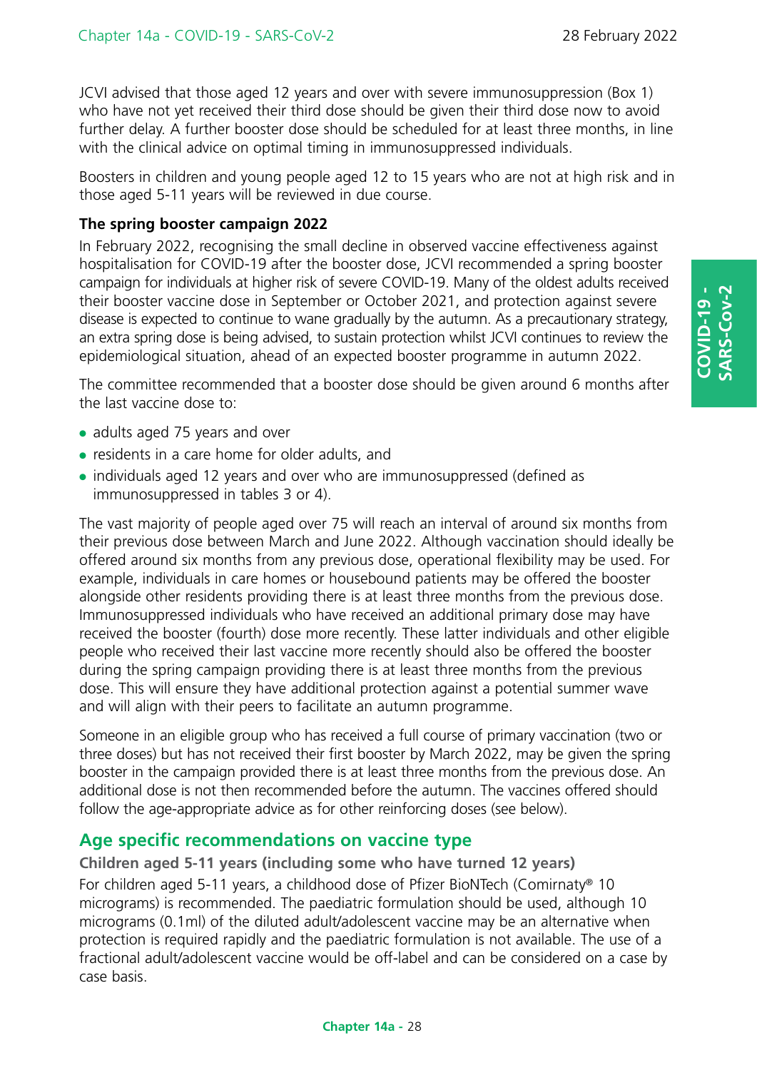JCVI advised that those aged 12 years and over with severe immunosuppression (Box 1) who have not yet received their third dose should be given their third dose now to avoid further delay. A further booster dose should be scheduled for at least three months, in line with the clinical advice on optimal timing in immunosuppressed individuals.

Boosters in children and young people aged 12 to 15 years who are not at high risk and in those aged 5-11 years will be reviewed in due course.

**The spring booster campaign 2022**

In February 2022, recognising the small decline in observed vaccine effectiveness against hospitalisation for COVID-19 after the booster dose, JCVI recommended a spring booster campaign for individuals at higher risk of severe COVID-19. Many of the oldest adults received their booster vaccine dose in September or October 2021, and protection against severe disease is expected to continue to wane gradually by the autumn. As a precautionary strategy, an extra spring dose is being advised, to sustain protection whilst JCVI continues to review the epidemiological situation, ahead of an expected booster programme in autumn 2022.

The committee recommended that a booster dose should be given around 6 months after the last vaccine dose to:

- adults aged 75 years and over
- residents in a care home for older adults, and
- individuals aged 12 years and over who are immunosuppressed (defined as immunosuppressed in tables 3 or 4).

The vast majority of people aged over 75 will reach an interval of around six months from their previous dose between March and June 2022. Although vaccination should ideally be offered around six months from any previous dose, operational flexibility may be used. For example, individuals in care homes or housebound patients may be offered the booster alongside other residents providing there is at least three months from the previous dose. Immunosuppressed individuals who have received an additional primary dose may have received the booster (fourth) dose more recently. These latter individuals and other eligible people who received their last vaccine more recently should also be offered the booster during the spring campaign providing there is at least three months from the previous dose. This will ensure they have additional protection against a potential summer wave and will align with their peers to facilitate an autumn programme.

Someone in an eligible group who has received a full course of primary vaccination (two or three doses) but has not received their first booster by March 2022, may be given the spring booster in the campaign provided there is at least three months from the previous dose. An additional dose is not then recommended before the autumn. The vaccines offered should follow the age-appropriate advice as for other reinforcing doses (see below).

## Age specific recommendations on vaccine type

### Children aged 5-11 years (including some who have turned 12 years)

For children aged 5-11 years, a childhood dose of Pfizer BioNTech (Comirnaty® 10 micrograms) is recommended. The paediatric formulation should be used, although 10 micrograms (0.1ml) of the diluted adult/adolescent vaccine may be an alternative when protection is required rapidly and the paediatric formulation is not available. The use of a fractional adult/adolescent vaccine would be off-label and can be considered on a case by case basis.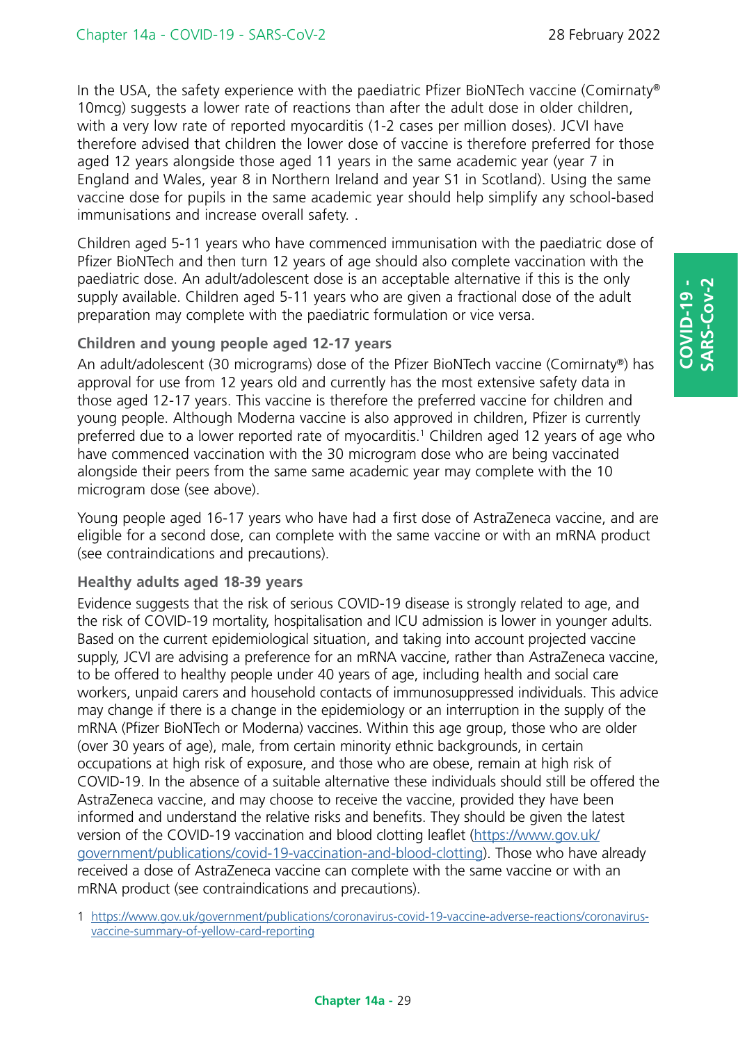In the USA, the safety experience with the paediatric Pfizer BioNTech vaccine (Comirnaty® 10mcg) suggests a lower rate of reactions than after the adult dose in older children, with a very low rate of reported myocarditis (1-2 cases per million doses). JCVI have therefore advised that children the lower dose of vaccine is therefore preferred for those aged 12 years alongside those aged 11 years in the same academic year (year 7 in England and Wales, year 8 in Northern Ireland and year S1 in Scotland). Using the same vaccine dose for pupils in the same academic year should help simplify any school-based immunisations and increase overall safety. .

Children aged 5-11 years who have commenced immunisation with the paediatric dose of Pfizer BioNTech and then turn 12 years of age should also complete vaccination with the paediatric dose. An adult/adolescent dose is an acceptable alternative if this is the only supply available. Children aged 5-11 years who are given a fractional dose of the adult preparation may complete with the paediatric formulation or vice versa.

### Children and young people aged 12-17 years

An adult/adolescent (30 micrograms) dose of the Pfizer BioNTech vaccine (Comirnaty®) has approval for use from 12 years old and currently has the most extensive safety data in those aged 12-17 years. This vaccine is therefore the preferred vaccine for children and young people. Although Moderna vaccine is also approved in children, Pfizer is currently preferred due to a lower reported rate of myocarditis.[1] Children aged 12 years of age who have commenced vaccination with the 30 microgram dose who are being vaccinated alongside their peers from the same same academic year may complete with the 10 microgram dose (see above).

Young people aged 16-17 years who have had a first dose of AstraZeneca vaccine, and are eligible for a second dose, can complete with the same vaccine or with an mRNA product (see contraindications and precautions).

### Healthy adults aged 18-39 years

Evidence suggests that the risk of serious COVID-19 disease is strongly related to age, and the risk of COVID-19 mortality, hospitalisation and ICU admission is lower in younger adults. Based on the current epidemiological situation, and taking into account projected vaccine supply, JCVI are advising a preference for an mRNA vaccine, rather than AstraZeneca vaccine, to be offered to healthy people under 40 years of age, including health and social care workers, unpaid carers and household contacts of immunosuppressed individuals. This advice may change if there is a change in the epidemiology or an interruption in the supply of the mRNA (Pfizer BioNTech or Moderna) vaccines. Within this age group, those who are older (over 30 years of age), male, from certain minority ethnic backgrounds, in certain occupations at high risk of exposure, and those who are obese, remain at high risk of COVID-19. In the absence of a suitable alternative these individuals should still be offered the AstraZeneca vaccine, and may choose to receive the vaccine, provided they have been informed and understand the relative risks and benefits. They should be given the latest version of the COVID-19 vaccination and blood clotting leaflet (https://www.gov.uk/government/publications/covid-19-vaccination-and-blood-clotting). Those who have already received a dose of AstraZeneca vaccine can complete with the same vaccine or with an mRNA product (see contraindications and precautions).

1 https://www.gov.uk/government/publications/coronavirus-covid-19-vaccine-adverse-reactions/coronavirus-vaccine-summary-of-yellow-card-reporting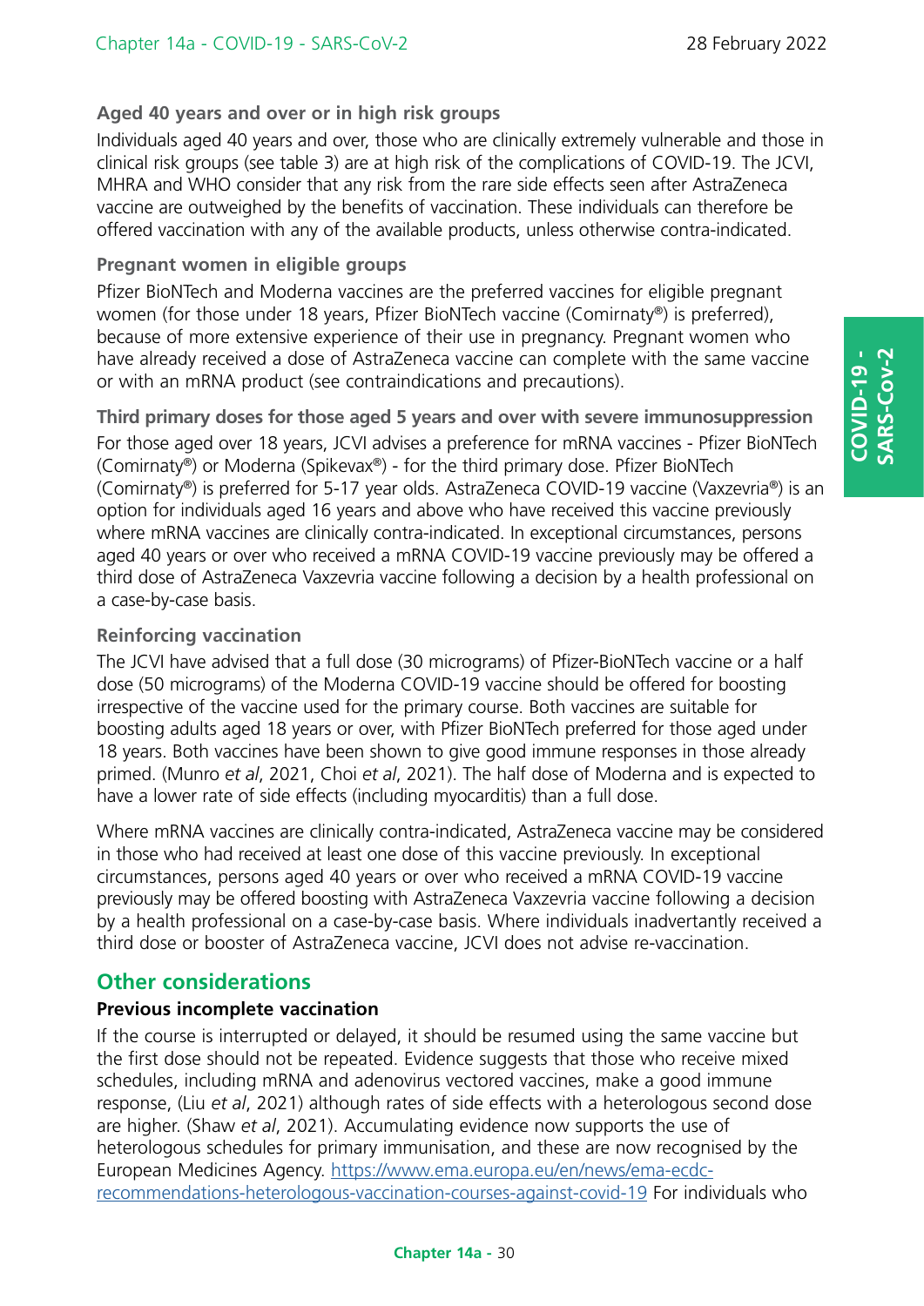### Aged 40 years and over or in high risk groups

Individuals aged 40 years and over, those who are clinically extremely vulnerable and those in clinical risk groups (see table 3) are at high risk of the complications of COVID-19. The JCVI, MHRA and WHO consider that any risk from the rare side effects seen after AstraZeneca vaccine are outweighed by the benefits of vaccination. These individuals can therefore be offered vaccination with any of the available products, unless otherwise contra-indicated.

### Pregnant women in eligible groups

Pfizer BioNTech and Moderna vaccines are the preferred vaccines for eligible pregnant women (for those under 18 years, Pfizer BioNTech vaccine (Comirnaty®) is preferred), because of more extensive experience of their use in pregnancy. Pregnant women who have already received a dose of AstraZeneca vaccine can complete with the same vaccine or with an mRNA product (see contraindications and precautions).

### Third primary doses for those aged 5 years and over with severe immunosuppression

For those aged over 18 years, JCVI advises a preference for mRNA vaccines - Pfizer BioNTech (Comirnaty®) or Moderna (Spikevax®) - for the third primary dose. Pfizer BioNTech (Comirnaty®) is preferred for 5-17 year olds. AstraZeneca COVID-19 vaccine (Vaxzevria®) is an option for individuals aged 16 years and above who have received this vaccine previously where mRNA vaccines are clinically contra-indicated. In exceptional circumstances, persons aged 40 years or over who received a mRNA COVID-19 vaccine previously may be offered a third dose of AstraZeneca Vaxzevria vaccine following a decision by a health professional on a case-by-case basis.

### Reinforcing vaccination

The JCVI have advised that a full dose (30 micrograms) of Pfizer-BioNTech vaccine or a half dose (50 micrograms) of the Moderna COVID-19 vaccine should be offered for boosting irrespective of the vaccine used for the primary course. Both vaccines are suitable for boosting adults aged 18 years or over, with Pfizer BioNTech preferred for those aged under 18 years. Both vaccines have been shown to give good immune responses in those already primed. (Munro *et al*, 2021, Choi *et al*, 2021). The half dose of Moderna and is expected to have a lower rate of side effects (including myocarditis) than a full dose.

Where mRNA vaccines are clinically contra-indicated, AstraZeneca vaccine may be considered in those who had received at least one dose of this vaccine previously. In exceptional circumstances, persons aged 40 years or over who received a mRNA COVID-19 vaccine previously may be offered boosting with AstraZeneca Vaxzevria vaccine following a decision by a health professional on a case-by-case basis. Where individuals inadvertantly received a third dose or booster of AstraZeneca vaccine, JCVI does not advise re-vaccination.

## Other considerations

**Previous incomplete vaccination**

If the course is interrupted or delayed, it should be resumed using the same vaccine but the first dose should not be repeated. Evidence suggests that those who receive mixed schedules, including mRNA and adenovirus vectored vaccines, make a good immune response, (Liu *et al*, 2021) although rates of side effects with a heterologous second dose are higher. (Shaw *et al*, 2021). Accumulating evidence now supports the use of heterologous schedules for primary immunisation, and these are now recognised by the European Medicines Agency. [https://www.ema.europa.eu/en/news/ema-ecdc-recommendations-heterologous-vaccination-courses-against-covid-19](https://www.ema.europa.eu/en/news/ema-ecdc-recommendations-heterologous-vaccination-courses-against-covid-19) For individuals who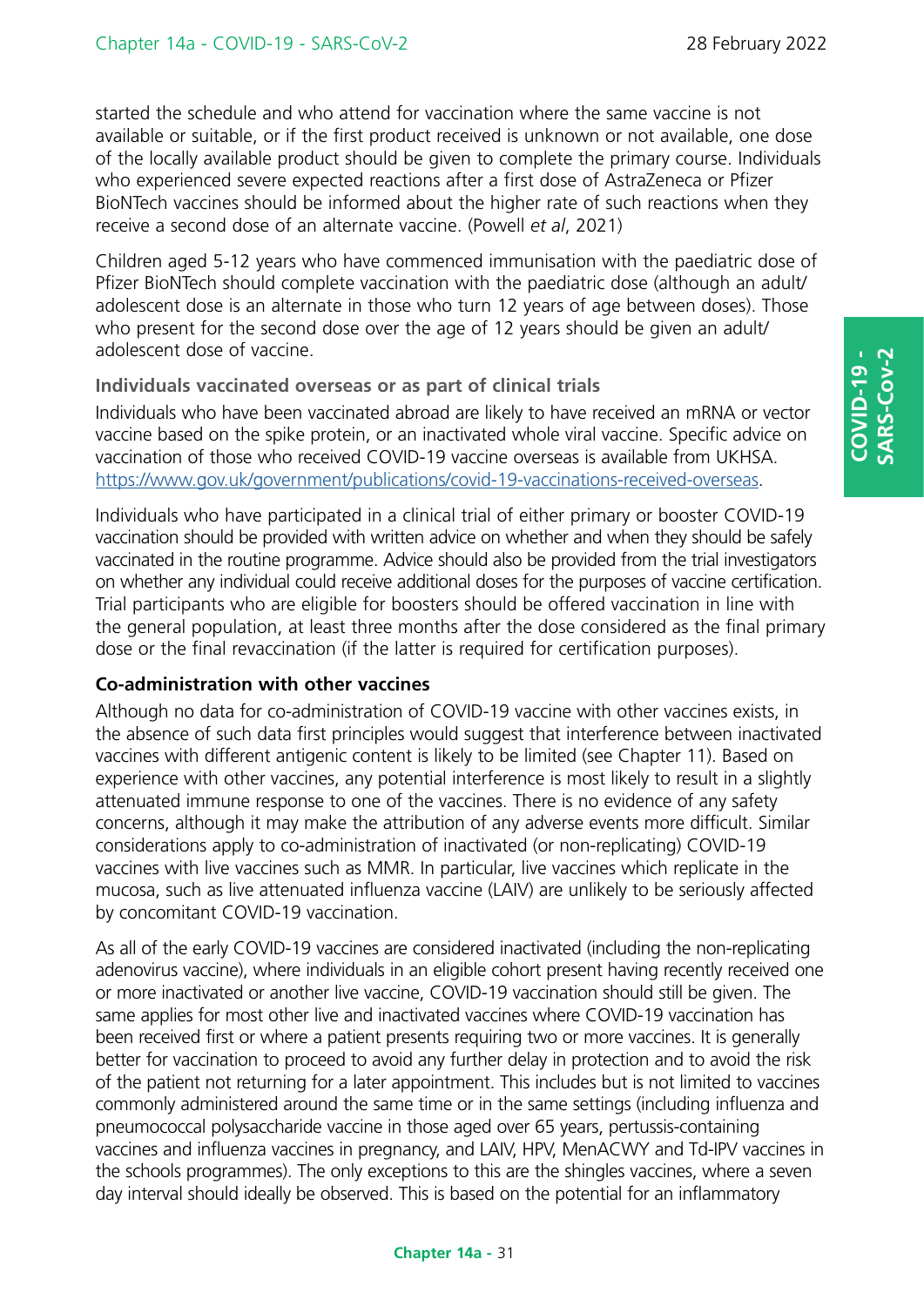started the schedule and who attend for vaccination where the same vaccine is not available or suitable, or if the first product received is unknown or not available, one dose of the locally available product should be given to complete the primary course. Individuals who experienced severe expected reactions after a first dose of AstraZeneca or Pfizer BioNTech vaccines should be informed about the higher rate of such reactions when they receive a second dose of an alternate vaccine. (Powell *et al*, 2021)

Children aged 5-12 years who have commenced immunisation with the paediatric dose of Pfizer BioNTech should complete vaccination with the paediatric dose (although an adult/adolescent dose is an alternate in those who turn 12 years of age between doses). Those who present for the second dose over the age of 12 years should be given an adult/adolescent dose of vaccine.

### Individuals vaccinated overseas or as part of clinical trials

Individuals who have been vaccinated abroad are likely to have received an mRNA or vector vaccine based on the spike protein, or an inactivated whole viral vaccine. Specific advice on vaccination of those who received COVID-19 vaccine overseas is available from UKHSA. https://www.gov.uk/government/publications/covid-19-vaccinations-received-overseas.

Individuals who have participated in a clinical trial of either primary or booster COVID-19 vaccination should be provided with written advice on whether and when they should be safely vaccinated in the routine programme. Advice should also be provided from the trial investigators on whether any individual could receive additional doses for the purposes of vaccine certification. Trial participants who are eligible for boosters should be offered vaccination in line with the general population, at least three months after the dose considered as the final primary dose or the final revaccination (if the latter is required for certification purposes).

## Co-administration with other vaccines

Although no data for co-administration of COVID-19 vaccine with other vaccines exists, in the absence of such data first principles would suggest that interference between inactivated vaccines with different antigenic content is likely to be limited (see Chapter 11). Based on experience with other vaccines, any potential interference is most likely to result in a slightly attenuated immune response to one of the vaccines. There is no evidence of any safety concerns, although it may make the attribution of any adverse events more difficult. Similar considerations apply to co-administration of inactivated (or non-replicating) COVID-19 vaccines with live vaccines such as MMR. In particular, live vaccines which replicate in the mucosa, such as live attenuated influenza vaccine (LAIV) are unlikely to be seriously affected by concomitant COVID-19 vaccination.

As all of the early COVID-19 vaccines are considered inactivated (including the non-replicating adenovirus vaccine), where individuals in an eligible cohort present having recently received one or more inactivated or another live vaccine, COVID-19 vaccination should still be given. The same applies for most other live and inactivated vaccines where COVID-19 vaccination has been received first or where a patient presents requiring two or more vaccines. It is generally better for vaccination to proceed to avoid any further delay in protection and to avoid the risk of the patient not returning for a later appointment. This includes but is not limited to vaccines commonly administered around the same time or in the same settings (including influenza and pneumococcal polysaccharide vaccine in those aged over 65 years, pertussis-containing vaccines and influenza vaccines in pregnancy, and LAIV, HPV, MenACWY and Td-IPV vaccines in the schools programmes). The only exceptions to this are the shingles vaccines, where a seven day interval should ideally be observed. This is based on the potential for an inflammatory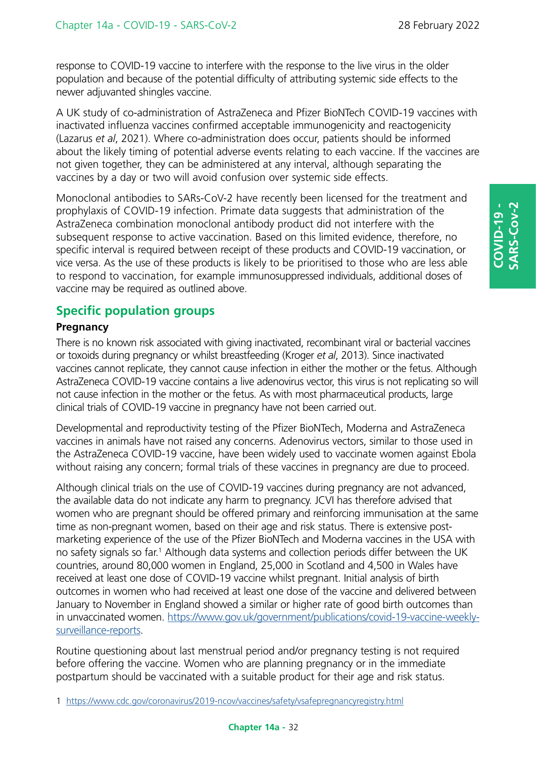response to COVID-19 vaccine to interfere with the response to the live virus in the older population and because of the potential difficulty of attributing systemic side effects to the newer adjuvanted shingles vaccine.

A UK study of co-administration of AstraZeneca and Pfizer BioNTech COVID-19 vaccines with inactivated influenza vaccines confirmed acceptable immunogenicity and reactogenicity (Lazarus *et al*, 2021). Where co-administration does occur, patients should be informed about the likely timing of potential adverse events relating to each vaccine. If the vaccines are not given together, they can be administered at any interval, although separating the vaccines by a day or two will avoid confusion over systemic side effects.

Monoclonal antibodies to SARs-CoV-2 have recently been licensed for the treatment and prophylaxis of COVID-19 infection. Primate data suggests that administration of the AstraZeneca combination monoclonal antibody product did not interfere with the subsequent response to active vaccination. Based on this limited evidence, therefore, no specific interval is required between receipt of these products and COVID-19 vaccination, or vice versa. As the use of these products is likely to be prioritised to those who are less able to respond to vaccination, for example immunosuppressed individuals, additional doses of vaccine may be required as outlined above.

## Specific population groups

### Pregnancy

There is no known risk associated with giving inactivated, recombinant viral or bacterial vaccines or toxoids during pregnancy or whilst breastfeeding (Kroger *et al*, 2013). Since inactivated vaccines cannot replicate, they cannot cause infection in either the mother or the fetus. Although AstraZeneca COVID-19 vaccine contains a live adenovirus vector, this virus is not replicating so will not cause infection in the mother or the fetus. As with most pharmaceutical products, large clinical trials of COVID-19 vaccine in pregnancy have not been carried out.

Developmental and reproductivity testing of the Pfizer BioNTech, Moderna and AstraZeneca vaccines in animals have not raised any concerns. Adenovirus vectors, similar to those used in the AstraZeneca COVID-19 vaccine, have been widely used to vaccinate women against Ebola without raising any concern; formal trials of these vaccines in pregnancy are due to proceed.

Although clinical trials on the use of COVID-19 vaccines during pregnancy are not advanced, the available data do not indicate any harm to pregnancy. JCVI has therefore advised that women who are pregnant should be offered primary and reinforcing immunisation at the same time as non-pregnant women, based on their age and risk status. There is extensive post-marketing experience of the use of the Pfizer BioNTech and Moderna vaccines in the USA with no safety signals so far.[1] Although data systems and collection periods differ between the UK countries, around 80,000 women in England, 25,000 in Scotland and 4,500 in Wales have received at least one dose of COVID-19 vaccine whilst pregnant. Initial analysis of birth outcomes in women who had received at least one dose of the vaccine and delivered between January to November in England showed a similar or higher rate of good birth outcomes than in unvaccinated women. https://www.gov.uk/government/publications/covid-19-vaccine-weekly-surveillance-reports.

Routine questioning about last menstrual period and/or pregnancy testing is not required before offering the vaccine. Women who are planning pregnancy or in the immediate postpartum should be vaccinated with a suitable product for their age and risk status.

1 https://www.cdc.gov/coronavirus/2019-ncov/vaccines/safety/vsafepregnancyregistry.html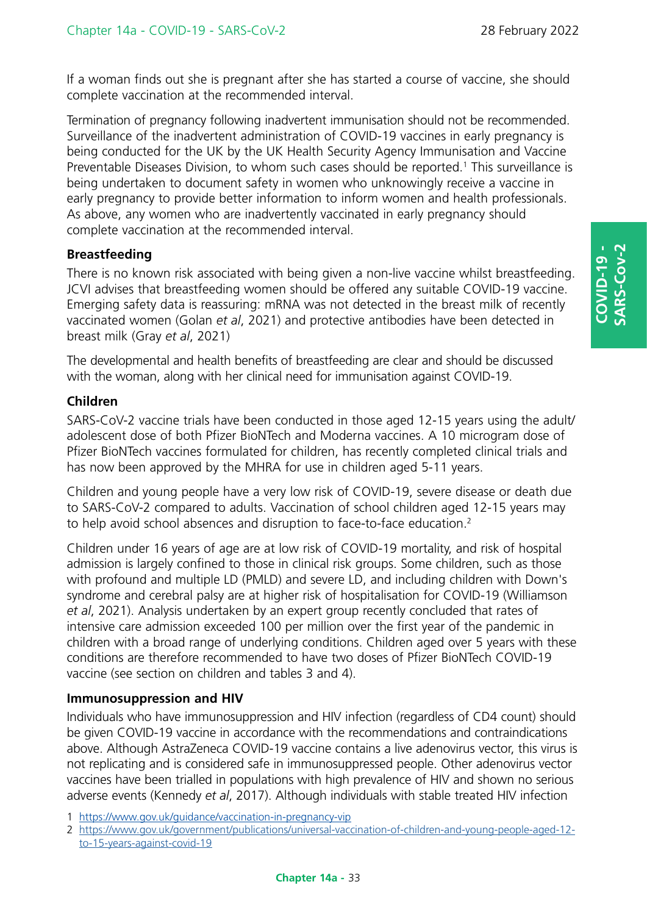If a woman finds out she is pregnant after she has started a course of vaccine, she should complete vaccination at the recommended interval.

Termination of pregnancy following inadvertent immunisation should not be recommended. Surveillance of the inadvertent administration of COVID-19 vaccines in early pregnancy is being conducted for the UK by the UK Health Security Agency Immunisation and Vaccine Preventable Diseases Division, to whom such cases should be reported.[1] This surveillance is being undertaken to document safety in women who unknowingly receive a vaccine in early pregnancy to provide better information to inform women and health professionals. As above, any women who are inadvertently vaccinated in early pregnancy should complete vaccination at the recommended interval.

### Breastfeeding

There is no known risk associated with being given a non-live vaccine whilst breastfeeding. JCVI advises that breastfeeding women should be offered any suitable COVID-19 vaccine. Emerging safety data is reassuring: mRNA was not detected in the breast milk of recently vaccinated women (Golan *et al*, 2021) and protective antibodies have been detected in breast milk (Gray *et al*, 2021)

The developmental and health benefits of breastfeeding are clear and should be discussed with the woman, along with her clinical need for immunisation against COVID-19.

### Children

SARS-CoV-2 vaccine trials have been conducted in those aged 12-15 years using the adult/adolescent dose of both Pfizer BioNTech and Moderna vaccines. A 10 microgram dose of Pfizer BioNTech vaccines formulated for children, has recently completed clinical trials and has now been approved by the MHRA for use in children aged 5-11 years.

Children and young people have a very low risk of COVID-19, severe disease or death due to SARS-CoV-2 compared to adults. Vaccination of school children aged 12-15 years may to help avoid school absences and disruption to face-to-face education.[2]

Children under 16 years of age are at low risk of COVID-19 mortality, and risk of hospital admission is largely confined to those in clinical risk groups. Some children, such as those with profound and multiple LD (PMLD) and severe LD, and including children with Down's syndrome and cerebral palsy are at higher risk of hospitalisation for COVID-19 (Williamson *et al*, 2021). Analysis undertaken by an expert group recently concluded that rates of intensive care admission exceeded 100 per million over the first year of the pandemic in children with a broad range of underlying conditions. Children aged over 5 years with these conditions are therefore recommended to have two doses of Pfizer BioNTech COVID-19 vaccine (see section on children and tables 3 and 4).

### Immunosuppression and HIV

Individuals who have immunosuppression and HIV infection (regardless of CD4 count) should be given COVID-19 vaccine in accordance with the recommendations and contraindications above. Although AstraZeneca COVID-19 vaccine contains a live adenovirus vector, this virus is not replicating and is considered safe in immunosuppressed people. Other adenovirus vector vaccines have been trialled in populations with high prevalence of HIV and shown no serious adverse events (Kennedy *et al*, 2017). Although individuals with stable treated HIV infection

1 https://www.gov.uk/guidance/vaccination-in-pregnancy-vip

2 https://www.gov.uk/government/publications/universal-vaccination-of-children-and-young-people-aged-12-to-15-years-against-covid-19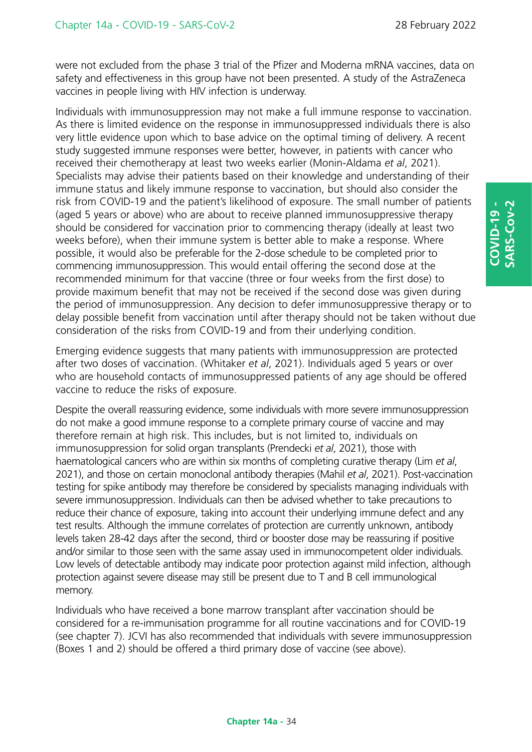were not excluded from the phase 3 trial of the Pfizer and Moderna mRNA vaccines, data on safety and effectiveness in this group have not been presented. A study of the AstraZeneca vaccines in people living with HIV infection is underway.

Individuals with immunosuppression may not make a full immune response to vaccination. As there is limited evidence on the response in immunosuppressed individuals there is also very little evidence upon which to base advice on the optimal timing of delivery. A recent study suggested immune responses were better, however, in patients with cancer who received their chemotherapy at least two weeks earlier (Monin-Aldama *et al*, 2021). Specialists may advise their patients based on their knowledge and understanding of their immune status and likely immune response to vaccination, but should also consider the risk from COVID-19 and the patient's likelihood of exposure. The small number of patients (aged 5 years or above) who are about to receive planned immunosuppressive therapy should be considered for vaccination prior to commencing therapy (ideally at least two weeks before), when their immune system is better able to make a response. Where possible, it would also be preferable for the 2-dose schedule to be completed prior to commencing immunosuppression. This would entail offering the second dose at the recommended minimum for that vaccine (three or four weeks from the first dose) to provide maximum benefit that may not be received if the second dose was given during the period of immunosuppression. Any decision to defer immunosuppressive therapy or to delay possible benefit from vaccination until after therapy should not be taken without due consideration of the risks from COVID-19 and from their underlying condition.

Emerging evidence suggests that many patients with immunosuppression are protected after two doses of vaccination. (Whitaker *et al*, 2021). Individuals aged 5 years or over who are household contacts of immunosuppressed patients of any age should be offered vaccine to reduce the risks of exposure.

Despite the overall reassuring evidence, some individuals with more severe immunosuppression do not make a good immune response to a complete primary course of vaccine and may therefore remain at high risk. This includes, but is not limited to, individuals on immunosuppression for solid organ transplants (Prendecki *et al*, 2021), those with haematological cancers who are within six months of completing curative therapy (Lim *et al*, 2021), and those on certain monoclonal antibody therapies (Mahil *et al*, 2021). Post-vaccination testing for spike antibody may therefore be considered by specialists managing individuals with severe immunosuppression. Individuals can then be advised whether to take precautions to reduce their chance of exposure, taking into account their underlying immune defect and any test results. Although the immune correlates of protection are currently unknown, antibody levels taken 28-42 days after the second, third or booster dose may be reassuring if positive and/or similar to those seen with the same assay used in immunocompetent older individuals. Low levels of detectable antibody may indicate poor protection against mild infection, although protection against severe disease may still be present due to T and B cell immunological memory.

Individuals who have received a bone marrow transplant after vaccination should be considered for a re-immunisation programme for all routine vaccinations and for COVID-19 (see chapter 7). JCVI has also recommended that individuals with severe immunosuppression (Boxes 1 and 2) should be offered a third primary dose of vaccine (see above).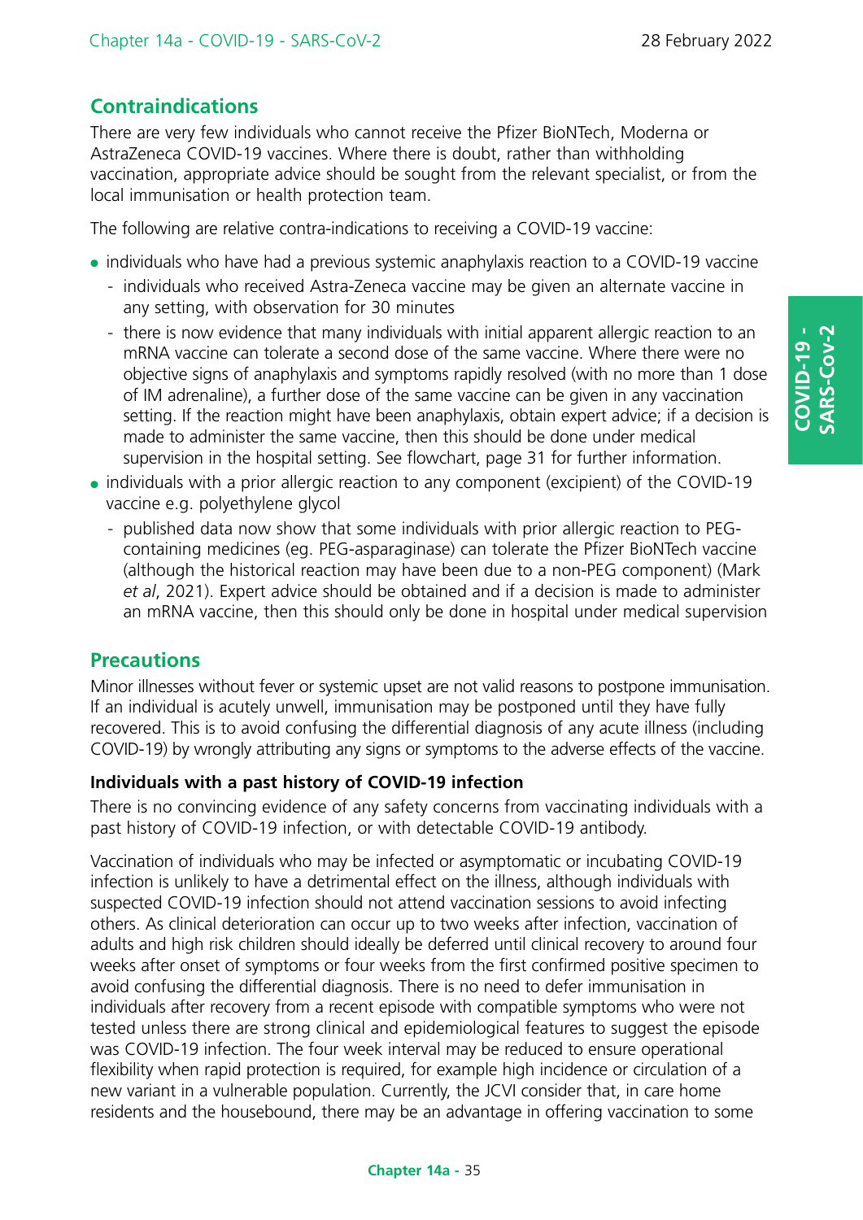## Contraindications

There are very few individuals who cannot receive the Pfizer BioNTech, Moderna or AstraZeneca COVID-19 vaccines. Where there is doubt, rather than withholding vaccination, appropriate advice should be sought from the relevant specialist, or from the local immunisation or health protection team.

The following are relative contra-indications to receiving a COVID-19 vaccine:

- individuals who have had a previous systemic anaphylaxis reaction to a COVID-19 vaccine
  - individuals who received Astra-Zeneca vaccine may be given an alternate vaccine in any setting, with observation for 30 minutes
  - there is now evidence that many individuals with initial apparent allergic reaction to an mRNA vaccine can tolerate a second dose of the same vaccine. Where there were no objective signs of anaphylaxis and symptoms rapidly resolved (with no more than 1 dose of IM adrenaline), a further dose of the same vaccine can be given in any vaccination setting. If the reaction might have been anaphylaxis, obtain expert advice; if a decision is made to administer the same vaccine, then this should be done under medical supervision in the hospital setting. See flowchart, page 31 for further information.
- individuals with a prior allergic reaction to any component (excipient) of the COVID-19 vaccine e.g. polyethylene glycol
  - published data now show that some individuals with prior allergic reaction to PEG-containing medicines (eg. PEG-asparaginase) can tolerate the Pfizer BioNTech vaccine (although the historical reaction may have been due to a non-PEG component) (Mark *et al*, 2021). Expert advice should be obtained and if a decision is made to administer an mRNA vaccine, then this should only be done in hospital under medical supervision

## Precautions

Minor illnesses without fever or systemic upset are not valid reasons to postpone immunisation. If an individual is acutely unwell, immunisation may be postponed until they have fully recovered. This is to avoid confusing the differential diagnosis of any acute illness (including COVID-19) by wrongly attributing any signs or symptoms to the adverse effects of the vaccine.

### Individuals with a past history of COVID-19 infection

There is no convincing evidence of any safety concerns from vaccinating individuals with a past history of COVID-19 infection, or with detectable COVID-19 antibody.

Vaccination of individuals who may be infected or asymptomatic or incubating COVID-19 infection is unlikely to have a detrimental effect on the illness, although individuals with suspected COVID-19 infection should not attend vaccination sessions to avoid infecting others. As clinical deterioration can occur up to two weeks after infection, vaccination of adults and high risk children should ideally be deferred until clinical recovery to around four weeks after onset of symptoms or four weeks from the first confirmed positive specimen to avoid confusing the differential diagnosis. There is no need to defer immunisation in individuals after recovery from a recent episode with compatible symptoms who were not tested unless there are strong clinical and epidemiological features to suggest the episode was COVID-19 infection. The four week interval may be reduced to ensure operational flexibility when rapid protection is required, for example high incidence or circulation of a new variant in a vulnerable population. Currently, the JCVI consider that, in care home residents and the housebound, there may be an advantage in offering vaccination to some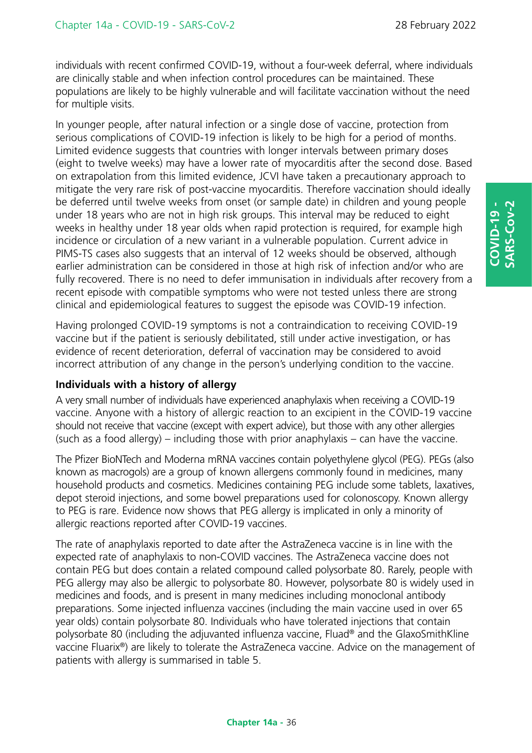individuals with recent confirmed COVID-19, without a four-week deferral, where individuals are clinically stable and when infection control procedures can be maintained. These populations are likely to be highly vulnerable and will facilitate vaccination without the need for multiple visits.

In younger people, after natural infection or a single dose of vaccine, protection from serious complications of COVID-19 infection is likely to be high for a period of months. Limited evidence suggests that countries with longer intervals between primary doses (eight to twelve weeks) may have a lower rate of myocarditis after the second dose. Based on extrapolation from this limited evidence, JCVI have taken a precautionary approach to mitigate the very rare risk of post-vaccine myocarditis. Therefore vaccination should ideally be deferred until twelve weeks from onset (or sample date) in children and young people under 18 years who are not in high risk groups. This interval may be reduced to eight weeks in healthy under 18 year olds when rapid protection is required, for example high incidence or circulation of a new variant in a vulnerable population. Current advice in PIMS-TS cases also suggests that an interval of 12 weeks should be observed, although earlier administration can be considered in those at high risk of infection and/or who are fully recovered. There is no need to defer immunisation in individuals after recovery from a recent episode with compatible symptoms who were not tested unless there are strong clinical and epidemiological features to suggest the episode was COVID-19 infection.

Having prolonged COVID-19 symptoms is not a contraindication to receiving COVID-19 vaccine but if the patient is seriously debilitated, still under active investigation, or has evidence of recent deterioration, deferral of vaccination may be considered to avoid incorrect attribution of any change in the person's underlying condition to the vaccine.

### Individuals with a history of allergy

A very small number of individuals have experienced anaphylaxis when receiving a COVID-19 vaccine. Anyone with a history of allergic reaction to an excipient in the COVID-19 vaccine should not receive that vaccine (except with expert advice), but those with any other allergies (such as a food allergy) – including those with prior anaphylaxis – can have the vaccine.

The Pfizer BioNTech and Moderna mRNA vaccines contain polyethylene glycol (PEG). PEGs (also known as macrogols) are a group of known allergens commonly found in medicines, many household products and cosmetics. Medicines containing PEG include some tablets, laxatives, depot steroid injections, and some bowel preparations used for colonoscopy. Known allergy to PEG is rare. Evidence now shows that PEG allergy is implicated in only a minority of allergic reactions reported after COVID-19 vaccines.

The rate of anaphylaxis reported to date after the AstraZeneca vaccine is in line with the expected rate of anaphylaxis to non-COVID vaccines. The AstraZeneca vaccine does not contain PEG but does contain a related compound called polysorbate 80. Rarely, people with PEG allergy may also be allergic to polysorbate 80. However, polysorbate 80 is widely used in medicines and foods, and is present in many medicines including monoclonal antibody preparations. Some injected influenza vaccines (including the main vaccine used in over 65 year olds) contain polysorbate 80. Individuals who have tolerated injections that contain polysorbate 80 (including the adjuvanted influenza vaccine, Fluad® and the GlaxoSmithKline vaccine Fluarix®) are likely to tolerate the AstraZeneca vaccine. Advice on the management of patients with allergy is summarised in table 5.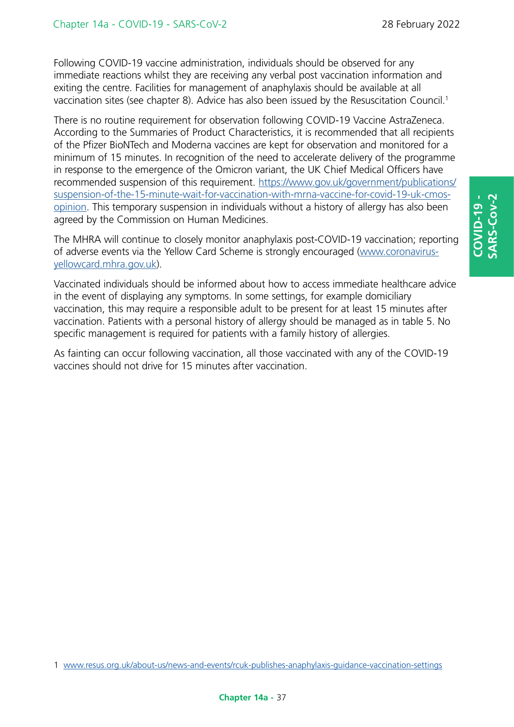Following COVID-19 vaccine administration, individuals should be observed for any immediate reactions whilst they are receiving any verbal post vaccination information and exiting the centre. Facilities for management of anaphylaxis should be available at all vaccination sites (see chapter 8). Advice has also been issued by the Resuscitation Council.[1]

There is no routine requirement for observation following COVID-19 Vaccine AstraZeneca. According to the Summaries of Product Characteristics, it is recommended that all recipients of the Pfizer BioNTech and Moderna vaccines are kept for observation and monitored for a minimum of 15 minutes. In recognition of the need to accelerate delivery of the programme in response to the emergence of the Omicron variant, the UK Chief Medical Officers have recommended suspension of this requirement. https://www.gov.uk/government/publications/suspension-of-the-15-minute-wait-for-vaccination-with-mrna-vaccine-for-covid-19-uk-cmos-opinion. This temporary suspension in individuals without a history of allergy has also been agreed by the Commission on Human Medicines.

The MHRA will continue to closely monitor anaphylaxis post-COVID-19 vaccination; reporting of adverse events via the Yellow Card Scheme is strongly encouraged (www.coronavirus-yellowcard.mhra.gov.uk).

Vaccinated individuals should be informed about how to access immediate healthcare advice in the event of displaying any symptoms. In some settings, for example domiciliary vaccination, this may require a responsible adult to be present for at least 15 minutes after vaccination. Patients with a personal history of allergy should be managed as in table 5. No specific management is required for patients with a family history of allergies.

As fainting can occur following vaccination, all those vaccinated with any of the COVID-19 vaccines should not drive for 15 minutes after vaccination.

1 www.resus.org.uk/about-us/news-and-events/rcuk-publishes-anaphylaxis-guidance-vaccination-settings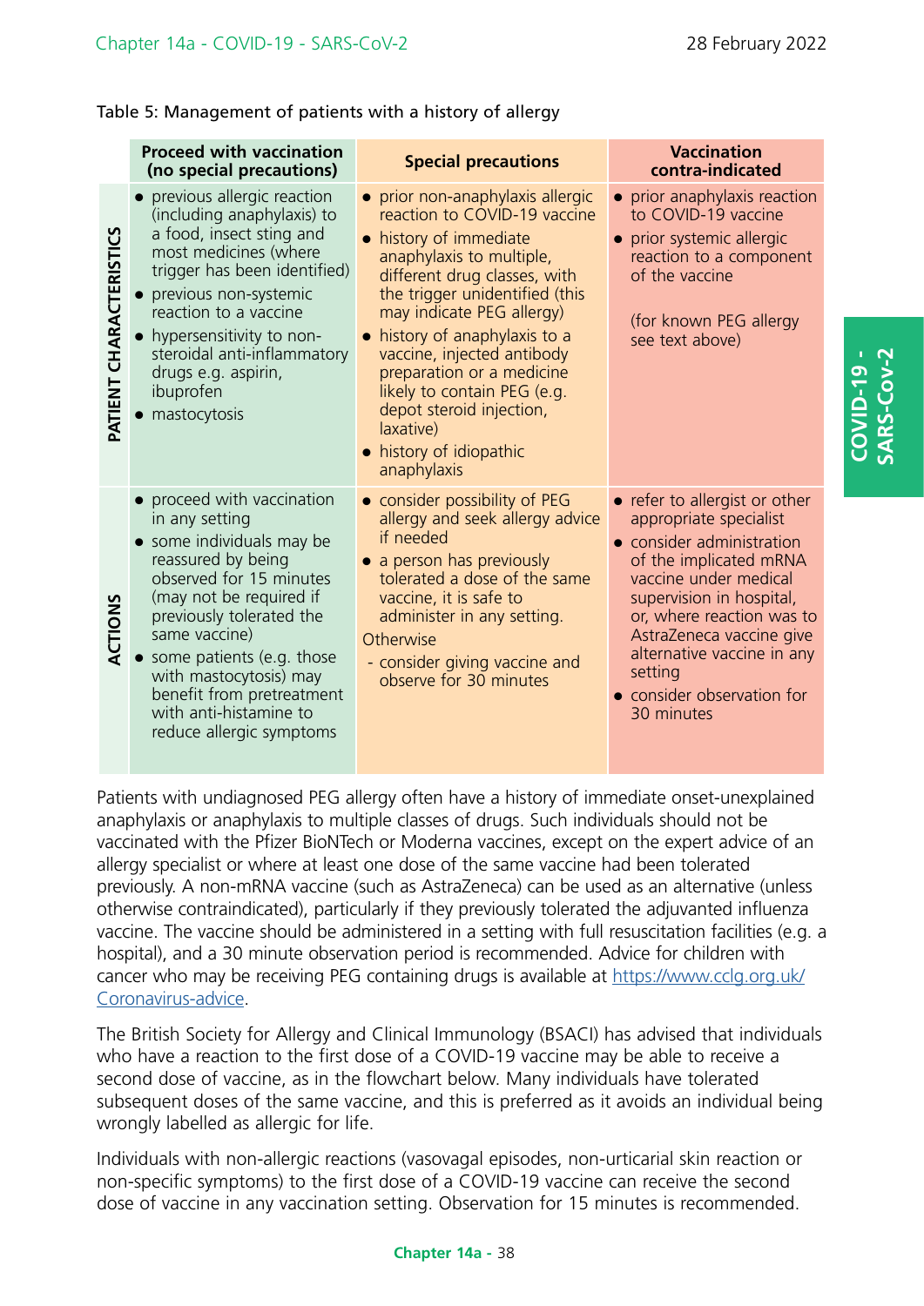Table 5: Management of patients with a history of allergy

| | Proceed with vaccination (no special precautions) | Special precautions | Vaccination contra-indicated |
|---|---|---|---|
| **PATIENT CHARACTERISTICS** | • previous allergic reaction (including anaphylaxis) to a food, insect sting and most medicines (where trigger has been identified)<br>• previous non-systemic reaction to a vaccine<br>• hypersensitivity to non-steroidal anti-inflammatory drugs e.g. aspirin, ibuprofen<br>• mastocytosis | • prior non-anaphylaxis allergic reaction to COVID-19 vaccine<br>• history of immediate anaphylaxis to multiple, different drug classes, with the trigger unidentified (this may indicate PEG allergy)<br>• history of anaphylaxis to a vaccine, injected antibody preparation or a medicine likely to contain PEG (e.g. depot steroid injection, laxative)<br>• history of idiopathic anaphylaxis | • prior anaphylaxis reaction to COVID-19 vaccine<br>• prior systemic allergic reaction to a component of the vaccine<br><br>(for known PEG allergy see text above) |
| **ACTIONS** | • proceed with vaccination in any setting<br>• some individuals may be reassured by being observed for 15 minutes (may not be required if previously tolerated the same vaccine)<br>• some patients (e.g. those with mastocytosis) may benefit from pretreatment with anti-histamine to reduce allergic symptoms | • consider possibility of PEG allergy and seek allergy advice if needed<br>• a person has previously tolerated a dose of the same vaccine, it is safe to administer in any setting.<br>Otherwise<br>- consider giving vaccine and observe for 30 minutes | • refer to allergist or other appropriate specialist<br>• consider administration of the implicated mRNA vaccine under medical supervision in hospital, or, where reaction was to AstraZeneca vaccine give alternative vaccine in any setting<br>• consider observation for 30 minutes |

Patients with undiagnosed PEG allergy often have a history of immediate onset-unexplained anaphylaxis or anaphylaxis to multiple classes of drugs. Such individuals should not be vaccinated with the Pfizer BioNTech or Moderna vaccines, except on the expert advice of an allergy specialist or where at least one dose of the same vaccine had been tolerated previously. A non-mRNA vaccine (such as AstraZeneca) can be used as an alternative (unless otherwise contraindicated), particularly if they previously tolerated the adjuvanted influenza vaccine. The vaccine should be administered in a setting with full resuscitation facilities (e.g. a hospital), and a 30 minute observation period is recommended. Advice for children with cancer who may be receiving PEG containing drugs is available at [https://www.cclg.org.uk/Coronavirus-advice](https://www.cclg.org.uk/Coronavirus-advice).

The British Society for Allergy and Clinical Immunology (BSACI) has advised that individuals who have a reaction to the first dose of a COVID-19 vaccine may be able to receive a second dose of vaccine, as in the flowchart below. Many individuals have tolerated subsequent doses of the same vaccine, and this is preferred as it avoids an individual being wrongly labelled as allergic for life.

Individuals with non-allergic reactions (vasovagal episodes, non-urticarial skin reaction or non-specific symptoms) to the first dose of a COVID-19 vaccine can receive the second dose of vaccine in any vaccination setting. Observation for 15 minutes is recommended.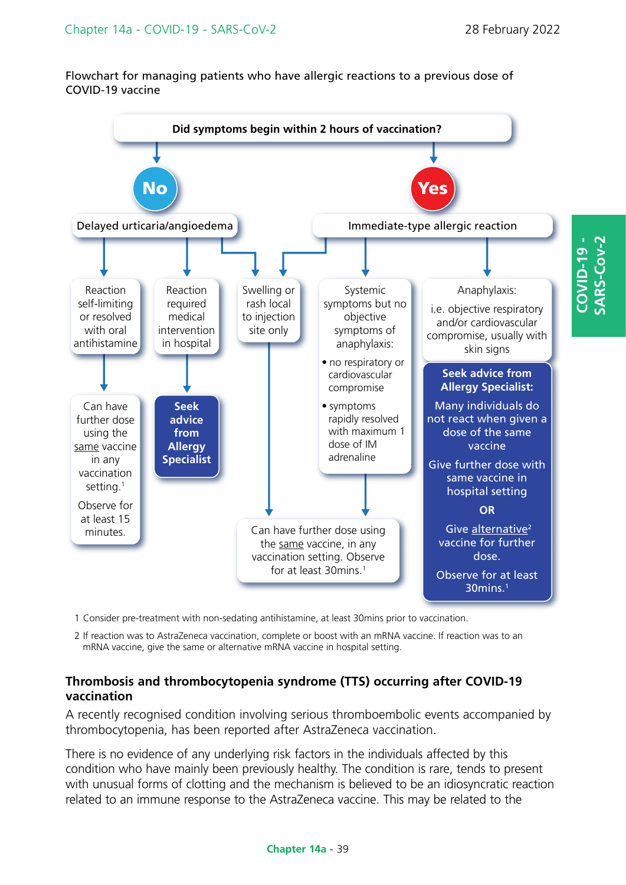Flowchart for managing patients who have allergic reactions to a previous dose of COVID-19 vaccine

**Did symptoms begin within 2 hours of vaccination?**

**No** → Delayed urticaria/angioedema

- Reaction self-limiting or resolved with oral antihistamine → Can have further dose using the same vaccine in any vaccination setting.[1] Observe for at least 15 minutes.
- Reaction required medical intervention in hospital → **Seek advice from Allergy Specialist**
- Swelling or rash local to injection site only → Can have further dose using the same vaccine, in any vaccination setting. Observe for at least 30mins.[1]

**Yes** → Immediate-type allergic reaction

- Swelling or rash local to injection site only → Can have further dose using the same vaccine, in any vaccination setting. Observe for at least 30mins.[1]
- Systemic symptoms but no objective symptoms of anaphylaxis:
  - no respiratory or cardiovascular compromise
  - symptoms rapidly resolved with maximum 1 dose of IM adrenaline

  → Can have further dose using the same vaccine, in any vaccination setting. Observe for at least 30mins.[1]
- Anaphylaxis: i.e. objective respiratory and/or cardiovascular compromise, usually with skin signs → **Seek advice from Allergy Specialist:** Many individuals do not react when given a dose of the same vaccine. Give further dose with same vaccine in hospital setting **OR** Give alternative[2] vaccine for further dose. Observe for at least 30mins.[1]

1 Consider pre-treatment with non-sedating antihistamine, at least 30mins prior to vaccination.

2 If reaction was to AstraZeneca vaccination, complete or boost with an mRNA vaccine. If reaction was to an mRNA vaccine, give the same or alternative mRNA vaccine in hospital setting.

## Thrombosis and thrombocytopenia syndrome (TTS) occurring after COVID-19 vaccination

A recently recognised condition involving serious thromboembolic events accompanied by thrombocytopenia, has been reported after AstraZeneca vaccination.

There is no evidence of any underlying risk factors in the individuals affected by this condition who have mainly been previously healthy. The condition is rare, tends to present with unusual forms of clotting and the mechanism is believed to be an idiosyncratic reaction related to an immune response to the AstraZeneca vaccine. This may be related to the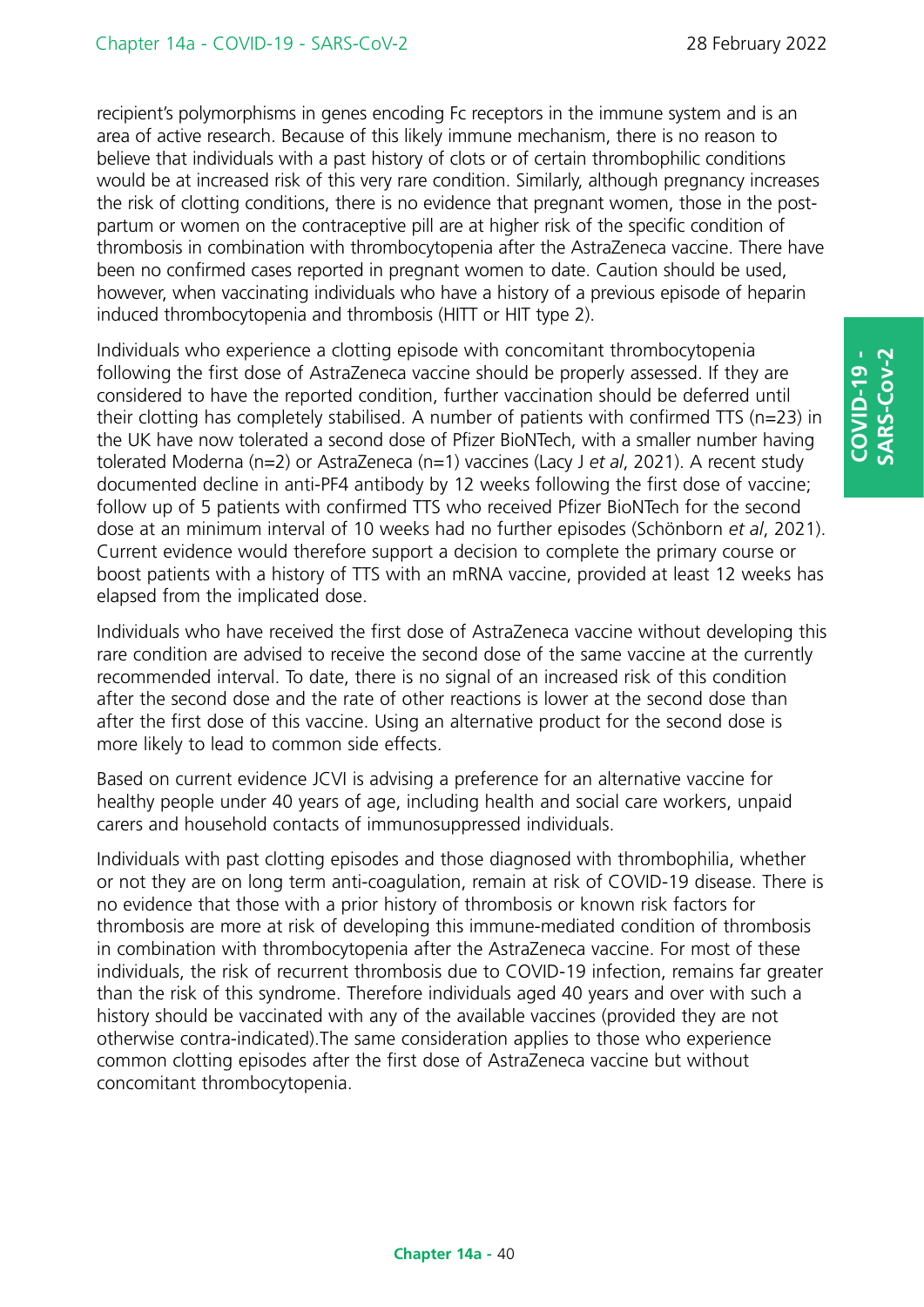recipient's polymorphisms in genes encoding Fc receptors in the immune system and is an area of active research. Because of this likely immune mechanism, there is no reason to believe that individuals with a past history of clots or of certain thrombophilic conditions would be at increased risk of this very rare condition. Similarly, although pregnancy increases the risk of clotting conditions, there is no evidence that pregnant women, those in the post-partum or women on the contraceptive pill are at higher risk of the specific condition of thrombosis in combination with thrombocytopenia after the AstraZeneca vaccine. There have been no confirmed cases reported in pregnant women to date. Caution should be used, however, when vaccinating individuals who have a history of a previous episode of heparin induced thrombocytopenia and thrombosis (HITT or HIT type 2).

Individuals who experience a clotting episode with concomitant thrombocytopenia following the first dose of AstraZeneca vaccine should be properly assessed. If they are considered to have the reported condition, further vaccination should be deferred until their clotting has completely stabilised. A number of patients with confirmed TTS (n=23) in the UK have now tolerated a second dose of Pfizer BioNTech, with a smaller number having tolerated Moderna (n=2) or AstraZeneca (n=1) vaccines (Lacy J *et al*, 2021). A recent study documented decline in anti-PF4 antibody by 12 weeks following the first dose of vaccine; follow up of 5 patients with confirmed TTS who received Pfizer BioNTech for the second dose at an minimum interval of 10 weeks had no further episodes (Schönborn *et al*, 2021). Current evidence would therefore support a decision to complete the primary course or boost patients with a history of TTS with an mRNA vaccine, provided at least 12 weeks has elapsed from the implicated dose.

Individuals who have received the first dose of AstraZeneca vaccine without developing this rare condition are advised to receive the second dose of the same vaccine at the currently recommended interval. To date, there is no signal of an increased risk of this condition after the second dose and the rate of other reactions is lower at the second dose than after the first dose of this vaccine. Using an alternative product for the second dose is more likely to lead to common side effects.

Based on current evidence JCVI is advising a preference for an alternative vaccine for healthy people under 40 years of age, including health and social care workers, unpaid carers and household contacts of immunosuppressed individuals.

Individuals with past clotting episodes and those diagnosed with thrombophilia, whether or not they are on long term anti-coagulation, remain at risk of COVID-19 disease. There is no evidence that those with a prior history of thrombosis or known risk factors for thrombosis are more at risk of developing this immune-mediated condition of thrombosis in combination with thrombocytopenia after the AstraZeneca vaccine. For most of these individuals, the risk of recurrent thrombosis due to COVID-19 infection, remains far greater than the risk of this syndrome. Therefore individuals aged 40 years and over with such a history should be vaccinated with any of the available vaccines (provided they are not otherwise contra-indicated).The same consideration applies to those who experience common clotting episodes after the first dose of AstraZeneca vaccine but without concomitant thrombocytopenia.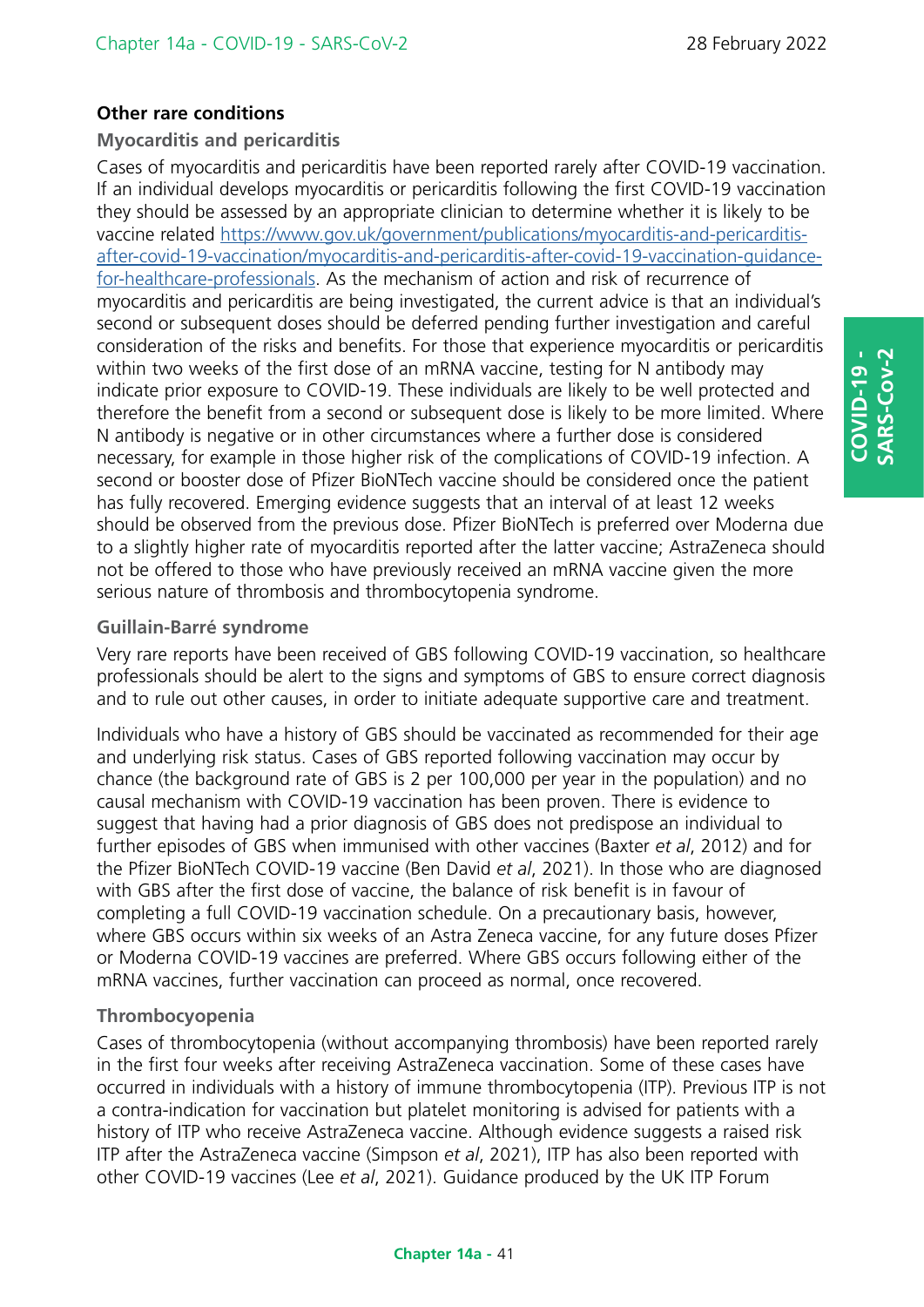### Other rare conditions

#### Myocarditis and pericarditis

Cases of myocarditis and pericarditis have been reported rarely after COVID-19 vaccination. If an individual develops myocarditis or pericarditis following the first COVID-19 vaccination they should be assessed by an appropriate clinician to determine whether it is likely to be vaccine related [https://www.gov.uk/government/publications/myocarditis-and-pericarditis-after-covid-19-vaccination/myocarditis-and-pericarditis-after-covid-19-vaccination-guidance-for-healthcare-professionals](https://www.gov.uk/government/publications/myocarditis-and-pericarditis-after-covid-19-vaccination/myocarditis-and-pericarditis-after-covid-19-vaccination-guidance-for-healthcare-professionals). As the mechanism of action and risk of recurrence of myocarditis and pericarditis are being investigated, the current advice is that an individual's second or subsequent doses should be deferred pending further investigation and careful consideration of the risks and benefits. For those that experience myocarditis or pericarditis within two weeks of the first dose of an mRNA vaccine, testing for N antibody may indicate prior exposure to COVID-19. These individuals are likely to be well protected and therefore the benefit from a second or subsequent dose is likely to be more limited. Where N antibody is negative or in other circumstances where a further dose is considered necessary, for example in those higher risk of the complications of COVID-19 infection. A second or booster dose of Pfizer BioNTech vaccine should be considered once the patient has fully recovered. Emerging evidence suggests that an interval of at least 12 weeks should be observed from the previous dose. Pfizer BioNTech is preferred over Moderna due to a slightly higher rate of myocarditis reported after the latter vaccine; AstraZeneca should not be offered to those who have previously received an mRNA vaccine given the more serious nature of thrombosis and thrombocytopenia syndrome.

#### Guillain-Barré syndrome

Very rare reports have been received of GBS following COVID-19 vaccination, so healthcare professionals should be alert to the signs and symptoms of GBS to ensure correct diagnosis and to rule out other causes, in order to initiate adequate supportive care and treatment.

Individuals who have a history of GBS should be vaccinated as recommended for their age and underlying risk status. Cases of GBS reported following vaccination may occur by chance (the background rate of GBS is 2 per 100,000 per year in the population) and no causal mechanism with COVID-19 vaccination has been proven. There is evidence to suggest that having had a prior diagnosis of GBS does not predispose an individual to further episodes of GBS when immunised with other vaccines (Baxter *et al*, 2012) and for the Pfizer BioNTech COVID-19 vaccine (Ben David *et al*, 2021). In those who are diagnosed with GBS after the first dose of vaccine, the balance of risk benefit is in favour of completing a full COVID-19 vaccination schedule. On a precautionary basis, however, where GBS occurs within six weeks of an Astra Zeneca vaccine, for any future doses Pfizer or Moderna COVID-19 vaccines are preferred. Where GBS occurs following either of the mRNA vaccines, further vaccination can proceed as normal, once recovered.

#### Thrombocyopenia

Cases of thrombocytopenia (without accompanying thrombosis) have been reported rarely in the first four weeks after receiving AstraZeneca vaccination. Some of these cases have occurred in individuals with a history of immune thrombocytopenia (ITP). Previous ITP is not a contra-indication for vaccination but platelet monitoring is advised for patients with a history of ITP who receive AstraZeneca vaccine. Although evidence suggests a raised risk ITP after the AstraZeneca vaccine (Simpson *et al*, 2021), ITP has also been reported with other COVID-19 vaccines (Lee *et al*, 2021). Guidance produced by the UK ITP Forum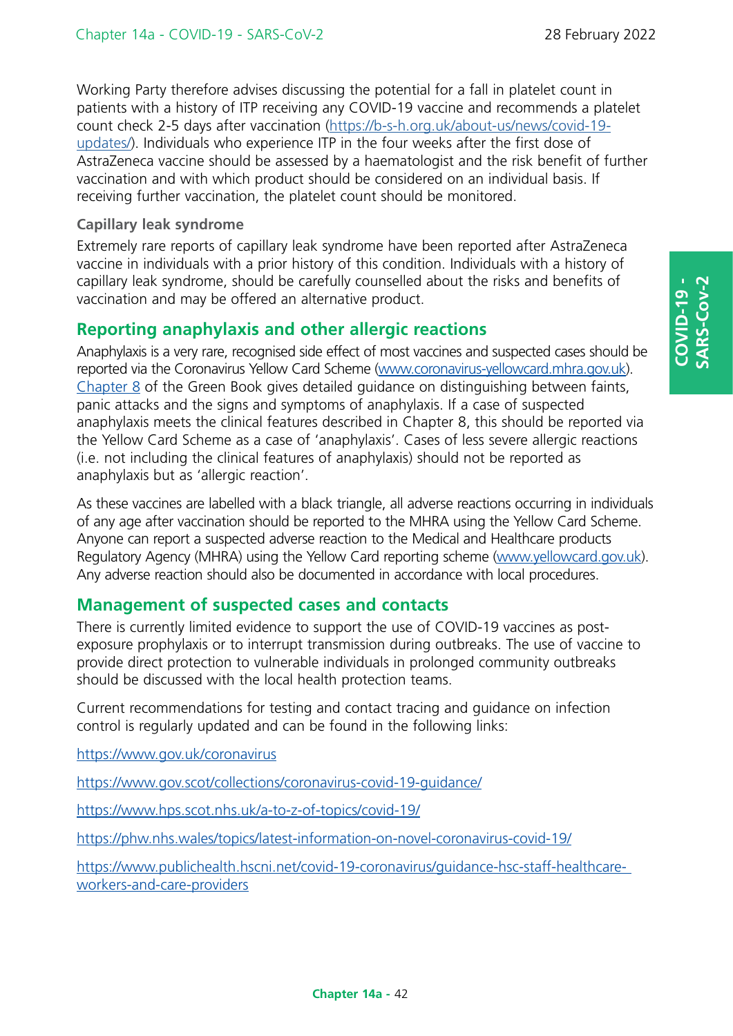Working Party therefore advises discussing the potential for a fall in platelet count in patients with a history of ITP receiving any COVID-19 vaccine and recommends a platelet count check 2-5 days after vaccination (https://b-s-h.org.uk/about-us/news/covid-19-updates/). Individuals who experience ITP in the four weeks after the first dose of AstraZeneca vaccine should be assessed by a haematologist and the risk benefit of further vaccination and with which product should be considered on an individual basis. If receiving further vaccination, the platelet count should be monitored.

### Capillary leak syndrome

Extremely rare reports of capillary leak syndrome have been reported after AstraZeneca vaccine in individuals with a prior history of this condition. Individuals with a history of capillary leak syndrome, should be carefully counselled about the risks and benefits of vaccination and may be offered an alternative product.

## Reporting anaphylaxis and other allergic reactions

Anaphylaxis is a very rare, recognised side effect of most vaccines and suspected cases should be reported via the Coronavirus Yellow Card Scheme (www.coronavirus-yellowcard.mhra.gov.uk). Chapter 8 of the Green Book gives detailed guidance on distinguishing between faints, panic attacks and the signs and symptoms of anaphylaxis. If a case of suspected anaphylaxis meets the clinical features described in Chapter 8, this should be reported via the Yellow Card Scheme as a case of 'anaphylaxis'. Cases of less severe allergic reactions (i.e. not including the clinical features of anaphylaxis) should not be reported as anaphylaxis but as 'allergic reaction'.

As these vaccines are labelled with a black triangle, all adverse reactions occurring in individuals of any age after vaccination should be reported to the MHRA using the Yellow Card Scheme. Anyone can report a suspected adverse reaction to the Medical and Healthcare products Regulatory Agency (MHRA) using the Yellow Card reporting scheme (www.yellowcard.gov.uk). Any adverse reaction should also be documented in accordance with local procedures.

## Management of suspected cases and contacts

There is currently limited evidence to support the use of COVID-19 vaccines as post-exposure prophylaxis or to interrupt transmission during outbreaks. The use of vaccine to provide direct protection to vulnerable individuals in prolonged community outbreaks should be discussed with the local health protection teams.

Current recommendations for testing and contact tracing and guidance on infection control is regularly updated and can be found in the following links:

https://www.gov.uk/coronavirus

https://www.gov.scot/collections/coronavirus-covid-19-guidance/

https://www.hps.scot.nhs.uk/a-to-z-of-topics/covid-19/

https://phw.nhs.wales/topics/latest-information-on-novel-coronavirus-covid-19/

https://www.publichealth.hscni.net/covid-19-coronavirus/guidance-hsc-staff-healthcare-workers-and-care-providers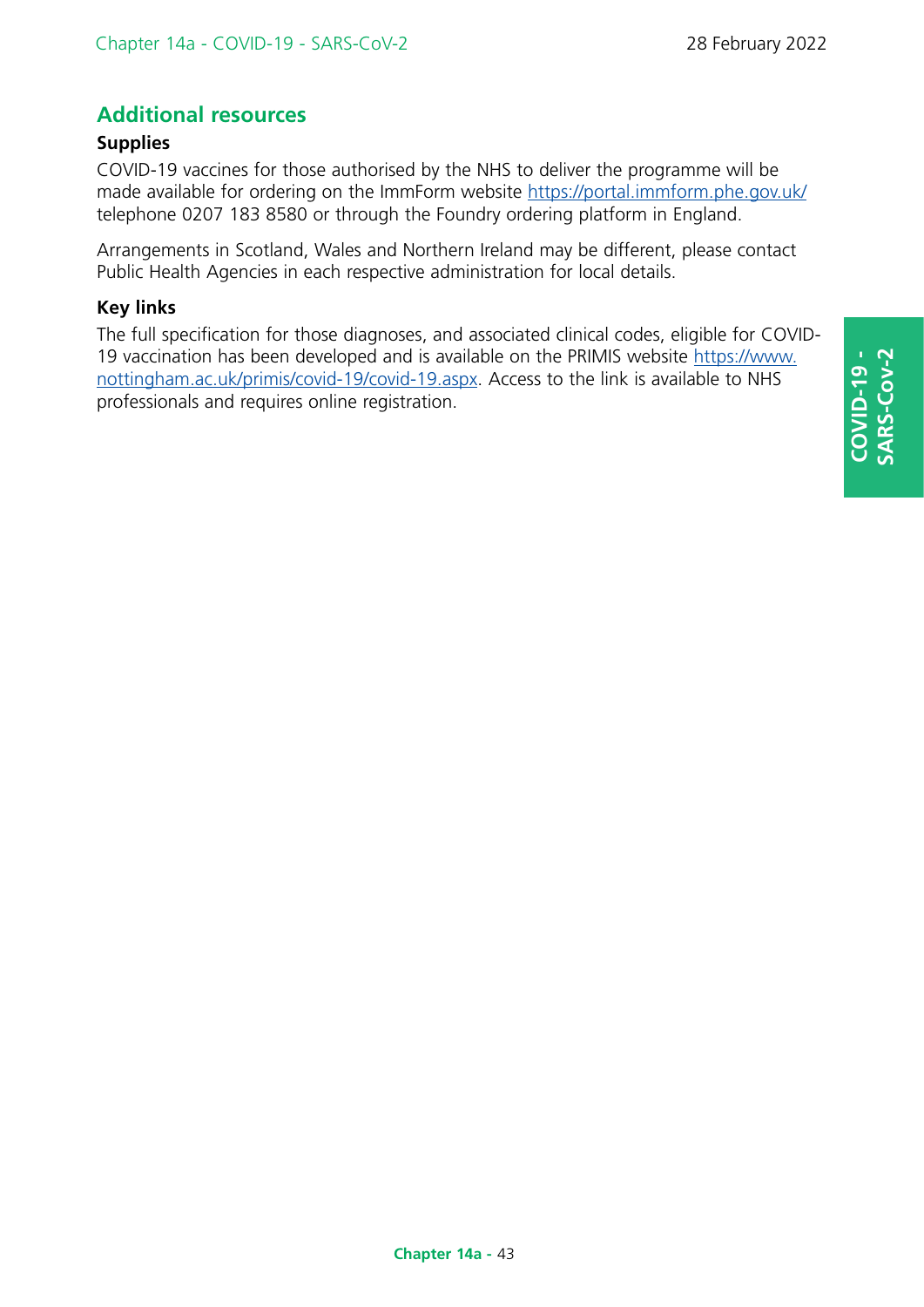## Additional resources

### Supplies

COVID-19 vaccines for those authorised by the NHS to deliver the programme will be made available for ordering on the ImmForm website https://portal.immform.phe.gov.uk/ telephone 0207 183 8580 or through the Foundry ordering platform in England.

Arrangements in Scotland, Wales and Northern Ireland may be different, please contact Public Health Agencies in each respective administration for local details.

### Key links

The full specification for those diagnoses, and associated clinical codes, eligible for COVID-19 vaccination has been developed and is available on the PRIMIS website https://www.nottingham.ac.uk/primis/covid-19/covid-19.aspx. Access to the link is available to NHS professionals and requires online registration.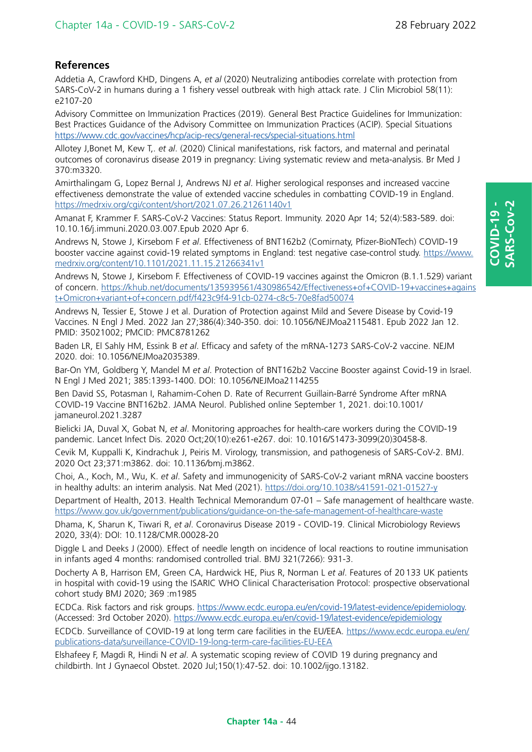## References

Addetia A, Crawford KHD, Dingens A, *et al* (2020) Neutralizing antibodies correlate with protection from SARS-CoV-2 in humans during a 1 fishery vessel outbreak with high attack rate. J Clin Microbiol 58(11): e2107-20

Advisory Committee on Immunization Practices (2019). General Best Practice Guidelines for Immunization: Best Practices Guidance of the Advisory Committee on Immunization Practices (ACIP). Special Situations https://www.cdc.gov/vaccines/hcp/acip-recs/general-recs/special-situations.html

Allotey J,Bonet M, Kew T,. *et al*. (2020) Clinical manifestations, risk factors, and maternal and perinatal outcomes of coronavirus disease 2019 in pregnancy: Living systematic review and meta-analysis. Br Med J 370:m3320.

Amirthalingam G, Lopez Bernal J, Andrews NJ *et al*. Higher serological responses and increased vaccine effectiveness demonstrate the value of extended vaccine schedules in combatting COVID-19 in England. https://medrxiv.org/cgi/content/short/2021.07.26.21261140v1

Amanat F, Krammer F. SARS-CoV-2 Vaccines: Status Report. Immunity. 2020 Apr 14; 52(4):583-589. doi: 10.10.16/j.immuni.2020.03.007.Epub 2020 Apr 6.

Andrews N, Stowe J, Kirsebom F *et al*. Effectiveness of BNT162b2 (Comirnaty, Pfizer-BioNTech) COVID-19 booster vaccine against covid-19 related symptoms in England: test negative case-control study. https://www.medrxiv.org/content/10.1101/2021.11.15.21266341v1

Andrews N, Stowe J, Kirsebom F. Effectiveness of COVID-19 vaccines against the Omicron (B.1.1.529) variant of concern. https://khub.net/documents/135939561/430986542/Effectiveness+of+COVID-19+vaccines+against+Omicron+variant+of+concern.pdf/f423c9f4-91cb-0274-c8c5-70e8fad50074

Andrews N, Tessier E, Stowe J et al. Duration of Protection against Mild and Severe Disease by Covid-19 Vaccines. N Engl J Med. 2022 Jan 27;386(4):340-350. doi: 10.1056/NEJMoa2115481. Epub 2022 Jan 12. PMID: 35021002; PMCID: PMC8781262

Baden LR, El Sahly HM, Essink B *et al*. Efficacy and safety of the mRNA-1273 SARS-CoV-2 vaccine. NEJM 2020. doi: 10.1056/NEJMoa2035389.

Bar-On YM, Goldberg Y, Mandel M *et al*. Protection of BNT162b2 Vaccine Booster against Covid-19 in Israel. N Engl J Med 2021; 385:1393-1400. DOI: 10.1056/NEJMoa2114255

Ben David SS, Potasman I, Rahamim-Cohen D. Rate of Recurrent Guillain-Barré Syndrome After mRNA COVID-19 Vaccine BNT162b2. JAMA Neurol. Published online September 1, 2021. doi:10.1001/jamaneurol.2021.3287

Bielicki JA, Duval X, Gobat N, *et al*. Monitoring approaches for health-care workers during the COVID-19 pandemic. Lancet Infect Dis. 2020 Oct;20(10):e261-e267. doi: 10.1016/S1473-3099(20)30458-8.

Cevik M, Kuppalli K, Kindrachuk J, Peiris M. Virology, transmission, and pathogenesis of SARS-CoV-2. BMJ. 2020 Oct 23;371:m3862. doi: 10.1136/bmj.m3862.

Choi, A., Koch, M., Wu, K. *et al*. Safety and immunogenicity of SARS-CoV-2 variant mRNA vaccine boosters in healthy adults: an interim analysis. Nat Med (2021). https://doi.org/10.1038/s41591-021-01527-y

Department of Health, 2013. Health Technical Memorandum 07-01 – Safe management of healthcare waste. https://www.gov.uk/government/publications/guidance-on-the-safe-management-of-healthcare-waste

Dhama, K, Sharun K, Tiwari R, *et al*. Coronavirus Disease 2019 - COVID-19. Clinical Microbiology Reviews 2020, 33(4): DOI: 10.1128/CMR.00028-20

Diggle L and Deeks J (2000). Effect of needle length on incidence of local reactions to routine immunisation in infants aged 4 months: randomised controlled trial. BMJ 321(7266): 931-3.

Docherty A B, Harrison EM, Green CA, Hardwick HE, Pius R, Norman L *et al*. Features of 20 133 UK patients in hospital with covid-19 using the ISARIC WHO Clinical Characterisation Protocol: prospective observational cohort study BMJ 2020; 369 :m1985

ECDCa. Risk factors and risk groups. https://www.ecdc.europa.eu/en/covid-19/latest-evidence/epidemiology. (Accessed: 3rd October 2020). https://www.ecdc.europa.eu/en/covid-19/latest-evidence/epidemiology

ECDCb. Surveillance of COVID-19 at long term care facilities in the EU/EEA. https://www.ecdc.europa.eu/en/publications-data/surveillance-COVID-19-long-term-care-facilities-EU-EEA

Elshafeey F, Magdi R, Hindi N *et al*. A systematic scoping review of COVID 19 during pregnancy and childbirth. Int J Gynaecol Obstet. 2020 Jul;150(1):47-52. doi: 10.1002/ijgo.13182.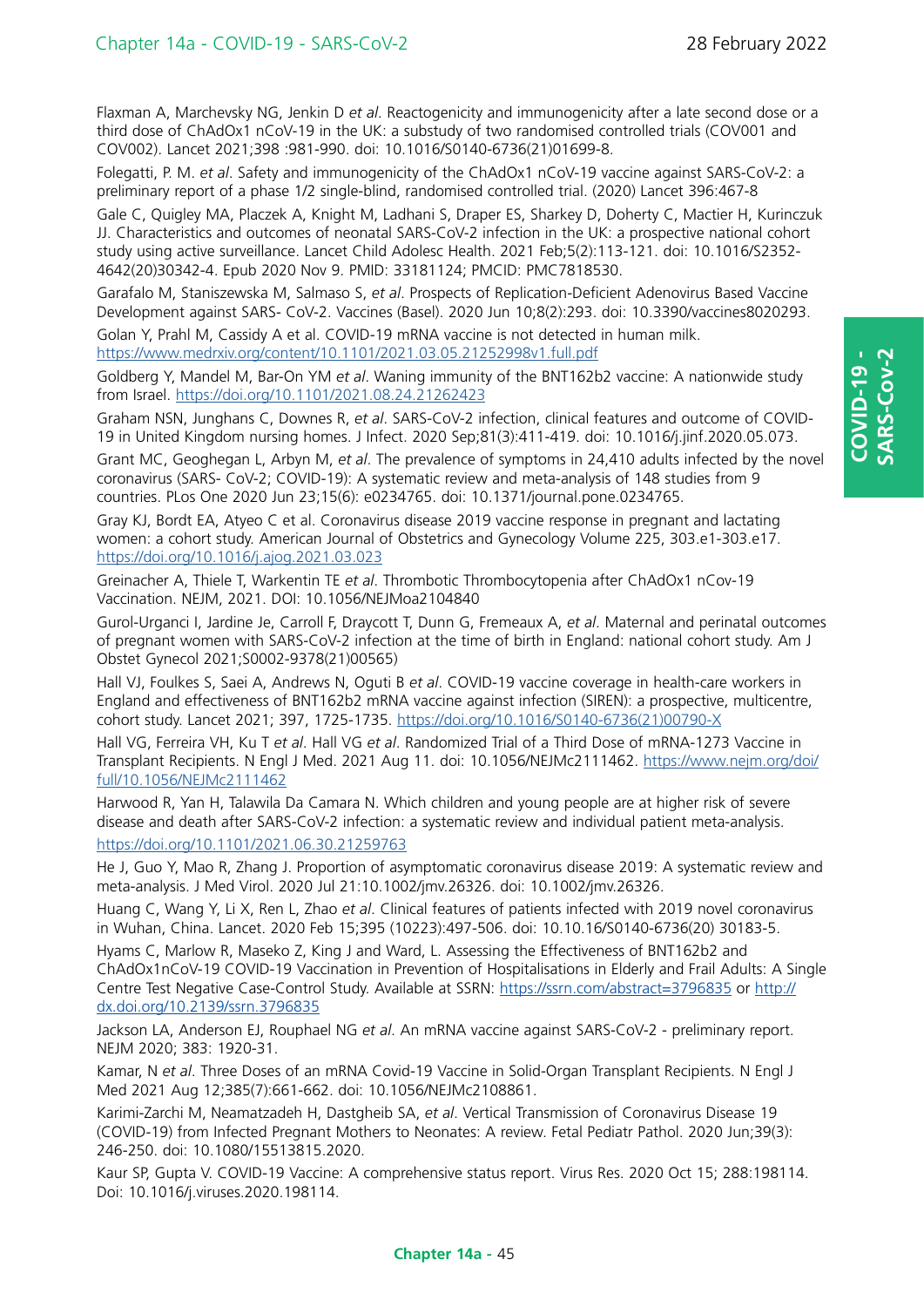Flaxman A, Marchevsky NG, Jenkin D *et al*. Reactogenicity and immunogenicity after a late second dose or a third dose of ChAdOx1 nCoV-19 in the UK: a substudy of two randomised controlled trials (COV001 and COV002). Lancet 2021;398 :981-990. doi: 10.1016/S0140-6736(21)01699-8.

Folegatti, P. M. *et al*. Safety and immunogenicity of the ChAdOx1 nCoV-19 vaccine against SARS-CoV-2: a preliminary report of a phase 1/2 single-blind, randomised controlled trial. (2020) Lancet 396:467-8

Gale C, Quigley MA, Placzek A, Knight M, Ladhani S, Draper ES, Sharkey D, Doherty C, Mactier H, Kurinczuk JJ. Characteristics and outcomes of neonatal SARS-CoV-2 infection in the UK: a prospective national cohort study using active surveillance. Lancet Child Adolesc Health. 2021 Feb;5(2):113-121. doi: 10.1016/S2352-4642(20)30342-4. Epub 2020 Nov 9. PMID: 33181124; PMCID: PMC7818530.

Garafalo M, Staniszewska M, Salmaso S, *et al*. Prospects of Replication-Deficient Adenovirus Based Vaccine Development against SARS- CoV-2. Vaccines (Basel). 2020 Jun 10;8(2):293. doi: 10.3390/vaccines8020293.

Golan Y, Prahl M, Cassidy A et al. COVID-19 mRNA vaccine is not detected in human milk. https://www.medrxiv.org/content/10.1101/2021.03.05.21252998v1.full.pdf

Goldberg Y, Mandel M, Bar-On YM *et al*. Waning immunity of the BNT162b2 vaccine: A nationwide study from Israel. https://doi.org/10.1101/2021.08.24.21262423

Graham NSN, Junghans C, Downes R, *et al*. SARS-CoV-2 infection, clinical features and outcome of COVID-19 in United Kingdom nursing homes. J Infect. 2020 Sep;81(3):411-419. doi: 10.1016/j.jinf.2020.05.073.

Grant MC, Geoghegan L, Arbyn M, *et al*. The prevalence of symptoms in 24,410 adults infected by the novel coronavirus (SARS- CoV-2; COVID-19): A systematic review and meta-analysis of 148 studies from 9 countries. PLos One 2020 Jun 23;15(6): e0234765. doi: 10.1371/journal.pone.0234765.

Gray KJ, Bordt EA, Atyeo C et al. Coronavirus disease 2019 vaccine response in pregnant and lactating women: a cohort study. American Journal of Obstetrics and Gynecology Volume 225, 303.e1-303.e17. https://doi.org/10.1016/j.ajog.2021.03.023

Greinacher A, Thiele T, Warkentin TE *et al*. Thrombotic Thrombocytopenia after ChAdOx1 nCov-19 Vaccination. NEJM, 2021. DOI: 10.1056/NEJMoa2104840

Gurol-Urganci I, Jardine Je, Carroll F, Draycott T, Dunn G, Fremeaux A, *et al*. Maternal and perinatal outcomes of pregnant women with SARS-CoV-2 infection at the time of birth in England: national cohort study. Am J Obstet Gynecol 2021;S0002-9378(21)00565)

Hall VJ, Foulkes S, Saei A, Andrews N, Oguti B *et al*. COVID-19 vaccine coverage in health-care workers in England and effectiveness of BNT162b2 mRNA vaccine against infection (SIREN): a prospective, multicentre, cohort study. Lancet 2021; 397, 1725-1735. https://doi.org/10.1016/S0140-6736(21)00790-X

Hall VG, Ferreira VH, Ku T *et al*. Hall VG *et al*. Randomized Trial of a Third Dose of mRNA-1273 Vaccine in Transplant Recipients. N Engl J Med. 2021 Aug 11. doi: 10.1056/NEJMc2111462. https://www.nejm.org/doi/full/10.1056/NEJMc2111462

Harwood R, Yan H, Talawila Da Camara N. Which children and young people are at higher risk of severe disease and death after SARS-CoV-2 infection: a systematic review and individual patient meta-analysis. https://doi.org/10.1101/2021.06.30.21259763

He J, Guo Y, Mao R, Zhang J. Proportion of asymptomatic coronavirus disease 2019: A systematic review and meta-analysis. J Med Virol. 2020 Jul 21:10.1002/jmv.26326. doi: 10.1002/jmv.26326.

Huang C, Wang Y, Li X, Ren L, Zhao *et al*. Clinical features of patients infected with 2019 novel coronavirus in Wuhan, China. Lancet. 2020 Feb 15;395 (10223):497-506. doi: 10.10.16/S0140-6736(20) 30183-5.

Hyams C, Marlow R, Maseko Z, King J and Ward, L. Assessing the Effectiveness of BNT162b2 and ChAdOx1nCoV-19 COVID-19 Vaccination in Prevention of Hospitalisations in Elderly and Frail Adults: A Single Centre Test Negative Case-Control Study. Available at SSRN: https://ssrn.com/abstract=3796835 or http://dx.doi.org/10.2139/ssrn.3796835

Jackson LA, Anderson EJ, Rouphael NG *et al*. An mRNA vaccine against SARS-CoV-2 - preliminary report. NEJM 2020; 383: 1920-31.

Kamar, N *et al*. Three Doses of an mRNA Covid-19 Vaccine in Solid-Organ Transplant Recipients. N Engl J Med 2021 Aug 12;385(7):661-662. doi: 10.1056/NEJMc2108861.

Karimi-Zarchi M, Neamatzadeh H, Dastgheib SA, *et al*. Vertical Transmission of Coronavirus Disease 19 (COVID-19) from Infected Pregnant Mothers to Neonates: A review. Fetal Pediatr Pathol. 2020 Jun;39(3): 246-250. doi: 10.1080/15513815.2020.

Kaur SP, Gupta V. COVID-19 Vaccine: A comprehensive status report. Virus Res. 2020 Oct 15; 288:198114. Doi: 10.1016/j.viruses.2020.198114.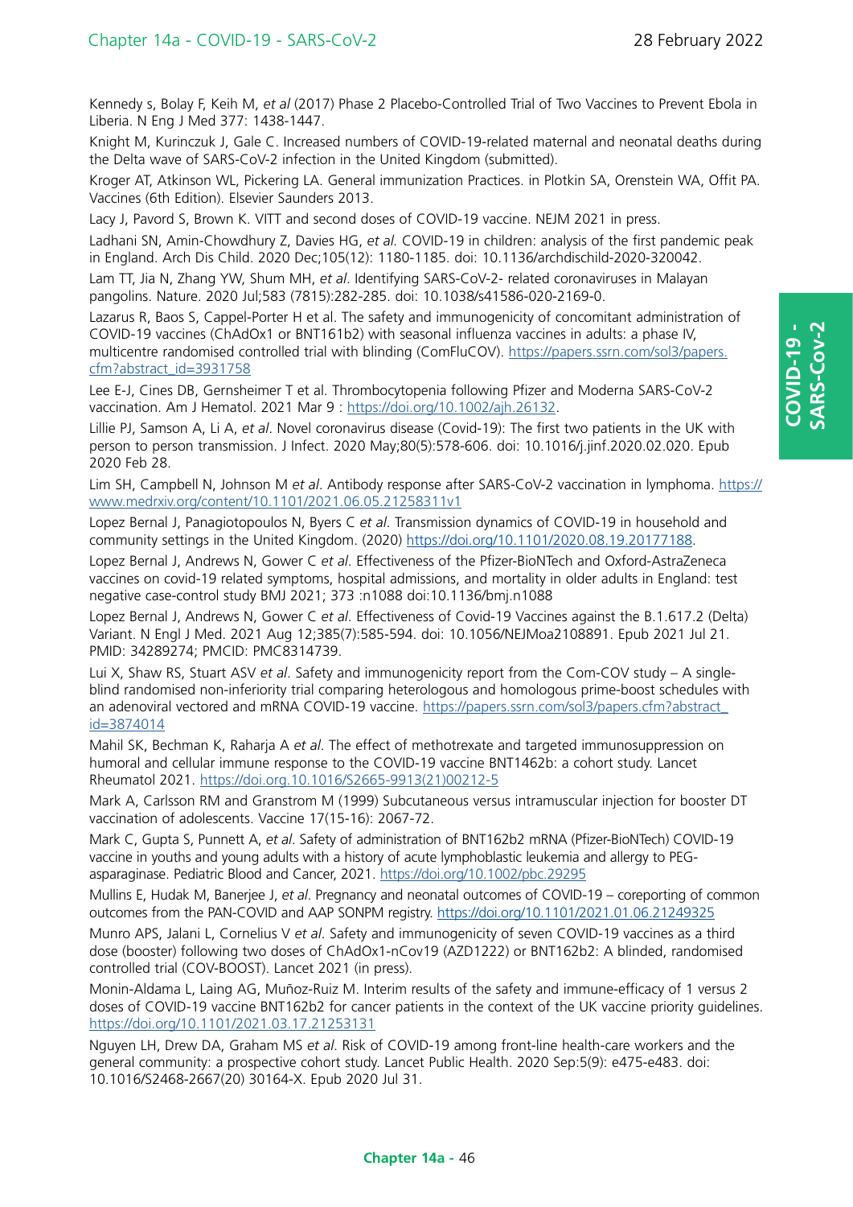Kennedy s, Bolay F, Keih M, *et al* (2017) Phase 2 Placebo-Controlled Trial of Two Vaccines to Prevent Ebola in Liberia. N Eng J Med 377: 1438-1447.

Knight M, Kurinczuk J, Gale C. Increased numbers of COVID-19-related maternal and neonatal deaths during the Delta wave of SARS-CoV-2 infection in the United Kingdom (submitted).

Kroger AT, Atkinson WL, Pickering LA. General immunization Practices. in Plotkin SA, Orenstein WA, Offit PA. Vaccines (6th Edition). Elsevier Saunders 2013.

Lacy J, Pavord S, Brown K. VITT and second doses of COVID-19 vaccine. NEJM 2021 in press.

Ladhani SN, Amin-Chowdhury Z, Davies HG, *et al.* COVID-19 in children: analysis of the first pandemic peak in England. Arch Dis Child. 2020 Dec;105(12): 1180-1185. doi: 10.1136/archdischild-2020-320042.

Lam TT, Jia N, Zhang YW, Shum MH, *et al*. Identifying SARS-CoV-2- related coronaviruses in Malayan pangolins. Nature. 2020 Jul;583 (7815):282-285. doi: 10.1038/s41586-020-2169-0.

Lazarus R, Baos S, Cappel-Porter H et al. The safety and immunogenicity of concomitant administration of COVID-19 vaccines (ChAdOx1 or BNT161b2) with seasonal influenza vaccines in adults: a phase IV, multicentre randomised controlled trial with blinding (ComFluCOV). https://papers.ssrn.com/sol3/papers.cfm?abstract_id=3931758

Lee E-J, Cines DB, Gernsheimer T et al. Thrombocytopenia following Pfizer and Moderna SARS-CoV-2 vaccination. Am J Hematol. 2021 Mar 9 : https://doi.org/10.1002/ajh.26132.

Lillie PJ, Samson A, Li A, *et al*. Novel coronavirus disease (Covid-19): The first two patients in the UK with person to person transmission. J Infect. 2020 May;80(5):578-606. doi: 10.1016/j.jinf.2020.02.020. Epub 2020 Feb 28.

Lim SH, Campbell N, Johnson M *et al*. Antibody response after SARS-CoV-2 vaccination in lymphoma. https://www.medrxiv.org/content/10.1101/2021.06.05.21258311v1

Lopez Bernal J, Panagiotopoulos N, Byers C *et al*. Transmission dynamics of COVID-19 in household and community settings in the United Kingdom. (2020) https://doi.org/10.1101/2020.08.19.20177188.

Lopez Bernal J, Andrews N, Gower C *et al.* Effectiveness of the Pfizer-BioNTech and Oxford-AstraZeneca vaccines on covid-19 related symptoms, hospital admissions, and mortality in older adults in England: test negative case-control study BMJ 2021; 373 :n1088 doi:10.1136/bmj.n1088

Lopez Bernal J, Andrews N, Gower C *et al*. Effectiveness of Covid-19 Vaccines against the B.1.617.2 (Delta) Variant. N Engl J Med. 2021 Aug 12;385(7):585-594. doi: 10.1056/NEJMoa2108891. Epub 2021 Jul 21. PMID: 34289274; PMCID: PMC8314739.

Lui X, Shaw RS, Stuart ASV *et al*. Safety and immunogenicity report from the Com-COV study – A single-blind randomised non-inferiority trial comparing heterologous and homologous prime-boost schedules with an adenoviral vectored and mRNA COVID-19 vaccine. https://papers.ssrn.com/sol3/papers.cfm?abstract_id=3874014

Mahil SK, Bechman K, Raharja A *et al*. The effect of methotrexate and targeted immunosuppression on humoral and cellular immune response to the COVID-19 vaccine BNT1462b: a cohort study. Lancet Rheumatol 2021. https://doi.org.10.1016/S2665-9913(21)00212-5

Mark A, Carlsson RM and Granstrom M (1999) Subcutaneous versus intramuscular injection for booster DT vaccination of adolescents. Vaccine 17(15-16): 2067-72.

Mark C, Gupta S, Punnett A, *et al*. Safety of administration of BNT162b2 mRNA (Pfizer-BioNTech) COVID-19 vaccine in youths and young adults with a history of acute lymphoblastic leukemia and allergy to PEG-asparaginase. Pediatric Blood and Cancer, 2021. https://doi.org/10.1002/pbc.29295

Mullins E, Hudak M, Banerjee J, *et al*. Pregnancy and neonatal outcomes of COVID-19 – coreporting of common outcomes from the PAN-COVID and AAP SONPM registry. https://doi.org/10.1101/2021.01.06.21249325

Munro APS, Jalani L, Cornelius V *et al*. Safety and immunogenicity of seven COVID-19 vaccines as a third dose (booster) following two doses of ChAdOx1-nCov19 (AZD1222) or BNT162b2: A blinded, randomised controlled trial (COV-BOOST). Lancet 2021 (in press).

Monin-Aldama L, Laing AG, Muñoz-Ruiz M. Interim results of the safety and immune-efficacy of 1 versus 2 doses of COVID-19 vaccine BNT162b2 for cancer patients in the context of the UK vaccine priority guidelines. https://doi.org/10.1101/2021.03.17.21253131

Nguyen LH, Drew DA, Graham MS *et al*. Risk of COVID-19 among front-line health-care workers and the general community: a prospective cohort study. Lancet Public Health. 2020 Sep:5(9): e475-e483. doi: 10.1016/S2468-2667(20) 30164-X. Epub 2020 Jul 31.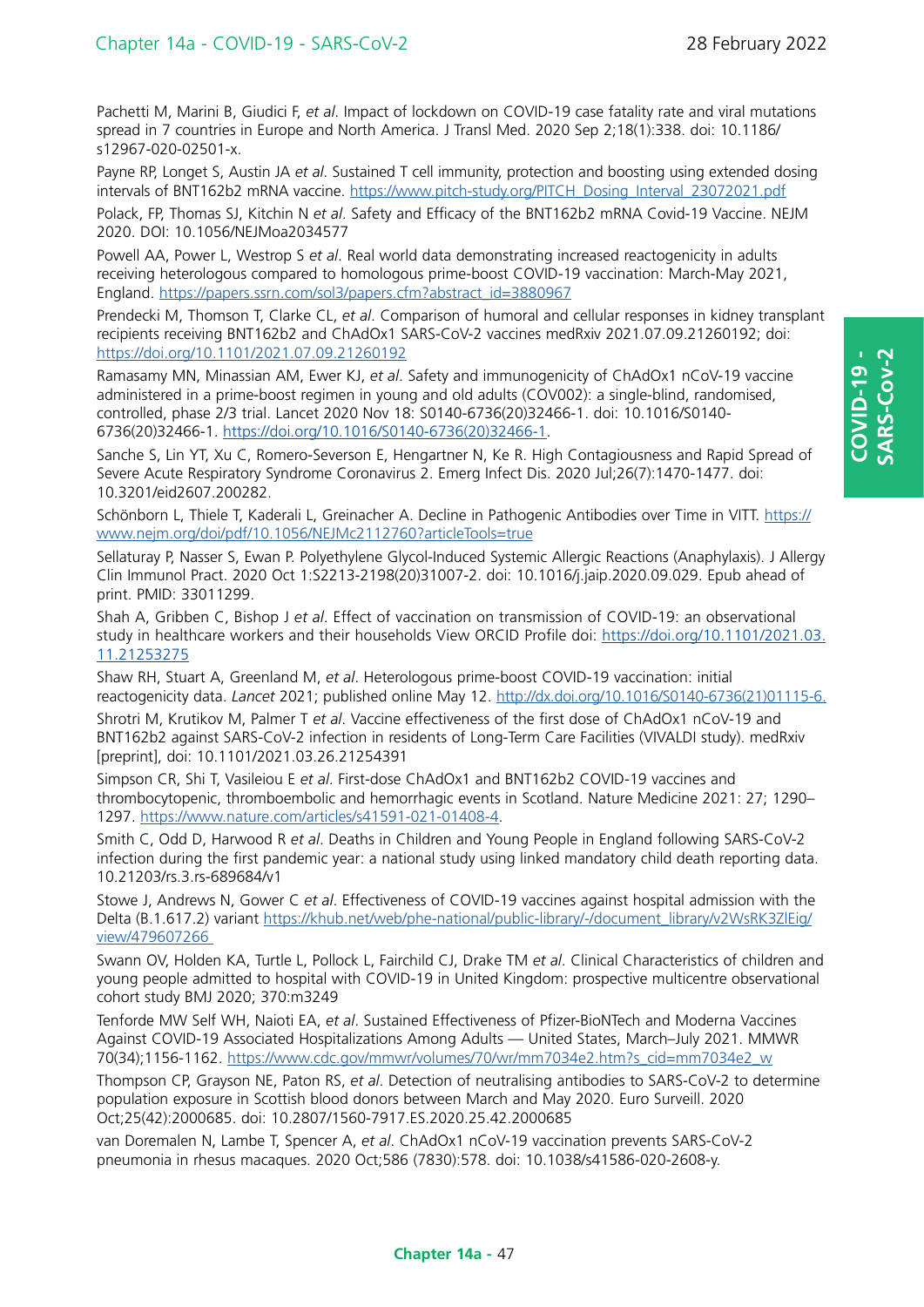Pachetti M, Marini B, Giudici F, *et al*. Impact of lockdown on COVID-19 case fatality rate and viral mutations spread in 7 countries in Europe and North America. J Transl Med. 2020 Sep 2;18(1):338. doi: 10.1186/s12967-020-02501-x.

Payne RP, Longet S, Austin JA *et al*. Sustained T cell immunity, protection and boosting using extended dosing intervals of BNT162b2 mRNA vaccine. https://www.pitch-study.org/PITCH_Dosing_Interval_23072021.pdf

Polack, FP, Thomas SJ, Kitchin N *et al*. Safety and Efficacy of the BNT162b2 mRNA Covid-19 Vaccine. NEJM 2020. DOI: 10.1056/NEJMoa2034577

Powell AA, Power L, Westrop S *et al*. Real world data demonstrating increased reactogenicity in adults receiving heterologous compared to homologous prime-boost COVID-19 vaccination: March-May 2021, England. https://papers.ssrn.com/sol3/papers.cfm?abstract_id=3880967

Prendecki M, Thomson T, Clarke CL, *et al*. Comparison of humoral and cellular responses in kidney transplant recipients receiving BNT162b2 and ChAdOx1 SARS-CoV-2 vaccines medRxiv 2021.07.09.21260192; doi: https://doi.org/10.1101/2021.07.09.21260192

Ramasamy MN, Minassian AM, Ewer KJ, *et al*. Safety and immunogenicity of ChAdOx1 nCoV-19 vaccine administered in a prime-boost regimen in young and old adults (COV002): a single-blind, randomised, controlled, phase 2/3 trial. Lancet 2020 Nov 18: S0140-6736(20)32466-1. doi: 10.1016/S0140-6736(20)32466-1. https://doi.org/10.1016/S0140-6736(20)32466-1.

Sanche S, Lin YT, Xu C, Romero-Severson E, Hengartner N, Ke R. High Contagiousness and Rapid Spread of Severe Acute Respiratory Syndrome Coronavirus 2. Emerg Infect Dis. 2020 Jul;26(7):1470-1477. doi: 10.3201/eid2607.200282.

Schönborn L, Thiele T, Kaderali L, Greinacher A. Decline in Pathogenic Antibodies over Time in VITT. https://www.nejm.org/doi/pdf/10.1056/NEJMc2112760?articleTools=true

Sellaturay P, Nasser S, Ewan P. Polyethylene Glycol-Induced Systemic Allergic Reactions (Anaphylaxis). J Allergy Clin Immunol Pract. 2020 Oct 1:S2213-2198(20)31007-2. doi: 10.1016/j.jaip.2020.09.029. Epub ahead of print. PMID: 33011299.

Shah A, Gribben C, Bishop J *et al*. Effect of vaccination on transmission of COVID-19: an observational study in healthcare workers and their households View ORCID Profile doi: https://doi.org/10.1101/2021.03.11.21253275

Shaw RH, Stuart A, Greenland M, *et al*. Heterologous prime-boost COVID-19 vaccination: initial reactogenicity data. *Lancet* 2021; published online May 12. http://dx.doi.org/10.1016/S0140-6736(21)01115-6.

Shrotri M, Krutikov M, Palmer T *et al*. Vaccine effectiveness of the first dose of ChAdOx1 nCoV-19 and BNT162b2 against SARS-CoV-2 infection in residents of Long-Term Care Facilities (VIVALDI study). medRxiv [preprint], doi: 10.1101/2021.03.26.21254391

Simpson CR, Shi T, Vasileiou E *et al*. First-dose ChAdOx1 and BNT162b2 COVID-19 vaccines and thrombocytopenic, thromboembolic and hemorrhagic events in Scotland. Nature Medicine 2021: 27; 1290–1297. https://www.nature.com/articles/s41591-021-01408-4.

Smith C, Odd D, Harwood R *et al*. Deaths in Children and Young People in England following SARS-CoV-2 infection during the first pandemic year: a national study using linked mandatory child death reporting data. 10.21203/rs.3.rs-689684/v1

Stowe J, Andrews N, Gower C *et al*. Effectiveness of COVID-19 vaccines against hospital admission with the Delta (B.1.617.2) variant https://khub.net/web/phe-national/public-library/-/document_library/v2WsRK3ZlEig/view/479607266

Swann OV, Holden KA, Turtle L, Pollock L, Fairchild CJ, Drake TM *et al*. Clinical Characteristics of children and young people admitted to hospital with COVID-19 in United Kingdom: prospective multicentre observational cohort study BMJ 2020; 370:m3249

Tenforde MW Self WH, Naioti EA, *et al*. Sustained Effectiveness of Pfizer-BioNTech and Moderna Vaccines Against COVID-19 Associated Hospitalizations Among Adults — United States, March–July 2021. MMWR 70(34);1156-1162. https://www.cdc.gov/mmwr/volumes/70/wr/mm7034e2.htm?s_cid=mm7034e2_w

Thompson CP, Grayson NE, Paton RS, *et al*. Detection of neutralising antibodies to SARS-CoV-2 to determine population exposure in Scottish blood donors between March and May 2020. Euro Surveill. 2020 Oct;25(42):2000685. doi: 10.2807/1560-7917.ES.2020.25.42.2000685

van Doremalen N, Lambe T, Spencer A, *et al*. ChAdOx1 nCoV-19 vaccination prevents SARS-CoV-2 pneumonia in rhesus macaques. 2020 Oct;586 (7830):578. doi: 10.1038/s41586-020-2608-y.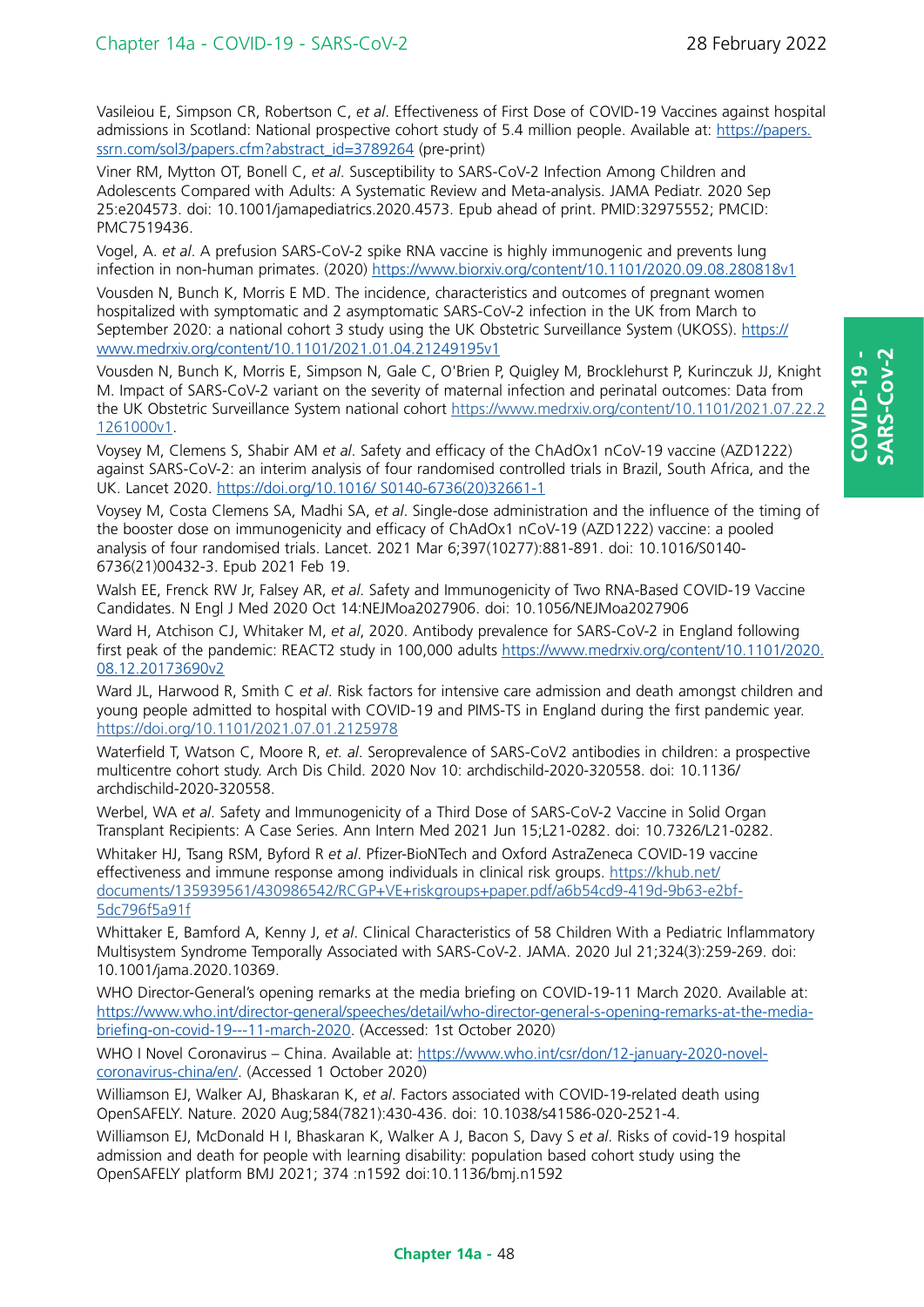Vasileiou E, Simpson CR, Robertson C, *et al*. Effectiveness of First Dose of COVID-19 Vaccines against hospital admissions in Scotland: National prospective cohort study of 5.4 million people. Available at: https://papers.ssrn.com/sol3/papers.cfm?abstract_id=3789264 (pre-print)

Viner RM, Mytton OT, Bonell C, *et al*. Susceptibility to SARS-CoV-2 Infection Among Children and Adolescents Compared with Adults: A Systematic Review and Meta-analysis. JAMA Pediatr. 2020 Sep 25:e204573. doi: 10.1001/jamapediatrics.2020.4573. Epub ahead of print. PMID:32975552; PMCID: PMC7519436.

Vogel, A. *et al*. A prefusion SARS-CoV-2 spike RNA vaccine is highly immunogenic and prevents lung infection in non-human primates. (2020) https://www.biorxiv.org/content/10.1101/2020.09.08.280818v1

Vousden N, Bunch K, Morris E MD. The incidence, characteristics and outcomes of pregnant women hospitalized with symptomatic and 2 asymptomatic SARS-CoV-2 infection in the UK from March to September 2020: a national cohort 3 study using the UK Obstetric Surveillance System (UKOSS). https://www.medrxiv.org/content/10.1101/2021.01.04.21249195v1

Vousden N, Bunch K, Morris E, Simpson N, Gale C, O'Brien P, Quigley M, Brocklehurst P, Kurinczuk JJ, Knight M. Impact of SARS-CoV-2 variant on the severity of maternal infection and perinatal outcomes: Data from the UK Obstetric Surveillance System national cohort https://www.medrxiv.org/content/10.1101/2021.07.22.21261000v1.

Voysey M, Clemens S, Shabir AM *et al*. Safety and efficacy of the ChAdOx1 nCoV-19 vaccine (AZD1222) against SARS-CoV-2: an interim analysis of four randomised controlled trials in Brazil, South Africa, and the UK. Lancet 2020. https://doi.org/10.1016/ S0140-6736(20)32661-1

Voysey M, Costa Clemens SA, Madhi SA, *et al*. Single-dose administration and the influence of the timing of the booster dose on immunogenicity and efficacy of ChAdOx1 nCoV-19 (AZD1222) vaccine: a pooled analysis of four randomised trials. Lancet. 2021 Mar 6;397(10277):881-891. doi: 10.1016/S0140-6736(21)00432-3. Epub 2021 Feb 19.

Walsh EE, Frenck RW Jr, Falsey AR, *et al*. Safety and Immunogenicity of Two RNA-Based COVID-19 Vaccine Candidates. N Engl J Med 2020 Oct 14:NEJMoa2027906. doi: 10.1056/NEJMoa2027906

Ward H, Atchison CJ, Whitaker M, *et al*, 2020. Antibody prevalence for SARS-CoV-2 in England following first peak of the pandemic: REACT2 study in 100,000 adults https://www.medrxiv.org/content/10.1101/2020.08.12.20173690v2

Ward JL, Harwood R, Smith C *et al*. Risk factors for intensive care admission and death amongst children and young people admitted to hospital with COVID-19 and PIMS-TS in England during the first pandemic year. https://doi.org/10.1101/2021.07.01.2125978

Waterfield T, Watson C, Moore R, *et. al*. Seroprevalence of SARS-CoV2 antibodies in children: a prospective multicentre cohort study. Arch Dis Child. 2020 Nov 10: archdischild-2020-320558. doi: 10.1136/archdischild-2020-320558.

Werbel, WA *et al*. Safety and Immunogenicity of a Third Dose of SARS-CoV-2 Vaccine in Solid Organ Transplant Recipients: A Case Series. Ann Intern Med 2021 Jun 15;L21-0282. doi: 10.7326/L21-0282.

Whitaker HJ, Tsang RSM, Byford R *et al*. Pfizer-BioNTech and Oxford AstraZeneca COVID-19 vaccine effectiveness and immune response among individuals in clinical risk groups. https://khub.net/documents/135939561/430986542/RCGP+VE+riskgroups+paper.pdf/a6b54cd9-419d-9b63-e2bf-5dc796f5a91f

Whittaker E, Bamford A, Kenny J, *et al*. Clinical Characteristics of 58 Children With a Pediatric Inflammatory Multisystem Syndrome Temporally Associated with SARS-CoV-2. JAMA. 2020 Jul 21;324(3):259-269. doi: 10.1001/jama.2020.10369.

WHO Director-General's opening remarks at the media briefing on COVID-19-11 March 2020. Available at: https://www.who.int/director-general/speeches/detail/who-director-general-s-opening-remarks-at-the-media-briefing-on-covid-19---11-march-2020. (Accessed: 1st October 2020)

WHO I Novel Coronavirus – China. Available at: https://www.who.int/csr/don/12-january-2020-novel-coronavirus-china/en/. (Accessed 1 October 2020)

Williamson EJ, Walker AJ, Bhaskaran K, *et al*. Factors associated with COVID-19-related death using OpenSAFELY. Nature. 2020 Aug;584(7821):430-436. doi: 10.1038/s41586-020-2521-4.

Williamson EJ, McDonald H I, Bhaskaran K, Walker A J, Bacon S, Davy S *et al*. Risks of covid-19 hospital admission and death for people with learning disability: population based cohort study using the OpenSAFELY platform BMJ 2021; 374 :n1592 doi:10.1136/bmj.n1592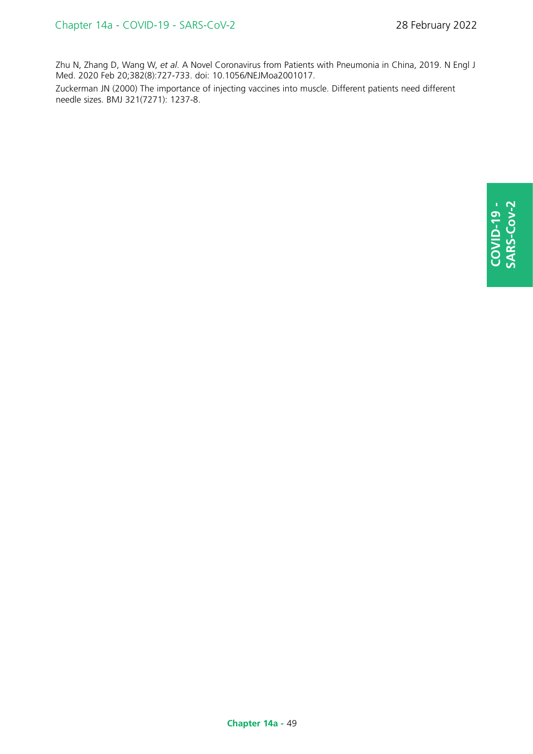Zhu N, Zhang D, Wang W, *et al*. A Novel Coronavirus from Patients with Pneumonia in China, 2019. N Engl J Med. 2020 Feb 20;382(8):727-733. doi: 10.1056/NEJMoa2001017.

Zuckerman JN (2000) The importance of injecting vaccines into muscle. Different patients need different needle sizes. BMJ 321(7271): 1237-8.